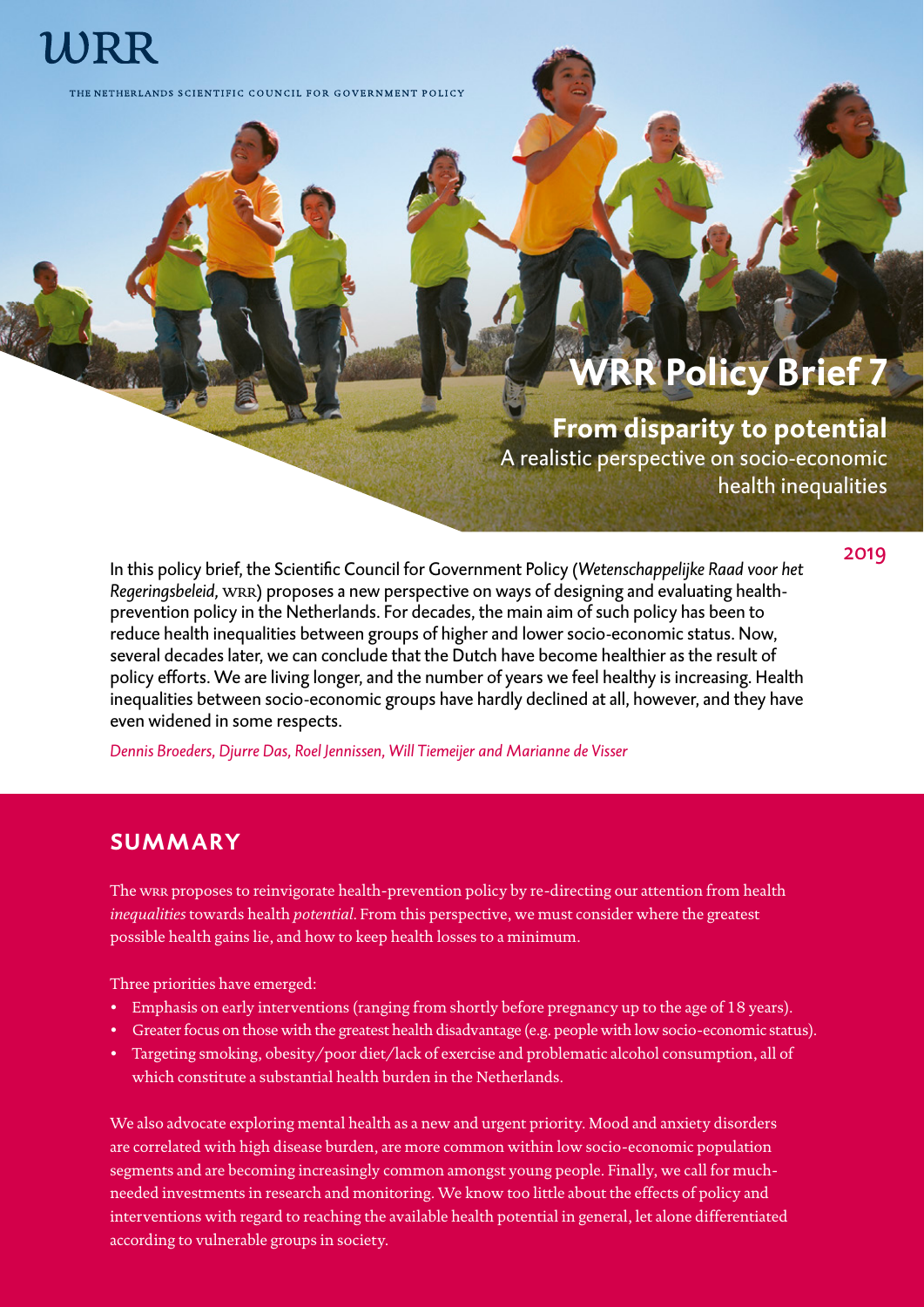WRR

THE NETHERLANDS SCIENTIFIC COUNCIL FOR GOVERNMENT POLICY

# WRR Policy Brief 7

## From disparity to potential

A realistic perspective on socio-economic health inequalities

2019

In this policy brief, the Scientific Council for Government Policy (*Wetenschappelijke Raad voor het Regeringsbeleid,* WRR) proposes a new perspective on ways of designing and evaluating health-prevention policy in the Netherlands. For decades, the main aim of such policy has been to reduce health inequalities between groups of higher and lower socio-economic status. Now, several decades later, we can conclude that the Dutch have become healthier as the result of policy efforts. We are living longer, and the number of years we feel healthy is increasing. Health inequalities between socio-economic groups have hardly declined at all, however, and they have even widened in some respects.

*Dennis Broeders, Djurre Das, Roel Jennissen, Will Tiemeijer and Marianne de Visser*

## SUMMARY

The WRR proposes to reinvigorate health-prevention policy by re-directing our attention from health *inequalities* towards health *potential*. From this perspective, we must consider where the greatest possible health gains lie, and how to keep health losses to a minimum.

Three priorities have emerged:

- Emphasis on early interventions (ranging from shortly before pregnancy up to the age of 18 years).
- Greater focus on those with the greatest health disadvantage (e.g. people with low socio-economic status).
- Targeting smoking, obesity/poor diet/lack of exercise and problematic alcohol consumption, all of which constitute a substantial health burden in the Netherlands.

We also advocate exploring mental health as a new and urgent priority. Mood and anxiety disorders are correlated with high disease burden, are more common within low socio-economic population segments and are becoming increasingly common amongst young people. Finally, we call for much-needed investments in research and monitoring. We know too little about the effects of policy and interventions with regard to reaching the available health potential in general, let alone differentiated according to vulnerable groups in society.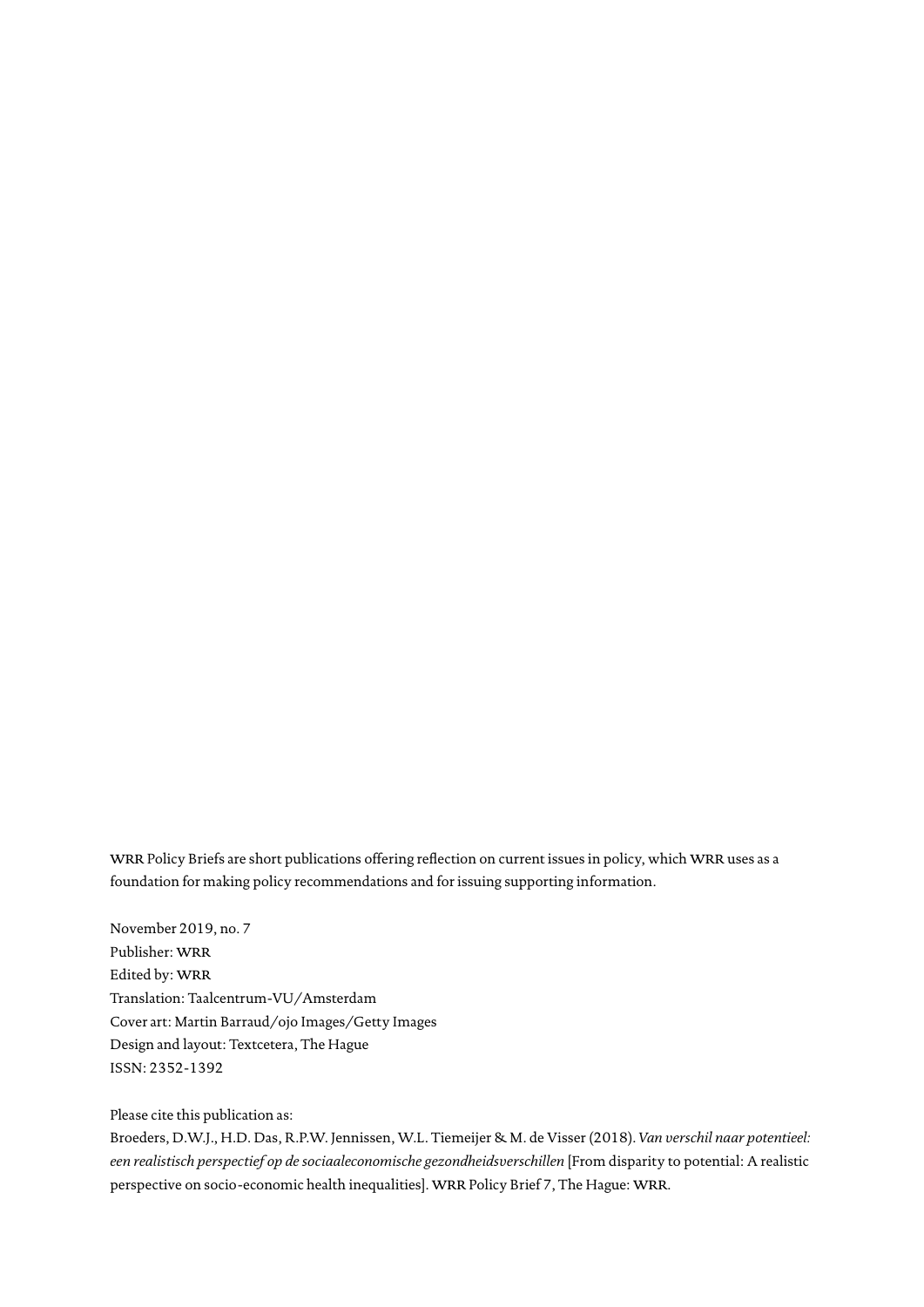WRR Policy Briefs are short publications offering reflection on current issues in policy, which WRR uses as a foundation for making policy recommendations and for issuing supporting information.

November 2019, no. 7
Publisher: WRR
Edited by: WRR
Translation: Taalcentrum-VU/Amsterdam
Cover art: Martin Barraud/ojo Images/Getty Images
Design and layout: Textcetera, The Hague
ISSN: 2352-1392

Please cite this publication as:
Broeders, D.W.J., H.D. Das, R.P.W. Jennissen, W.L. Tiemeijer & M. de Visser (2018). *Van verschil naar potentieel: een realistisch perspectief op de sociaaleconomische gezondheidsverschillen* [From disparity to potential: A realistic perspective on socio-economic health inequalities]. WRR Policy Brief 7, The Hague: WRR.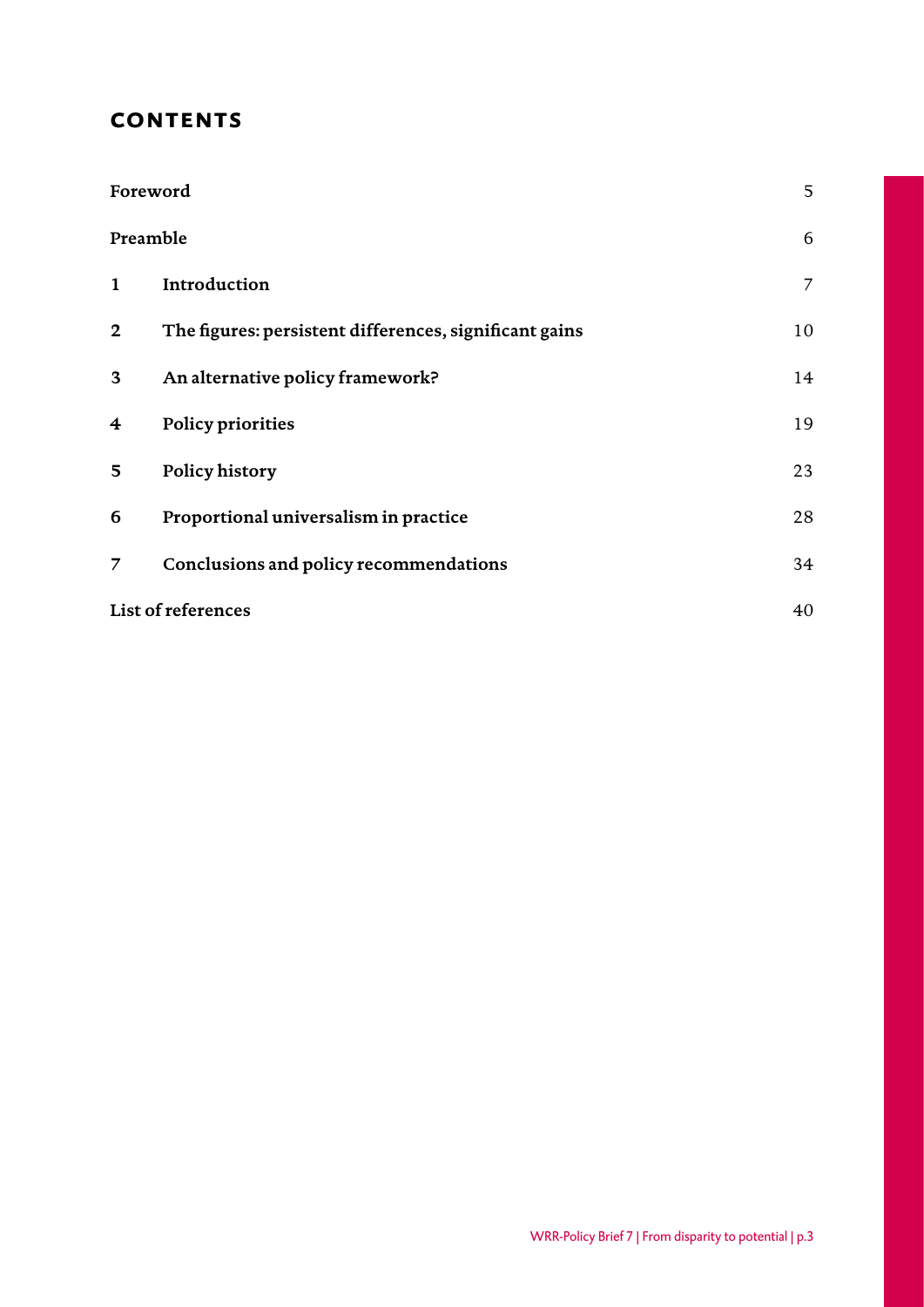## CONTENTS

| | | |
|---|---|---|
| Foreword | | 5 |
| Preamble | | 6 |
| 1 | Introduction | 7 |
| 2 | The figures: persistent differences, significant gains | 10 |
| 3 | An alternative policy framework? | 14 |
| 4 | Policy priorities | 19 |
| 5 | Policy history | 23 |
| 6 | Proportional universalism in practice | 28 |
| 7 | Conclusions and policy recommendations | 34 |
| List of references | | 40 |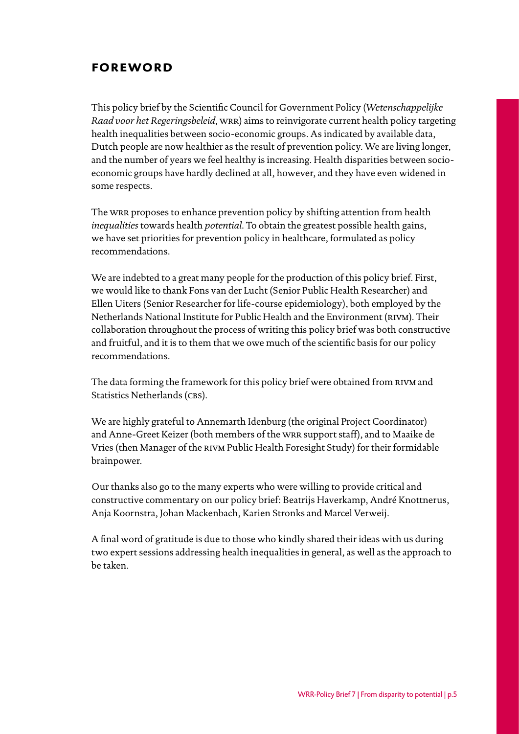# FOREWORD

This policy brief by the Scientific Council for Government Policy (*Wetenschappelijke Raad voor het Regeringsbeleid*, WRR) aims to reinvigorate current health policy targeting health inequalities between socio-economic groups. As indicated by available data, Dutch people are now healthier as the result of prevention policy. We are living longer, and the number of years we feel healthy is increasing. Health disparities between socio-economic groups have hardly declined at all, however, and they have even widened in some respects.

The WRR proposes to enhance prevention policy by shifting attention from health *inequalities* towards health *potential*. To obtain the greatest possible health gains, we have set priorities for prevention policy in healthcare, formulated as policy recommendations.

We are indebted to a great many people for the production of this policy brief. First, we would like to thank Fons van der Lucht (Senior Public Health Researcher) and Ellen Uiters (Senior Researcher for life-course epidemiology), both employed by the Netherlands National Institute for Public Health and the Environment (RIVM). Their collaboration throughout the process of writing this policy brief was both constructive and fruitful, and it is to them that we owe much of the scientific basis for our policy recommendations.

The data forming the framework for this policy brief were obtained from RIVM and Statistics Netherlands (CBS).

We are highly grateful to Annemarth Idenburg (the original Project Coordinator) and Anne-Greet Keizer (both members of the WRR support staff), and to Maaike de Vries (then Manager of the RIVM Public Health Foresight Study) for their formidable brainpower.

Our thanks also go to the many experts who were willing to provide critical and constructive commentary on our policy brief: Beatrijs Haverkamp, André Knottnerus, Anja Koornstra, Johan Mackenbach, Karien Stronks and Marcel Verweij.

A final word of gratitude is due to those who kindly shared their ideas with us during two expert sessions addressing health inequalities in general, as well as the approach to be taken.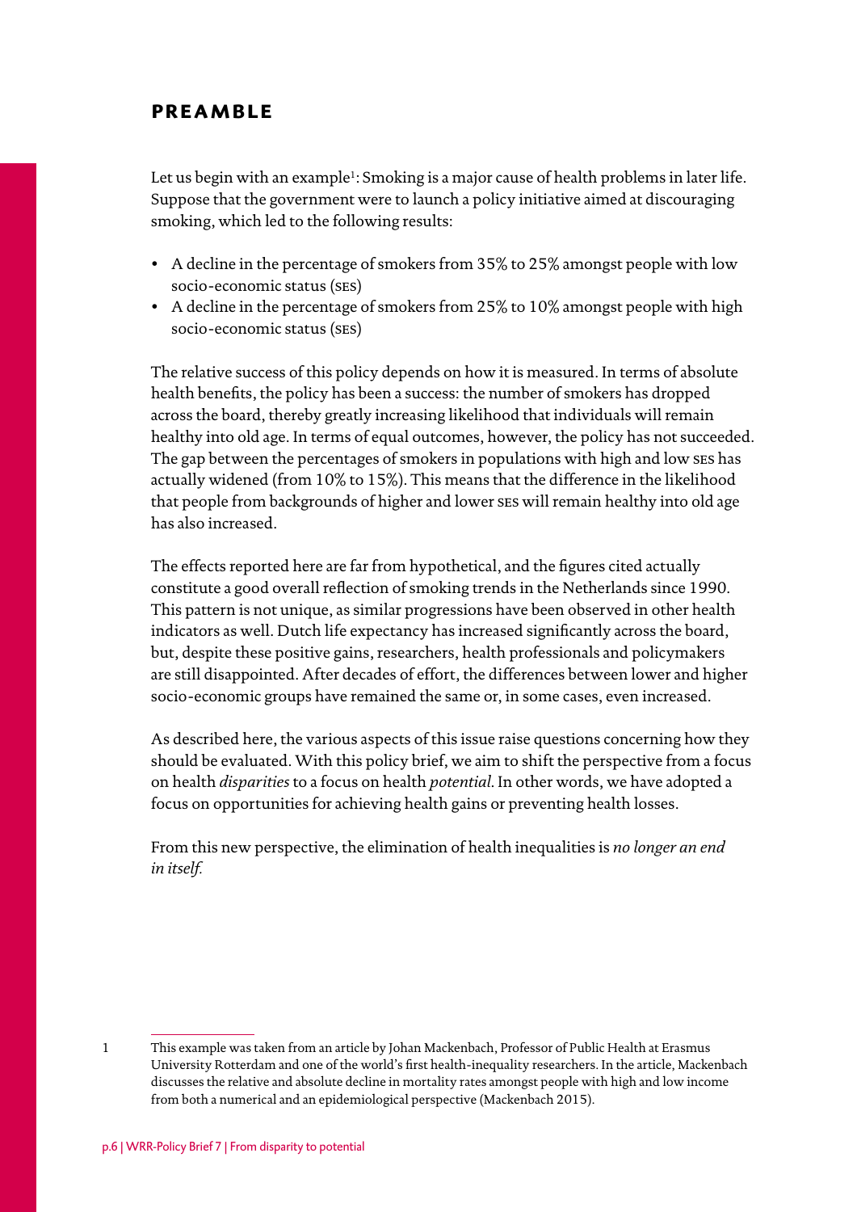## PREAMBLE

Let us begin with an example[1]: Smoking is a major cause of health problems in later life. Suppose that the government were to launch a policy initiative aimed at discouraging smoking, which led to the following results:

- A decline in the percentage of smokers from 35% to 25% amongst people with low socio-economic status (SES)
- A decline in the percentage of smokers from 25% to 10% amongst people with high socio-economic status (SES)

The relative success of this policy depends on how it is measured. In terms of absolute health benefits, the policy has been a success: the number of smokers has dropped across the board, thereby greatly increasing likelihood that individuals will remain healthy into old age. In terms of equal outcomes, however, the policy has not succeeded. The gap between the percentages of smokers in populations with high and low SES has actually widened (from 10% to 15%). This means that the difference in the likelihood that people from backgrounds of higher and lower SES will remain healthy into old age has also increased.

The effects reported here are far from hypothetical, and the figures cited actually constitute a good overall reflection of smoking trends in the Netherlands since 1990. This pattern is not unique, as similar progressions have been observed in other health indicators as well. Dutch life expectancy has increased significantly across the board, but, despite these positive gains, researchers, health professionals and policymakers are still disappointed. After decades of effort, the differences between lower and higher socio-economic groups have remained the same or, in some cases, even increased.

As described here, the various aspects of this issue raise questions concerning how they should be evaluated. With this policy brief, we aim to shift the perspective from a focus on health *disparities* to a focus on health *potential*. In other words, we have adopted a focus on opportunities for achieving health gains or preventing health losses.

From this new perspective, the elimination of health inequalities is *no longer an end in itself.*

---

1 This example was taken from an article by Johan Mackenbach, Professor of Public Health at Erasmus University Rotterdam and one of the world's first health-inequality researchers. In the article, Mackenbach discusses the relative and absolute decline in mortality rates amongst people with high and low income from both a numerical and an epidemiological perspective (Mackenbach 2015).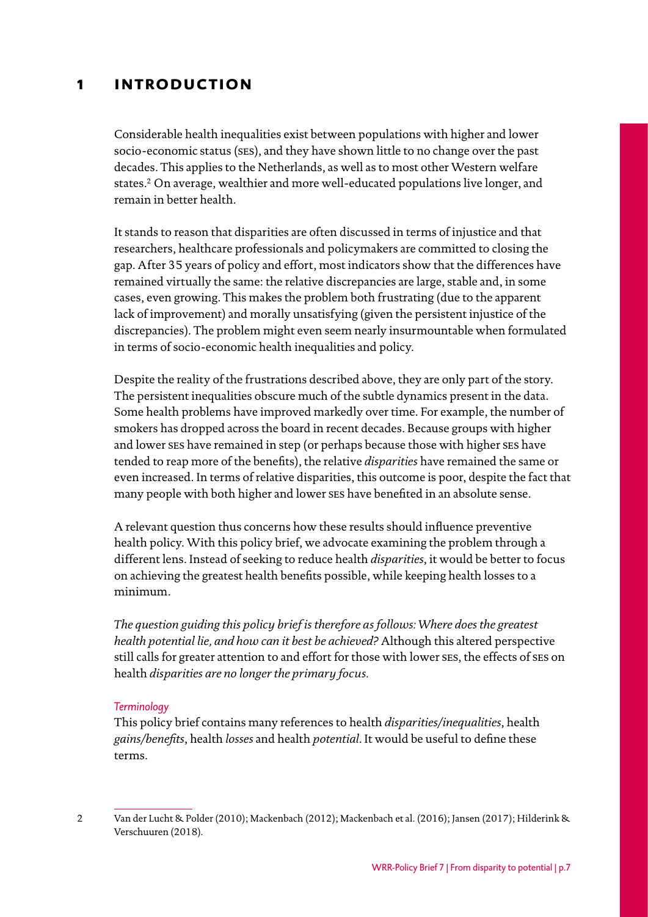# 1 INTRODUCTION

Considerable health inequalities exist between populations with higher and lower socio-economic status (SES), and they have shown little to no change over the past decades. This applies to the Netherlands, as well as to most other Western welfare states.[2] On average, wealthier and more well-educated populations live longer, and remain in better health.

It stands to reason that disparities are often discussed in terms of injustice and that researchers, healthcare professionals and policymakers are committed to closing the gap. After 35 years of policy and effort, most indicators show that the differences have remained virtually the same: the relative discrepancies are large, stable and, in some cases, even growing. This makes the problem both frustrating (due to the apparent lack of improvement) and morally unsatisfying (given the persistent injustice of the discrepancies). The problem might even seem nearly insurmountable when formulated in terms of socio-economic health inequalities and policy.

Despite the reality of the frustrations described above, they are only part of the story. The persistent inequalities obscure much of the subtle dynamics present in the data. Some health problems have improved markedly over time. For example, the number of smokers has dropped across the board in recent decades. Because groups with higher and lower SES have remained in step (or perhaps because those with higher SES have tended to reap more of the benefits), the relative *disparities* have remained the same or even increased. In terms of relative disparities, this outcome is poor, despite the fact that many people with both higher and lower SES have benefited in an absolute sense.

A relevant question thus concerns how these results should influence preventive health policy. With this policy brief, we advocate examining the problem through a different lens. Instead of seeking to reduce health *disparities*, it would be better to focus on achieving the greatest health benefits possible, while keeping health losses to a minimum.

*The question guiding this policy brief is therefore as follows: Where does the greatest health potential lie, and how can it best be achieved?* Although this altered perspective still calls for greater attention to and effort for those with lower SES, the effects of SES on health *disparities are no longer the primary focus.*

*Terminology*

This policy brief contains many references to health *disparities/inequalities*, health *gains/benefits*, health *losses* and health *potential*. It would be useful to define these terms.

---

2 Van der Lucht & Polder (2010); Mackenbach (2012); Mackenbach et al. (2016); Jansen (2017); Hilderink & Verschuuren (2018).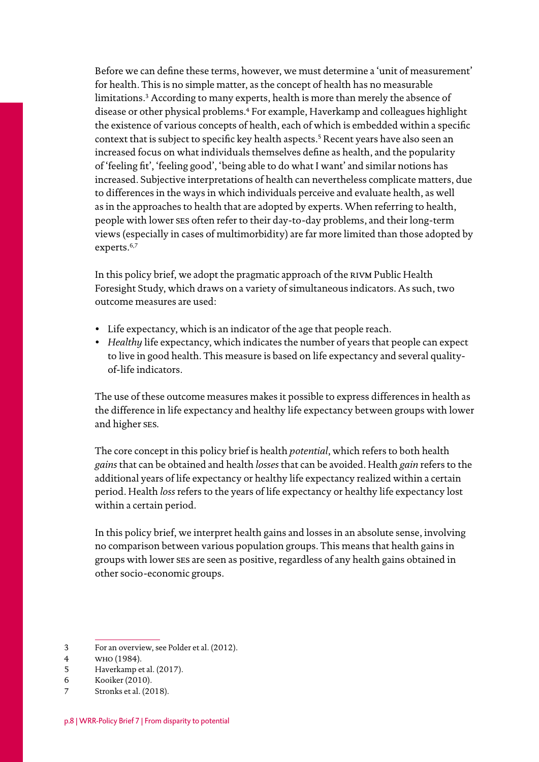Before we can define these terms, however, we must determine a 'unit of measurement' for health. This is no simple matter, as the concept of health has no measurable limitations.[3] According to many experts, health is more than merely the absence of disease or other physical problems.[4] For example, Haverkamp and colleagues highlight the existence of various concepts of health, each of which is embedded within a specific context that is subject to specific key health aspects.[5] Recent years have also seen an increased focus on what individuals themselves define as health, and the popularity of 'feeling fit', 'feeling good', 'being able to do what I want' and similar notions has increased. Subjective interpretations of health can nevertheless complicate matters, due to differences in the ways in which individuals perceive and evaluate health, as well as in the approaches to health that are adopted by experts. When referring to health, people with lower SES often refer to their day-to-day problems, and their long-term views (especially in cases of multimorbidity) are far more limited than those adopted by experts.[6,7]

In this policy brief, we adopt the pragmatic approach of the RIVM Public Health Foresight Study, which draws on a variety of simultaneous indicators. As such, two outcome measures are used:

- Life expectancy, which is an indicator of the age that people reach.
- *Healthy* life expectancy, which indicates the number of years that people can expect to live in good health. This measure is based on life expectancy and several quality-of-life indicators.

The use of these outcome measures makes it possible to express differences in health as the difference in life expectancy and healthy life expectancy between groups with lower and higher SES.

The core concept in this policy brief is health *potential*, which refers to both health *gains* that can be obtained and health *losses* that can be avoided. Health *gain* refers to the additional years of life expectancy or healthy life expectancy realized within a certain period. Health *loss* refers to the years of life expectancy or healthy life expectancy lost within a certain period.

In this policy brief, we interpret health gains and losses in an absolute sense, involving no comparison between various population groups. This means that health gains in groups with lower SES are seen as positive, regardless of any health gains obtained in other socio-economic groups.

---

3 For an overview, see Polder et al. (2012).

4 WHO (1984).

5 Haverkamp et al. (2017).

6 Kooiker (2010).

7 Stronks et al. (2018).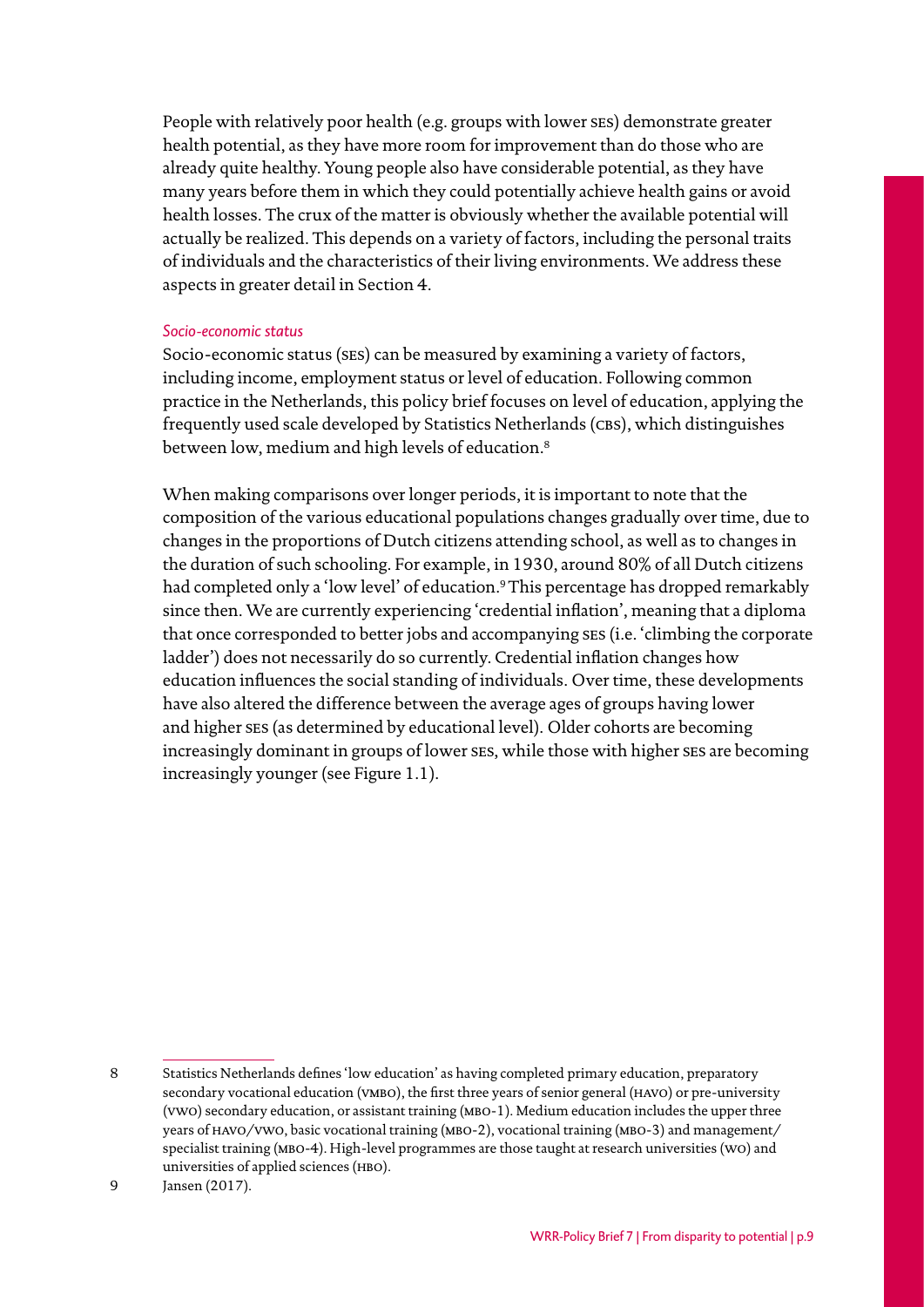People with relatively poor health (e.g. groups with lower SES) demonstrate greater health potential, as they have more room for improvement than do those who are already quite healthy. Young people also have considerable potential, as they have many years before them in which they could potentially achieve health gains or avoid health losses. The crux of the matter is obviously whether the available potential will actually be realized. This depends on a variety of factors, including the personal traits of individuals and the characteristics of their living environments. We address these aspects in greater detail in Section 4.

*Socio-economic status*

Socio-economic status (SES) can be measured by examining a variety of factors, including income, employment status or level of education. Following common practice in the Netherlands, this policy brief focuses on level of education, applying the frequently used scale developed by Statistics Netherlands (CBS), which distinguishes between low, medium and high levels of education.[8]

When making comparisons over longer periods, it is important to note that the composition of the various educational populations changes gradually over time, due to changes in the proportions of Dutch citizens attending school, as well as to changes in the duration of such schooling. For example, in 1930, around 80% of all Dutch citizens had completed only a 'low level' of education.[9] This percentage has dropped remarkably since then. We are currently experiencing 'credential inflation', meaning that a diploma that once corresponded to better jobs and accompanying SES (i.e. 'climbing the corporate ladder') does not necessarily do so currently. Credential inflation changes how education influences the social standing of individuals. Over time, these developments have also altered the difference between the average ages of groups having lower and higher SES (as determined by educational level). Older cohorts are becoming increasingly dominant in groups of lower SES, while those with higher SES are becoming increasingly younger (see Figure 1.1).

---

8 Statistics Netherlands defines 'low education' as having completed primary education, preparatory secondary vocational education (VMBO), the first three years of senior general (HAVO) or pre-university (VWO) secondary education, or assistant training (MBO-1). Medium education includes the upper three years of HAVO/VWO, basic vocational training (MBO-2), vocational training (MBO-3) and management/specialist training (MBO-4). High-level programmes are those taught at research universities (WO) and universities of applied sciences (HBO).

9 Jansen (2017).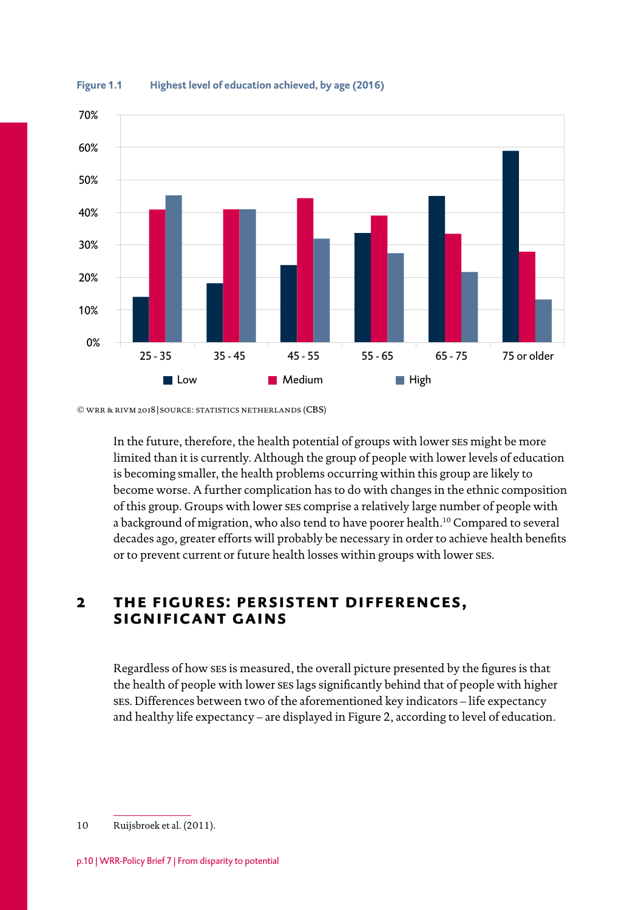**Figure 1.1** **Highest level of education achieved, by age (2016)**

© WRR & RIVM 2018 | SOURCE: STATISTICS NETHERLANDS (CBS)

In the future, therefore, the health potential of groups with lower SES might be more limited than it is currently. Although the group of people with lower levels of education is becoming smaller, the health problems occurring within this group are likely to become worse. A further complication has to do with changes in the ethnic composition of this group. Groups with lower SES comprise a relatively large number of people with a background of migration, who also tend to have poorer health.[10] Compared to several decades ago, greater efforts will probably be necessary in order to achieve health benefits or to prevent current or future health losses within groups with lower SES.

## 2 THE FIGURES: PERSISTENT DIFFERENCES, SIGNIFICANT GAINS

Regardless of how SES is measured, the overall picture presented by the figures is that the health of people with lower SES lags significantly behind that of people with higher SES. Differences between two of the aforementioned key indicators – life expectancy and healthy life expectancy – are displayed in Figure 2, according to level of education.

10 Ruijsbroek et al. (2011).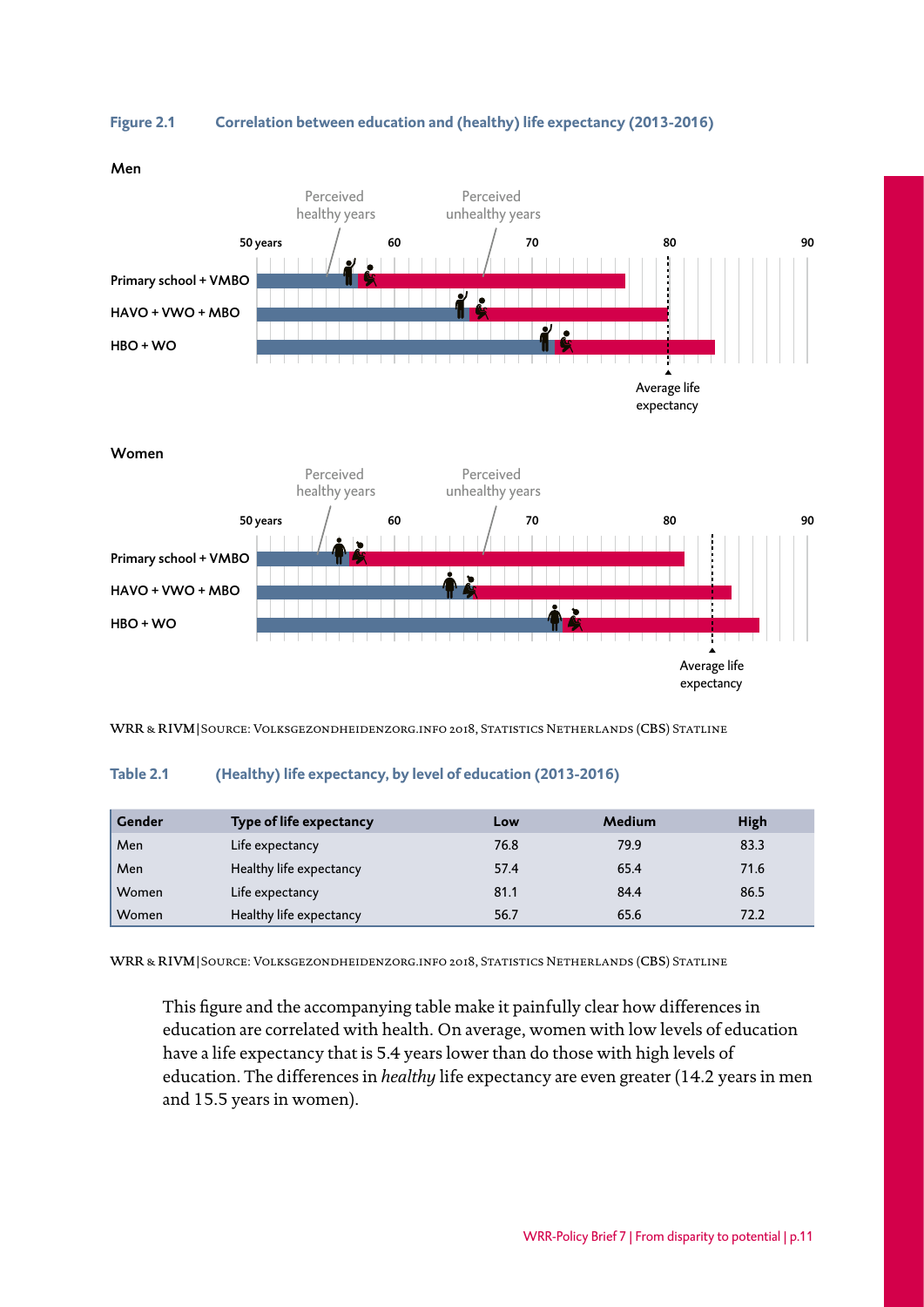**Figure 2.1 Correlation between education and (healthy) life expectancy (2013-2016)**

**Men**

Perceived healthy years

Perceived unhealthy years

50 years 60 70 80 90

Primary school + VMBO

HAVO + VWO + MBO

HBO + WO

Average life expectancy

**Women**

Perceived healthy years

Perceived unhealthy years

50 years 60 70 80 90

Primary school + VMBO

HAVO + VWO + MBO

HBO + WO

Average life expectancy

WRR & RIVM | Source: Volksgezondheidenzorg.info 2018, Statistics Netherlands (CBS) Statline

**Table 2.1 (Healthy) life expectancy, by level of education (2013-2016)**

| Gender | Type of life expectancy | Low | Medium | High |
|---|---|---|---|---|
| Men | Life expectancy | 76.8 | 79.9 | 83.3 |
| Men | Healthy life expectancy | 57.4 | 65.4 | 71.6 |
| Women | Life expectancy | 81.1 | 84.4 | 86.5 |
| Women | Healthy life expectancy | 56.7 | 65.6 | 72.2 |

WRR & RIVM | Source: Volksgezondheidenzorg.info 2018, Statistics Netherlands (CBS) Statline

This figure and the accompanying table make it painfully clear how differences in education are correlated with health. On average, women with low levels of education have a life expectancy that is 5.4 years lower than do those with high levels of education. The differences in *healthy* life expectancy are even greater (14.2 years in men and 15.5 years in women).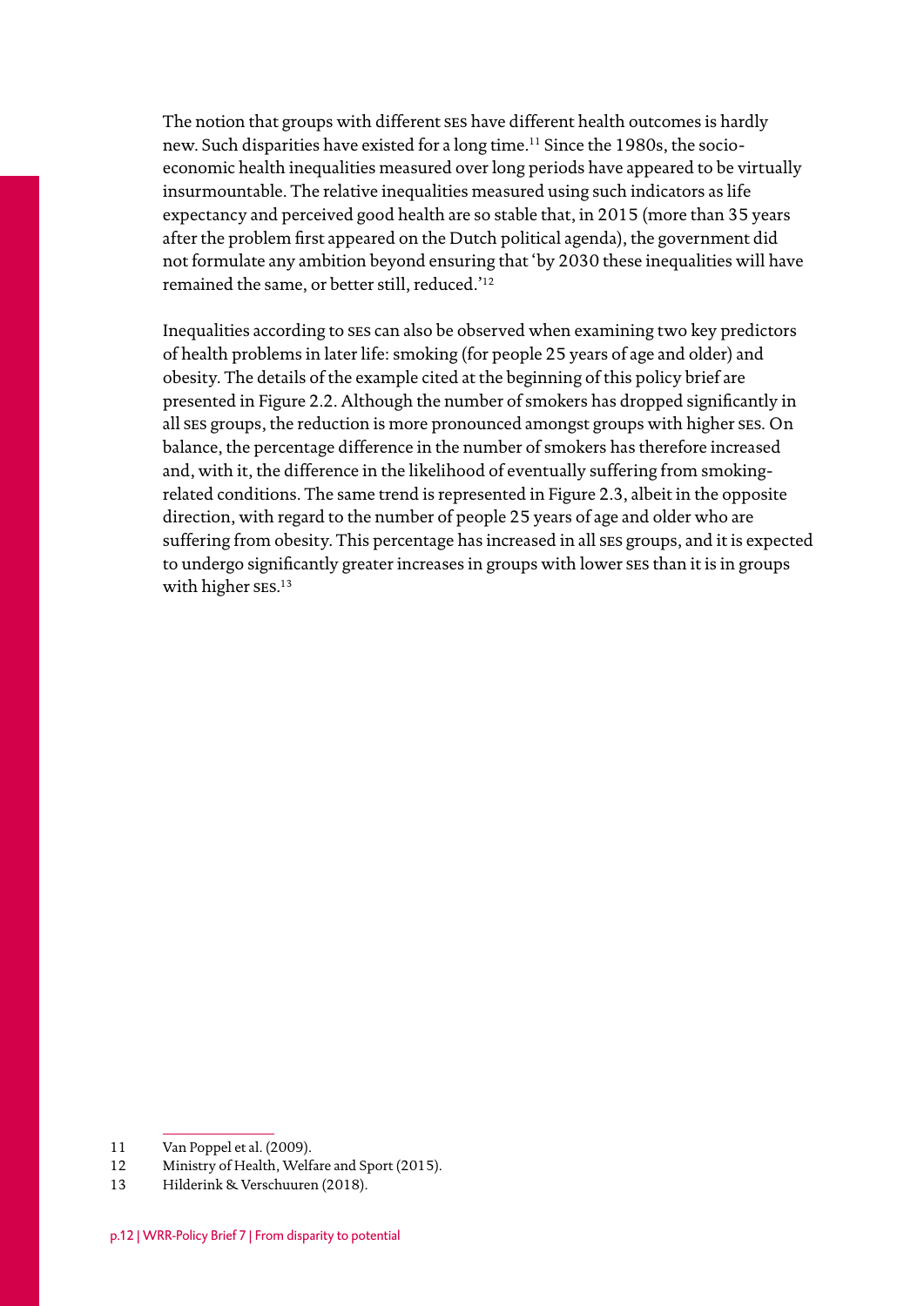The notion that groups with different SES have different health outcomes is hardly new. Such disparities have existed for a long time.[11] Since the 1980s, the socio-economic health inequalities measured over long periods have appeared to be virtually insurmountable. The relative inequalities measured using such indicators as life expectancy and perceived good health are so stable that, in 2015 (more than 35 years after the problem first appeared on the Dutch political agenda), the government did not formulate any ambition beyond ensuring that 'by 2030 these inequalities will have remained the same, or better still, reduced.'[12]

Inequalities according to SES can also be observed when examining two key predictors of health problems in later life: smoking (for people 25 years of age and older) and obesity. The details of the example cited at the beginning of this policy brief are presented in Figure 2.2. Although the number of smokers has dropped significantly in all SES groups, the reduction is more pronounced amongst groups with higher SES. On balance, the percentage difference in the number of smokers has therefore increased and, with it, the difference in the likelihood of eventually suffering from smoking-related conditions. The same trend is represented in Figure 2.3, albeit in the opposite direction, with regard to the number of people 25 years of age and older who are suffering from obesity. This percentage has increased in all SES groups, and it is expected to undergo significantly greater increases in groups with lower SES than it is in groups with higher SES.[13]

---

11 Van Poppel et al. (2009).

12 Ministry of Health, Welfare and Sport (2015).

13 Hilderink & Verschuuren (2018).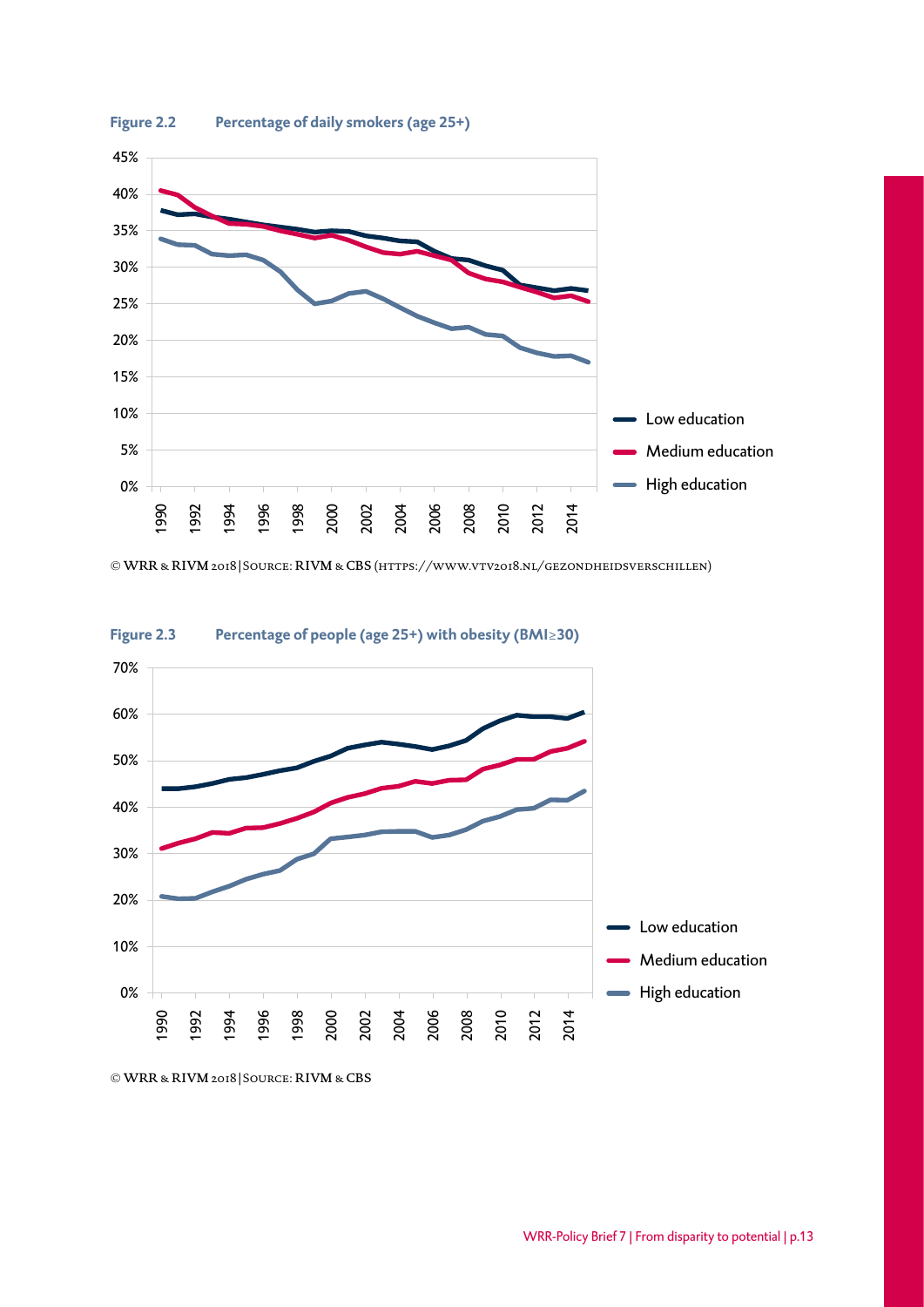**Figure 2.2 Percentage of daily smokers (age 25+)**

© WRR & RIVM 2018 | Source: RIVM & CBS (https://www.vtv2018.nl/gezondheidsverschillen)

**Figure 2.3 Percentage of people (age 25+) with obesity (BMI≥30)**

© WRR & RIVM 2018 | Source: RIVM & CBS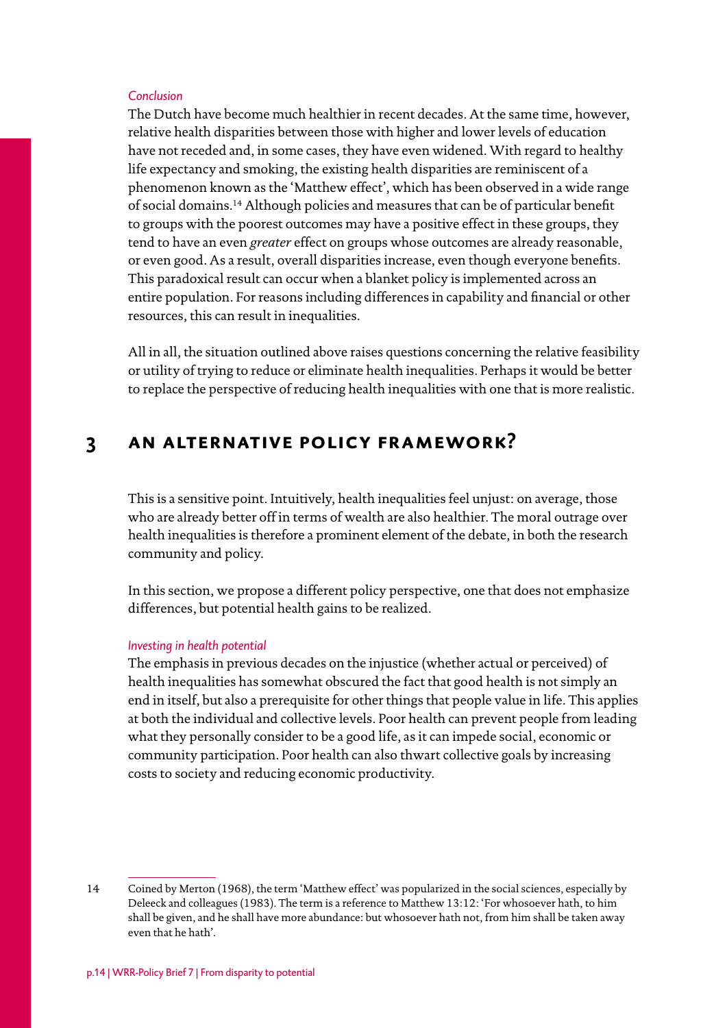*Conclusion*

The Dutch have become much healthier in recent decades. At the same time, however, relative health disparities between those with higher and lower levels of education have not receded and, in some cases, they have even widened. With regard to healthy life expectancy and smoking, the existing health disparities are reminiscent of a phenomenon known as the 'Matthew effect', which has been observed in a wide range of social domains.[14] Although policies and measures that can be of particular benefit to groups with the poorest outcomes may have a positive effect in these groups, they tend to have an even *greater* effect on groups whose outcomes are already reasonable, or even good. As a result, overall disparities increase, even though everyone benefits. This paradoxical result can occur when a blanket policy is implemented across an entire population. For reasons including differences in capability and financial or other resources, this can result in inequalities.

All in all, the situation outlined above raises questions concerning the relative feasibility or utility of trying to reduce or eliminate health inequalities. Perhaps it would be better to replace the perspective of reducing health inequalities with one that is more realistic.

## 3 An alternative policy framework?

This is a sensitive point. Intuitively, health inequalities feel unjust: on average, those who are already better off in terms of wealth are also healthier. The moral outrage over health inequalities is therefore a prominent element of the debate, in both the research community and policy.

In this section, we propose a different policy perspective, one that does not emphasize differences, but potential health gains to be realized.

*Investing in health potential*

The emphasis in previous decades on the injustice (whether actual or perceived) of health inequalities has somewhat obscured the fact that good health is not simply an end in itself, but also a prerequisite for other things that people value in life. This applies at both the individual and collective levels. Poor health can prevent people from leading what they personally consider to be a good life, as it can impede social, economic or community participation. Poor health can also thwart collective goals by increasing costs to society and reducing economic productivity.

---

14 Coined by Merton (1968), the term 'Matthew effect' was popularized in the social sciences, especially by Deleeck and colleagues (1983). The term is a reference to Matthew 13:12: 'For whosoever hath, to him shall be given, and he shall have more abundance: but whosoever hath not, from him shall be taken away even that he hath'.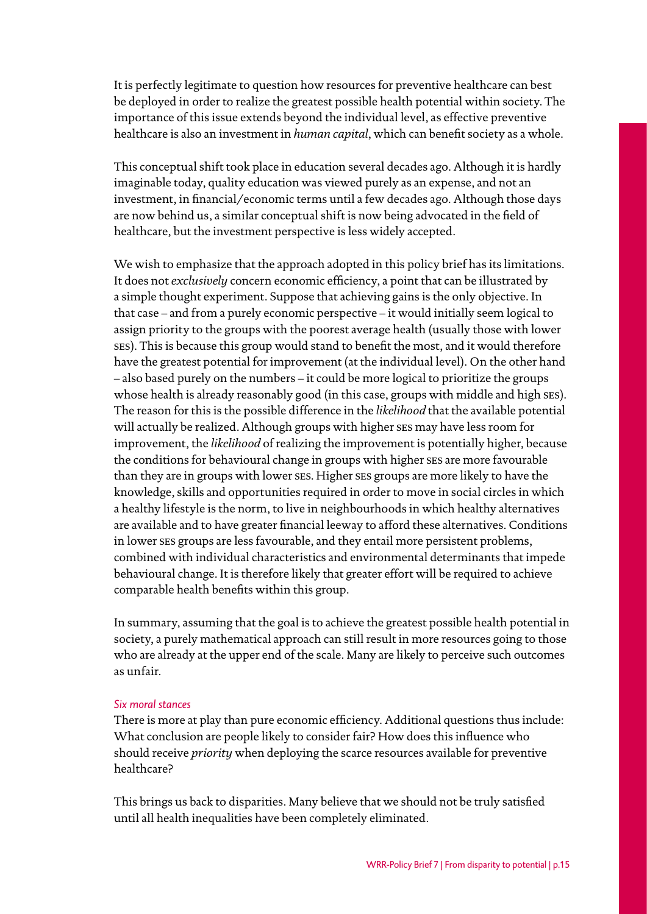It is perfectly legitimate to question how resources for preventive healthcare can best be deployed in order to realize the greatest possible health potential within society. The importance of this issue extends beyond the individual level, as effective preventive healthcare is also an investment in *human capital*, which can benefit society as a whole.

This conceptual shift took place in education several decades ago. Although it is hardly imaginable today, quality education was viewed purely as an expense, and not an investment, in financial/economic terms until a few decades ago. Although those days are now behind us, a similar conceptual shift is now being advocated in the field of healthcare, but the investment perspective is less widely accepted.

We wish to emphasize that the approach adopted in this policy brief has its limitations. It does not *exclusively* concern economic efficiency, a point that can be illustrated by a simple thought experiment. Suppose that achieving gains is the only objective. In that case – and from a purely economic perspective – it would initially seem logical to assign priority to the groups with the poorest average health (usually those with lower SES). This is because this group would stand to benefit the most, and it would therefore have the greatest potential for improvement (at the individual level). On the other hand – also based purely on the numbers – it could be more logical to prioritize the groups whose health is already reasonably good (in this case, groups with middle and high SES). The reason for this is the possible difference in the *likelihood* that the available potential will actually be realized. Although groups with higher SES may have less room for improvement, the *likelihood* of realizing the improvement is potentially higher, because the conditions for behavioural change in groups with higher SES are more favourable than they are in groups with lower SES. Higher SES groups are more likely to have the knowledge, skills and opportunities required in order to move in social circles in which a healthy lifestyle is the norm, to live in neighbourhoods in which healthy alternatives are available and to have greater financial leeway to afford these alternatives. Conditions in lower SES groups are less favourable, and they entail more persistent problems, combined with individual characteristics and environmental determinants that impede behavioural change. It is therefore likely that greater effort will be required to achieve comparable health benefits within this group.

In summary, assuming that the goal is to achieve the greatest possible health potential in society, a purely mathematical approach can still result in more resources going to those who are already at the upper end of the scale. Many are likely to perceive such outcomes as unfair.

*Six moral stances*

There is more at play than pure economic efficiency. Additional questions thus include: What conclusion are people likely to consider fair? How does this influence who should receive *priority* when deploying the scarce resources available for preventive healthcare?

This brings us back to disparities. Many believe that we should not be truly satisfied until all health inequalities have been completely eliminated.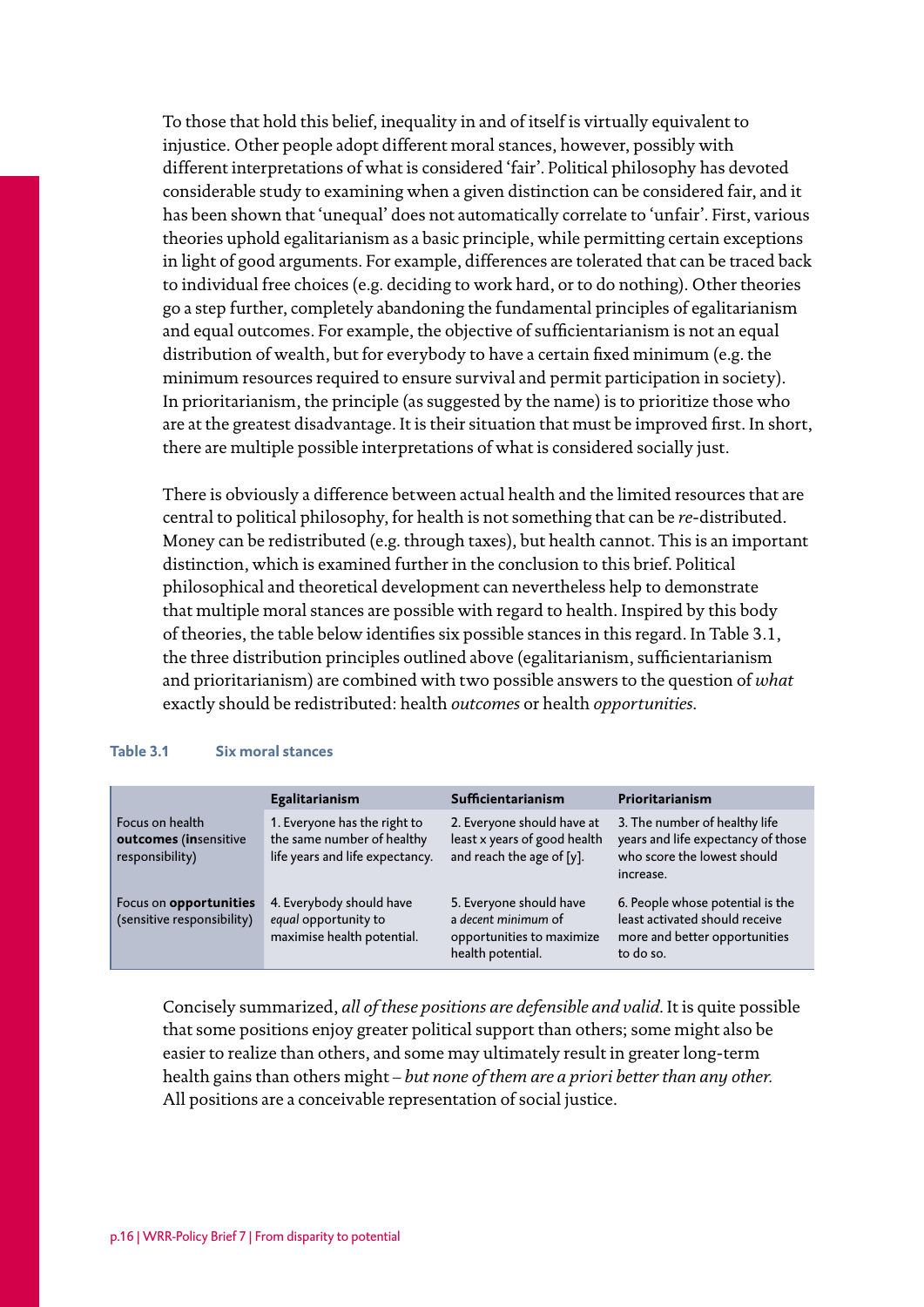To those that hold this belief, inequality in and of itself is virtually equivalent to injustice. Other people adopt different moral stances, however, possibly with different interpretations of what is considered 'fair'. Political philosophy has devoted considerable study to examining when a given distinction can be considered fair, and it has been shown that 'unequal' does not automatically correlate to 'unfair'. First, various theories uphold egalitarianism as a basic principle, while permitting certain exceptions in light of good arguments. For example, differences are tolerated that can be traced back to individual free choices (e.g. deciding to work hard, or to do nothing). Other theories go a step further, completely abandoning the fundamental principles of egalitarianism and equal outcomes. For example, the objective of sufficientarianism is not an equal distribution of wealth, but for everybody to have a certain fixed minimum (e.g. the minimum resources required to ensure survival and permit participation in society). In prioritarianism, the principle (as suggested by the name) is to prioritize those who are at the greatest disadvantage. It is their situation that must be improved first. In short, there are multiple possible interpretations of what is considered socially just.

There is obviously a difference between actual health and the limited resources that are central to political philosophy, for health is not something that can be *re*-distributed. Money can be redistributed (e.g. through taxes), but health cannot. This is an important distinction, which is examined further in the conclusion to this brief. Political philosophical and theoretical development can nevertheless help to demonstrate that multiple moral stances are possible with regard to health. Inspired by this body of theories, the table below identifies six possible stances in this regard. In Table 3.1, the three distribution principles outlined above (egalitarianism, sufficientarianism and prioritarianism) are combined with two possible answers to the question of *what* exactly should be redistributed: health *outcomes* or health *opportunities*.

**Table 3.1 Six moral stances**

| | **Egalitarianism** | **Sufficientarianism** | **Prioritarianism** |
|---|---|---|---|
| Focus on health **outcomes** (**in**sensitive responsibility) | 1. Everyone has the right to the same number of healthy life years and life expectancy. | 2. Everyone should have at least x years of good health and reach the age of [y]. | 3. The number of healthy life years and life expectancy of those who score the lowest should increase. |
| Focus on **opportunities** (sensitive responsibility) | 4. Everybody should have *equal* opportunity to maximise health potential. | 5. Everyone should have a *decent minimum* of opportunities to maximize health potential. | 6. People whose potential is the least activated should receive more and better opportunities to do so. |

Concisely summarized, *all of these positions are defensible and valid*. It is quite possible that some positions enjoy greater political support than others; some might also be easier to realize than others, and some may ultimately result in greater long-term health gains than others might – *but none of them are a priori better than any other.* All positions are a conceivable representation of social justice.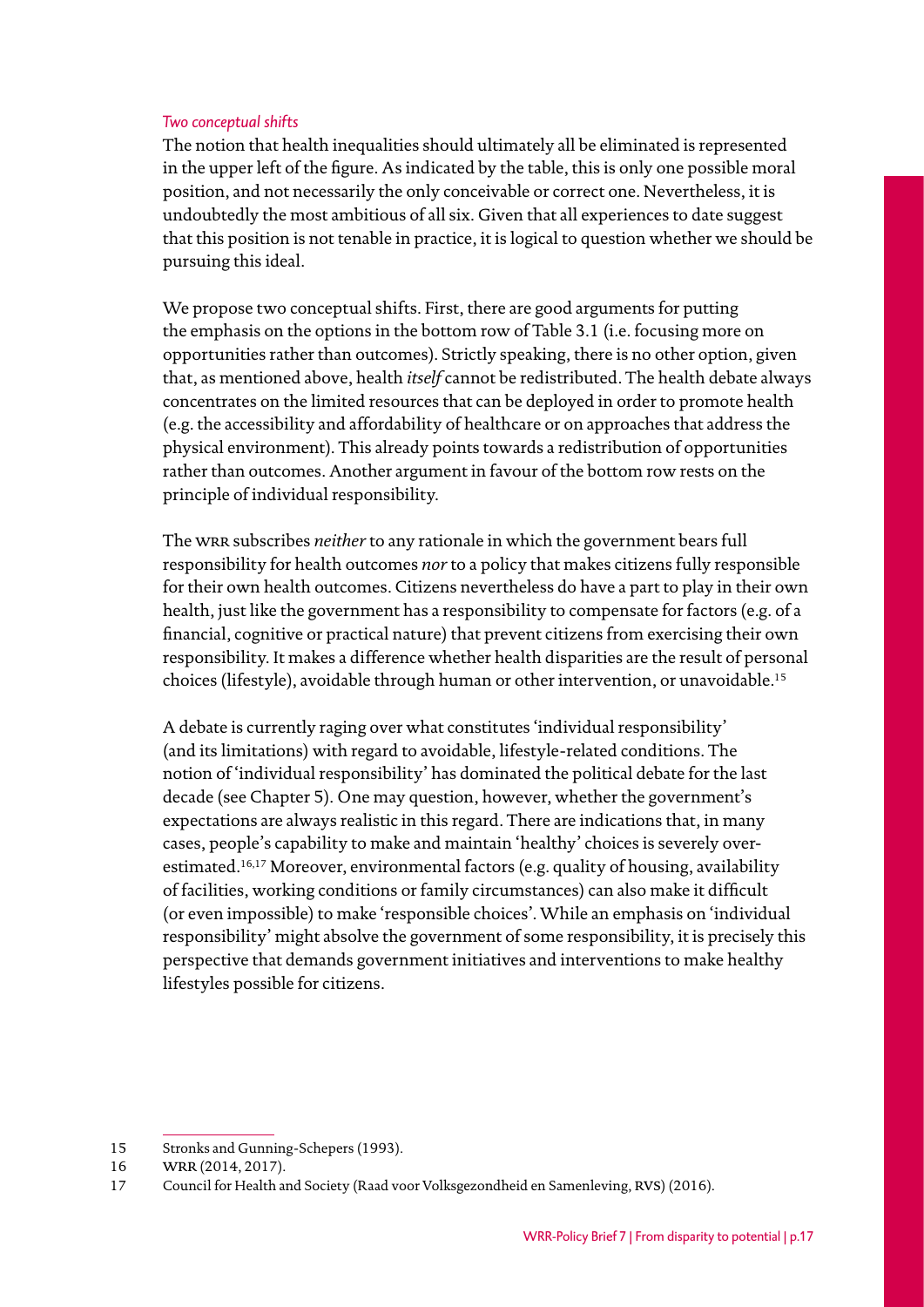### *Two conceptual shifts*

The notion that health inequalities should ultimately all be eliminated is represented in the upper left of the figure. As indicated by the table, this is only one possible moral position, and not necessarily the only conceivable or correct one. Nevertheless, it is undoubtedly the most ambitious of all six. Given that all experiences to date suggest that this position is not tenable in practice, it is logical to question whether we should be pursuing this ideal.

We propose two conceptual shifts. First, there are good arguments for putting the emphasis on the options in the bottom row of Table 3.1 (i.e. focusing more on opportunities rather than outcomes). Strictly speaking, there is no other option, given that, as mentioned above, health *itself* cannot be redistributed. The health debate always concentrates on the limited resources that can be deployed in order to promote health (e.g. the accessibility and affordability of healthcare or on approaches that address the physical environment). This already points towards a redistribution of opportunities rather than outcomes. Another argument in favour of the bottom row rests on the principle of individual responsibility.

The WRR subscribes *neither* to any rationale in which the government bears full responsibility for health outcomes *nor* to a policy that makes citizens fully responsible for their own health outcomes. Citizens nevertheless do have a part to play in their own health, just like the government has a responsibility to compensate for factors (e.g. of a financial, cognitive or practical nature) that prevent citizens from exercising their own responsibility. It makes a difference whether health disparities are the result of personal choices (lifestyle), avoidable through human or other intervention, or unavoidable.[15]

A debate is currently raging over what constitutes 'individual responsibility' (and its limitations) with regard to avoidable, lifestyle-related conditions. The notion of 'individual responsibility' has dominated the political debate for the last decade (see Chapter 5). One may question, however, whether the government's expectations are always realistic in this regard. There are indications that, in many cases, people's capability to make and maintain 'healthy' choices is severely over-estimated.[16,17] Moreover, environmental factors (e.g. quality of housing, availability of facilities, working conditions or family circumstances) can also make it difficult (or even impossible) to make 'responsible choices'. While an emphasis on 'individual responsibility' might absolve the government of some responsibility, it is precisely this perspective that demands government initiatives and interventions to make healthy lifestyles possible for citizens.

---

15 Stronks and Gunning-Schepers (1993).

16 WRR (2014, 2017).

17 Council for Health and Society (Raad voor Volksgezondheid en Samenleving, RVS) (2016).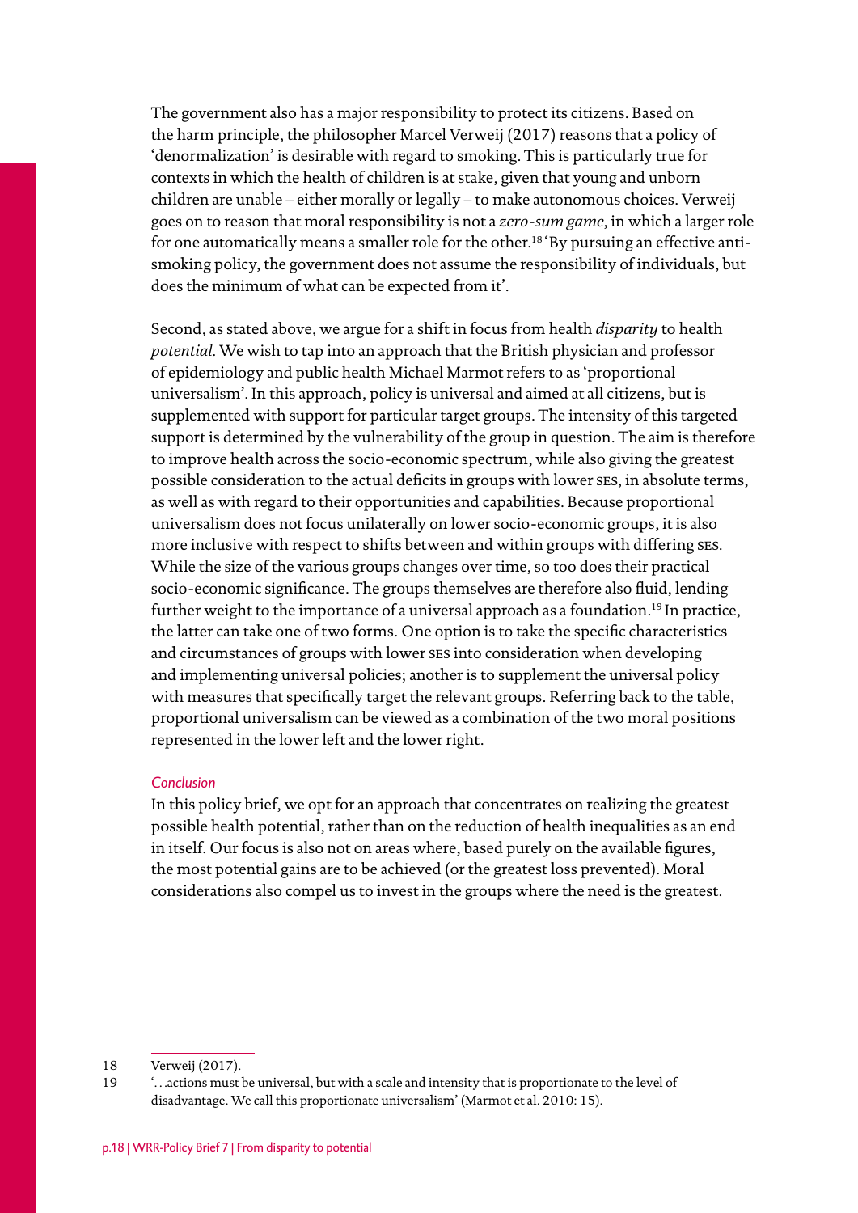The government also has a major responsibility to protect its citizens. Based on the harm principle, the philosopher Marcel Verweij (2017) reasons that a policy of 'denormalization' is desirable with regard to smoking. This is particularly true for contexts in which the health of children is at stake, given that young and unborn children are unable – either morally or legally – to make autonomous choices. Verweij goes on to reason that moral responsibility is not a *zero-sum game*, in which a larger role for one automatically means a smaller role for the other.[18] 'By pursuing an effective anti-smoking policy, the government does not assume the responsibility of individuals, but does the minimum of what can be expected from it'.

Second, as stated above, we argue for a shift in focus from health *disparity* to health *potential*. We wish to tap into an approach that the British physician and professor of epidemiology and public health Michael Marmot refers to as 'proportional universalism'. In this approach, policy is universal and aimed at all citizens, but is supplemented with support for particular target groups. The intensity of this targeted support is determined by the vulnerability of the group in question. The aim is therefore to improve health across the socio-economic spectrum, while also giving the greatest possible consideration to the actual deficits in groups with lower SES, in absolute terms, as well as with regard to their opportunities and capabilities. Because proportional universalism does not focus unilaterally on lower socio-economic groups, it is also more inclusive with respect to shifts between and within groups with differing SES. While the size of the various groups changes over time, so too does their practical socio-economic significance. The groups themselves are therefore also fluid, lending further weight to the importance of a universal approach as a foundation.[19] In practice, the latter can take one of two forms. One option is to take the specific characteristics and circumstances of groups with lower SES into consideration when developing and implementing universal policies; another is to supplement the universal policy with measures that specifically target the relevant groups. Referring back to the table, proportional universalism can be viewed as a combination of the two moral positions represented in the lower left and the lower right.

*Conclusion*

In this policy brief, we opt for an approach that concentrates on realizing the greatest possible health potential, rather than on the reduction of health inequalities as an end in itself. Our focus is also not on areas where, based purely on the available figures, the most potential gains are to be achieved (or the greatest loss prevented). Moral considerations also compel us to invest in the groups where the need is the greatest.

---

18 Verweij (2017).

19 '…actions must be universal, but with a scale and intensity that is proportionate to the level of disadvantage. We call this proportionate universalism' (Marmot et al. 2010: 15).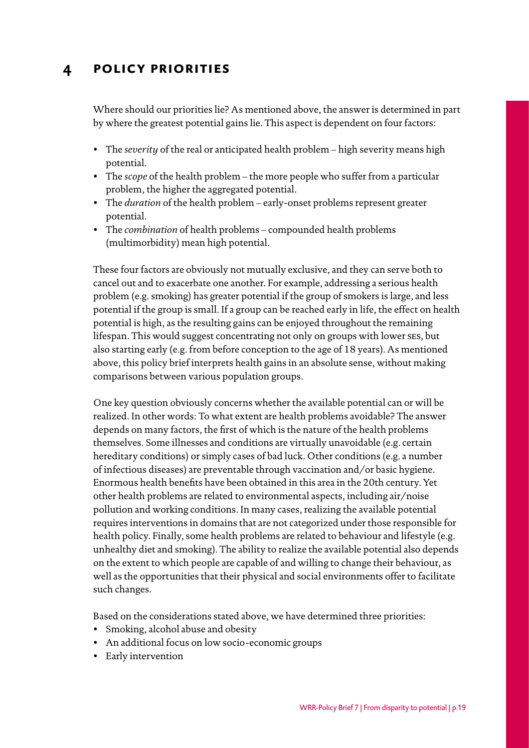# 4 POLICY PRIORITIES

Where should our priorities lie? As mentioned above, the answer is determined in part by where the greatest potential gains lie. This aspect is dependent on four factors:

- The *severity* of the real or anticipated health problem – high severity means high potential.
- The *scope* of the health problem – the more people who suffer from a particular problem, the higher the aggregated potential.
- The *duration* of the health problem – early-onset problems represent greater potential.
- The *combination* of health problems – compounded health problems (multimorbidity) mean high potential.

These four factors are obviously not mutually exclusive, and they can serve both to cancel out and to exacerbate one another. For example, addressing a serious health problem (e.g. smoking) has greater potential if the group of smokers is large, and less potential if the group is small. If a group can be reached early in life, the effect on health potential is high, as the resulting gains can be enjoyed throughout the remaining lifespan. This would suggest concentrating not only on groups with lower SES, but also starting early (e.g. from before conception to the age of 18 years). As mentioned above, this policy brief interprets health gains in an absolute sense, without making comparisons between various population groups.

One key question obviously concerns whether the available potential can or will be realized. In other words: To what extent are health problems avoidable? The answer depends on many factors, the first of which is the nature of the health problems themselves. Some illnesses and conditions are virtually unavoidable (e.g. certain hereditary conditions) or simply cases of bad luck. Other conditions (e.g. a number of infectious diseases) are preventable through vaccination and/or basic hygiene. Enormous health benefits have been obtained in this area in the 20th century. Yet other health problems are related to environmental aspects, including air/noise pollution and working conditions. In many cases, realizing the available potential requires interventions in domains that are not categorized under those responsible for health policy. Finally, some health problems are related to behaviour and lifestyle (e.g. unhealthy diet and smoking). The ability to realize the available potential also depends on the extent to which people are capable of and willing to change their behaviour, as well as the opportunities that their physical and social environments offer to facilitate such changes.

Based on the considerations stated above, we have determined three priorities:

- Smoking, alcohol abuse and obesity
- An additional focus on low socio-economic groups
- Early intervention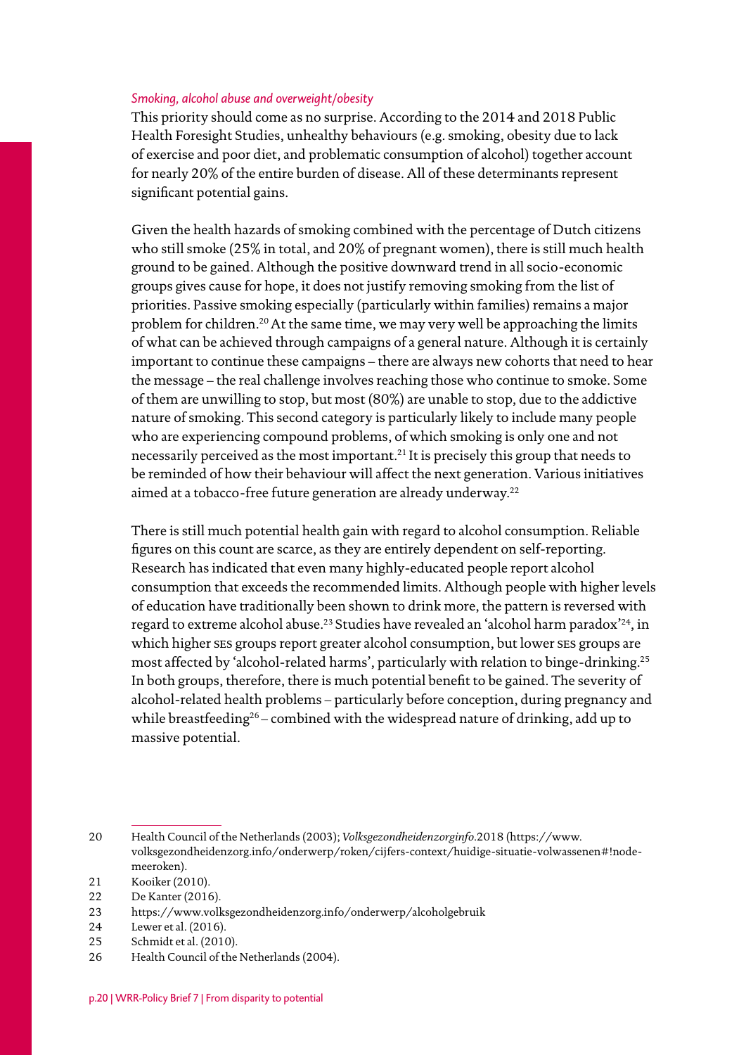*Smoking, alcohol abuse and overweight/obesity*

This priority should come as no surprise. According to the 2014 and 2018 Public Health Foresight Studies, unhealthy behaviours (e.g. smoking, obesity due to lack of exercise and poor diet, and problematic consumption of alcohol) together account for nearly 20% of the entire burden of disease. All of these determinants represent significant potential gains.

Given the health hazards of smoking combined with the percentage of Dutch citizens who still smoke (25% in total, and 20% of pregnant women), there is still much health ground to be gained. Although the positive downward trend in all socio-economic groups gives cause for hope, it does not justify removing smoking from the list of priorities. Passive smoking especially (particularly within families) remains a major problem for children.[20] At the same time, we may very well be approaching the limits of what can be achieved through campaigns of a general nature. Although it is certainly important to continue these campaigns – there are always new cohorts that need to hear the message – the real challenge involves reaching those who continue to smoke. Some of them are unwilling to stop, but most (80%) are unable to stop, due to the addictive nature of smoking. This second category is particularly likely to include many people who are experiencing compound problems, of which smoking is only one and not necessarily perceived as the most important.[21] It is precisely this group that needs to be reminded of how their behaviour will affect the next generation. Various initiatives aimed at a tobacco-free future generation are already underway.[22]

There is still much potential health gain with regard to alcohol consumption. Reliable figures on this count are scarce, as they are entirely dependent on self-reporting. Research has indicated that even many highly-educated people report alcohol consumption that exceeds the recommended limits. Although people with higher levels of education have traditionally been shown to drink more, the pattern is reversed with regard to extreme alcohol abuse.[23] Studies have revealed an 'alcohol harm paradox'[24], in which higher SES groups report greater alcohol consumption, but lower SES groups are most affected by 'alcohol-related harms', particularly with relation to binge-drinking.[25] In both groups, therefore, there is much potential benefit to be gained. The severity of alcohol-related health problems – particularly before conception, during pregnancy and while breastfeeding[26] – combined with the widespread nature of drinking, add up to massive potential.

---

20 Health Council of the Netherlands (2003); *Volksgezondheidenzorginfo*.2018 (https://www.volksgezondheidenzorg.info/onderwerp/roken/cijfers-context/huidige-situatie-volwassenen#!node-meeroken).

21 Kooiker (2010).

22 De Kanter (2016).

23 https://www.volksgezondheidenzorg.info/onderwerp/alcoholgebruik

24 Lewer et al. (2016).

25 Schmidt et al. (2010).

26 Health Council of the Netherlands (2004).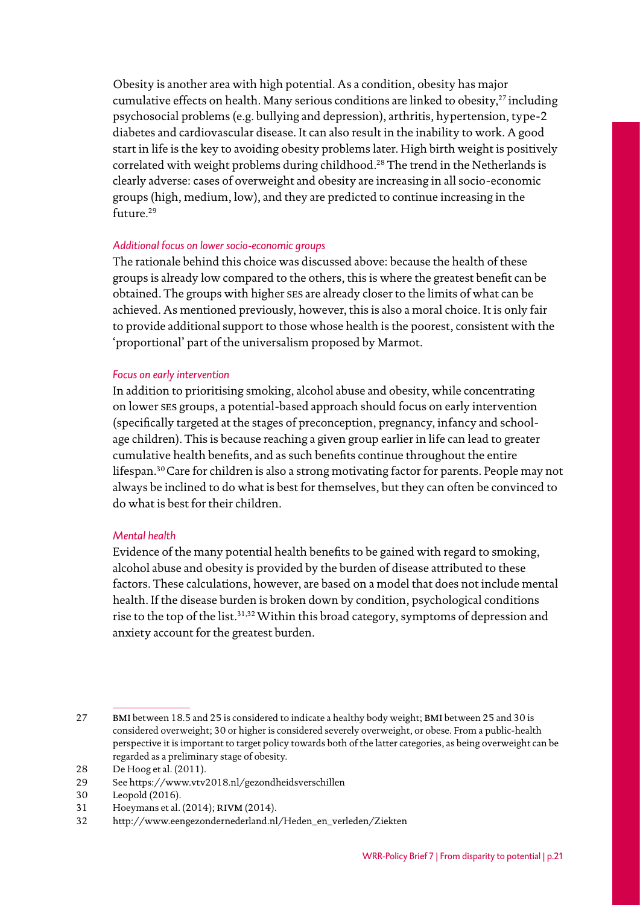Obesity is another area with high potential. As a condition, obesity has major cumulative effects on health. Many serious conditions are linked to obesity,[27] including psychosocial problems (e.g. bullying and depression), arthritis, hypertension, type-2 diabetes and cardiovascular disease. It can also result in the inability to work. A good start in life is the key to avoiding obesity problems later. High birth weight is positively correlated with weight problems during childhood.[28] The trend in the Netherlands is clearly adverse: cases of overweight and obesity are increasing in all socio-economic groups (high, medium, low), and they are predicted to continue increasing in the future.[29]

*Additional focus on lower socio-economic groups*

The rationale behind this choice was discussed above: because the health of these groups is already low compared to the others, this is where the greatest benefit can be obtained. The groups with higher SES are already closer to the limits of what can be achieved. As mentioned previously, however, this is also a moral choice. It is only fair to provide additional support to those whose health is the poorest, consistent with the 'proportional' part of the universalism proposed by Marmot.

*Focus on early intervention*

In addition to prioritising smoking, alcohol abuse and obesity, while concentrating on lower SES groups, a potential-based approach should focus on early intervention (specifically targeted at the stages of preconception, pregnancy, infancy and school-age children). This is because reaching a given group earlier in life can lead to greater cumulative health benefits, and as such benefits continue throughout the entire lifespan.[30] Care for children is also a strong motivating factor for parents. People may not always be inclined to do what is best for themselves, but they can often be convinced to do what is best for their children.

*Mental health*

Evidence of the many potential health benefits to be gained with regard to smoking, alcohol abuse and obesity is provided by the burden of disease attributed to these factors. These calculations, however, are based on a model that does not include mental health. If the disease burden is broken down by condition, psychological conditions rise to the top of the list.[31,32] Within this broad category, symptoms of depression and anxiety account for the greatest burden.

---

27 BMI between 18.5 and 25 is considered to indicate a healthy body weight; BMI between 25 and 30 is considered overweight; 30 or higher is considered severely overweight, or obese. From a public-health perspective it is important to target policy towards both of the latter categories, as being overweight can be regarded as a preliminary stage of obesity.

28 De Hoog et al. (2011).

29 See https://www.vtv2018.nl/gezondheidsverschillen

30 Leopold (2016).

31 Hoeymans et al. (2014); RIVM (2014).

32 http://www.eengezondernederland.nl/Heden_en_verleden/Ziekten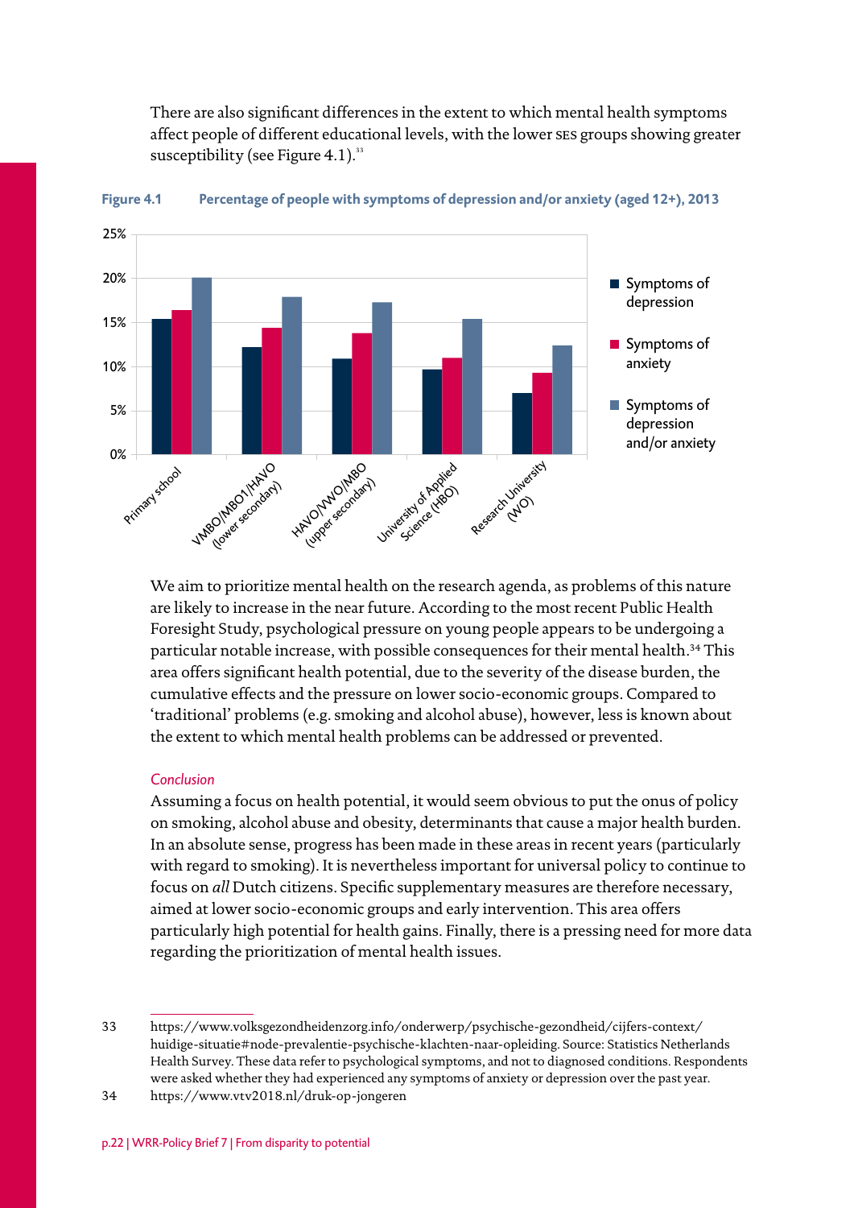There are also significant differences in the extent to which mental health symptoms affect people of different educational levels, with the lower SES groups showing greater susceptibility (see Figure 4.1).[33]

**Figure 4.1 Percentage of people with symptoms of depression and/or anxiety (aged 12+), 2013**

We aim to prioritize mental health on the research agenda, as problems of this nature are likely to increase in the near future. According to the most recent Public Health Foresight Study, psychological pressure on young people appears to be undergoing a particular notable increase, with possible consequences for their mental health.[34] This area offers significant health potential, due to the severity of the disease burden, the cumulative effects and the pressure on lower socio-economic groups. Compared to 'traditional' problems (e.g. smoking and alcohol abuse), however, less is known about the extent to which mental health problems can be addressed or prevented.

*Conclusion*

Assuming a focus on health potential, it would seem obvious to put the onus of policy on smoking, alcohol abuse and obesity, determinants that cause a major health burden. In an absolute sense, progress has been made in these areas in recent years (particularly with regard to smoking). It is nevertheless important for universal policy to continue to focus on *all* Dutch citizens. Specific supplementary measures are therefore necessary, aimed at lower socio-economic groups and early intervention. This area offers particularly high potential for health gains. Finally, there is a pressing need for more data regarding the prioritization of mental health issues.

---

33 https://www.volksgezondheidenzorg.info/onderwerp/psychische-gezondheid/cijfers-context/huidige-situatie#node-prevalentie-psychische-klachten-naar-opleiding. Source: Statistics Netherlands Health Survey. These data refer to psychological symptoms, and not to diagnosed conditions. Respondents were asked whether they had experienced any symptoms of anxiety or depression over the past year.

34 https://www.vtv2018.nl/druk-op-jongeren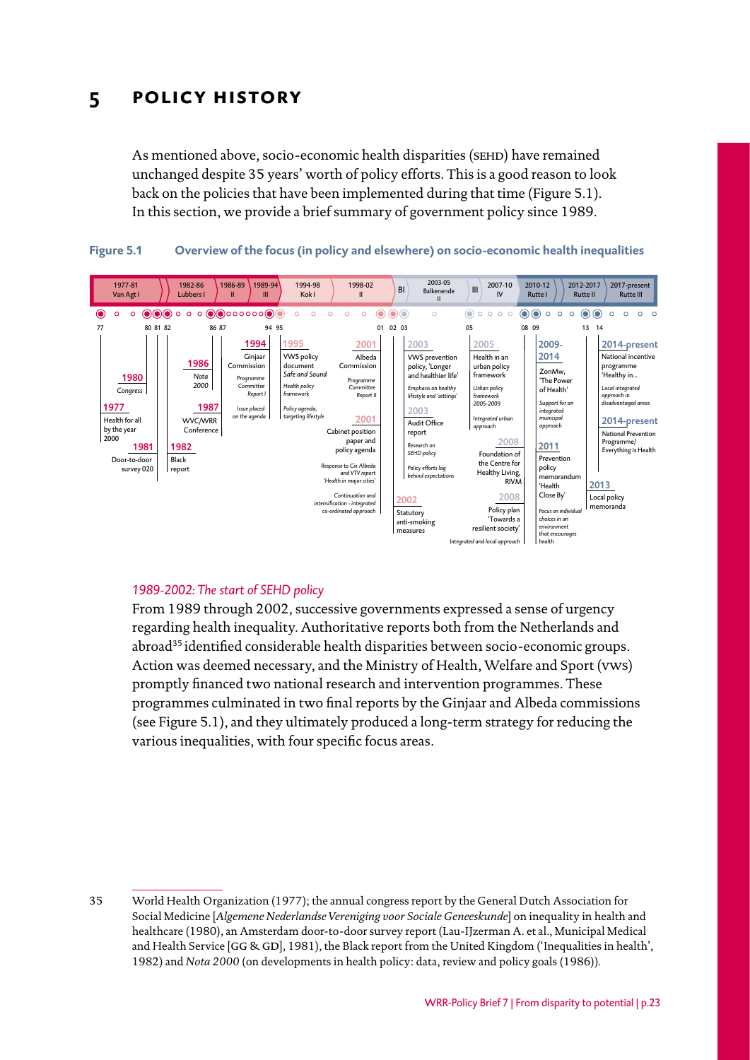# 5 POLICY HISTORY

As mentioned above, socio-economic health disparities (SEHD) have remained unchanged despite 35 years' worth of policy efforts. This is a good reason to look back on the policies that have been implemented during that time (Figure 5.1). In this section, we provide a brief summary of government policy since 1989.

**Figure 5.1 Overview of the focus (in policy and elsewhere) on socio-economic health inequalities**

1977-81 Van Agt I | 1982-86 Lubbers I | 1986-89 II | 1989-94 III | 1994-98 Kok I | 1998-02 II | BI | 2003-05 Balkenende II | III | 2007-10 IV | 2010-12 Rutte I | 2012-2017 Rutte II | 2017-present Rutte III

77 | 80 81 82 | 86 87 | 94 95 | 01 02 03 | 05 | 08 09 | 13 14

**1977** Health for all by the year 2000

**1980** *Congress*

**1981** Door-to-door survey 020

**1982** Black report

**1986** *Nota 2000*

**1987** WVC/WRR Conference

**1994** Ginjaar Commission *Programme Committee Report I* *Issue placed on the agenda*

**1995** VWS policy document *Safe and Sound* *Health policy framework* *Policy agenda, targeting lifestyle*

**2001** Albeda Commission *Programme Committee Report II*

**2001** Cabinet position paper and policy agenda *Response to Cie Albeda and VTV report 'Health in major cities'* *Continuation and intensification - integrated co-ordinated approach*

**2002** Statutory anti-smoking measures

**2003** VWS prevention policy, 'Longer and healthier life' *Emphasis on healthy lifestyle and 'settings'*

**2003** Audit Office report *Research on SEHD policy* *Policy efforts lag behind expectations*

**2005** Health in an urban policy framework *Urban policy framework 2005-2009* *Integrated urban approach*

**2008** Foundation of the Centre for Healthy Living, RIVM

**2008** Policy plan 'Towards a resilient society' *Integrated and local approach*

**2009-2014** ZonMw, 'The Power of Health' *Support for an integrated municipal approach*

**2011** Prevention policy memorandum 'Health Close By' *Focus on individual choices in an environment that encourages health*

**2013** Local policy memoranda

**2014-present** National incentive programme 'Healthy in...' *Local integrated approach in disadvantaged areas*

**2014-present** National Prevention Programme/ Everything is Health

*1989-2002: The start of SEHD policy*

From 1989 through 2002, successive governments expressed a sense of urgency regarding health inequality. Authoritative reports both from the Netherlands and abroad[35] identified considerable health disparities between socio-economic groups. Action was deemed necessary, and the Ministry of Health, Welfare and Sport (VWS) promptly financed two national research and intervention programmes. These programmes culminated in two final reports by the Ginjaar and Albeda commissions (see Figure 5.1), and they ultimately produced a long-term strategy for reducing the various inequalities, with four specific focus areas.

---

35 World Health Organization (1977); the annual congress report by the General Dutch Association for Social Medicine [*Algemene Nederlandse Vereniging voor Sociale Geneeskunde*] on inequality in health and healthcare (1980), an Amsterdam door-to-door survey report (Lau-IJzerman A. et al., Municipal Medical and Health Service [GG & GD], 1981), the Black report from the United Kingdom ('Inequalities in health', 1982) and *Nota 2000* (on developments in health policy: data, review and policy goals (1986)).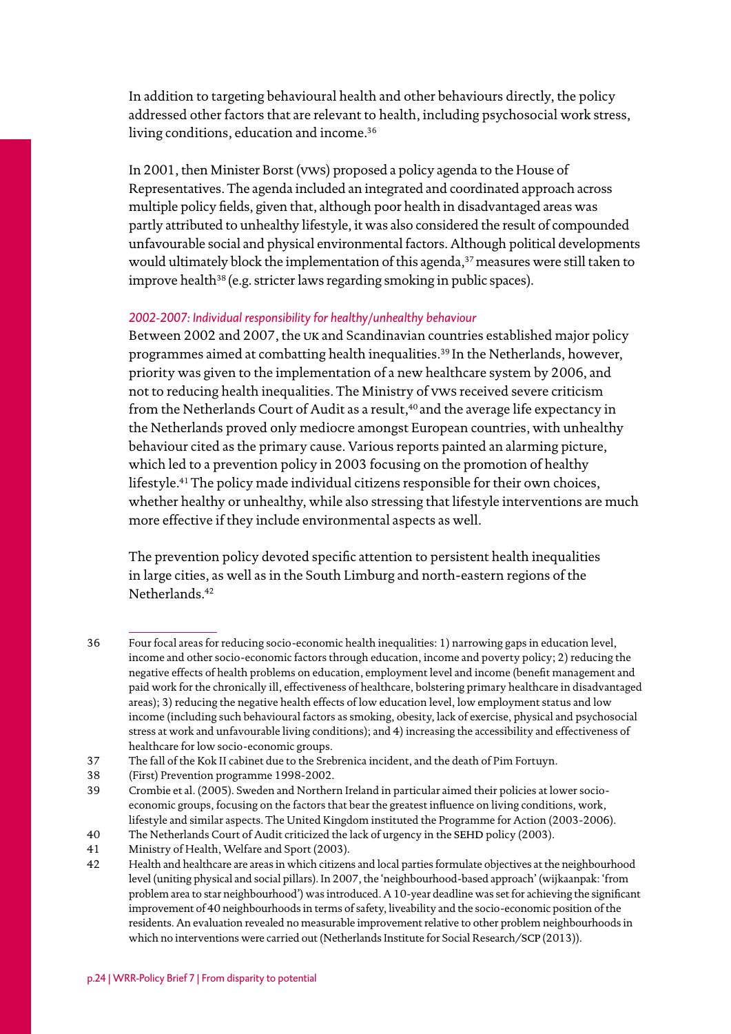In addition to targeting behavioural health and other behaviours directly, the policy addressed other factors that are relevant to health, including psychosocial work stress, living conditions, education and income.[36]

In 2001, then Minister Borst (VWS) proposed a policy agenda to the House of Representatives. The agenda included an integrated and coordinated approach across multiple policy fields, given that, although poor health in disadvantaged areas was partly attributed to unhealthy lifestyle, it was also considered the result of compounded unfavourable social and physical environmental factors. Although political developments would ultimately block the implementation of this agenda,[37] measures were still taken to improve health[38] (e.g. stricter laws regarding smoking in public spaces).

*2002-2007: Individual responsibility for healthy/unhealthy behaviour*

Between 2002 and 2007, the UK and Scandinavian countries established major policy programmes aimed at combatting health inequalities.[39] In the Netherlands, however, priority was given to the implementation of a new healthcare system by 2006, and not to reducing health inequalities. The Ministry of VWS received severe criticism from the Netherlands Court of Audit as a result,[40] and the average life expectancy in the Netherlands proved only mediocre amongst European countries, with unhealthy behaviour cited as the primary cause. Various reports painted an alarming picture, which led to a prevention policy in 2003 focusing on the promotion of healthy lifestyle.[41] The policy made individual citizens responsible for their own choices, whether healthy or unhealthy, while also stressing that lifestyle interventions are much more effective if they include environmental aspects as well.

The prevention policy devoted specific attention to persistent health inequalities in large cities, as well as in the South Limburg and north-eastern regions of the Netherlands.[42]

---

36 Four focal areas for reducing socio-economic health inequalities: 1) narrowing gaps in education level, income and other socio-economic factors through education, income and poverty policy; 2) reducing the negative effects of health problems on education, employment level and income (benefit management and paid work for the chronically ill, effectiveness of healthcare, bolstering primary healthcare in disadvantaged areas); 3) reducing the negative health effects of low education level, low employment status and low income (including such behavioural factors as smoking, obesity, lack of exercise, physical and psychosocial stress at work and unfavourable living conditions); and 4) increasing the accessibility and effectiveness of healthcare for low socio-economic groups.

37 The fall of the Kok II cabinet due to the Srebrenica incident, and the death of Pim Fortuyn.

38 (First) Prevention programme 1998-2002.

39 Crombie et al. (2005). Sweden and Northern Ireland in particular aimed their policies at lower socio-economic groups, focusing on the factors that bear the greatest influence on living conditions, work, lifestyle and similar aspects. The United Kingdom instituted the Programme for Action (2003-2006).

40 The Netherlands Court of Audit criticized the lack of urgency in the SEHD policy (2003).

41 Ministry of Health, Welfare and Sport (2003).

42 Health and healthcare are areas in which citizens and local parties formulate objectives at the neighbourhood level (uniting physical and social pillars). In 2007, the 'neighbourhood-based approach' (wijkaanpak: 'from problem area to star neighbourhood') was introduced. A 10-year deadline was set for achieving the significant improvement of 40 neighbourhoods in terms of safety, liveability and the socio-economic position of the residents. An evaluation revealed no measurable improvement relative to other problem neighbourhoods in which no interventions were carried out (Netherlands Institute for Social Research/SCP (2013)).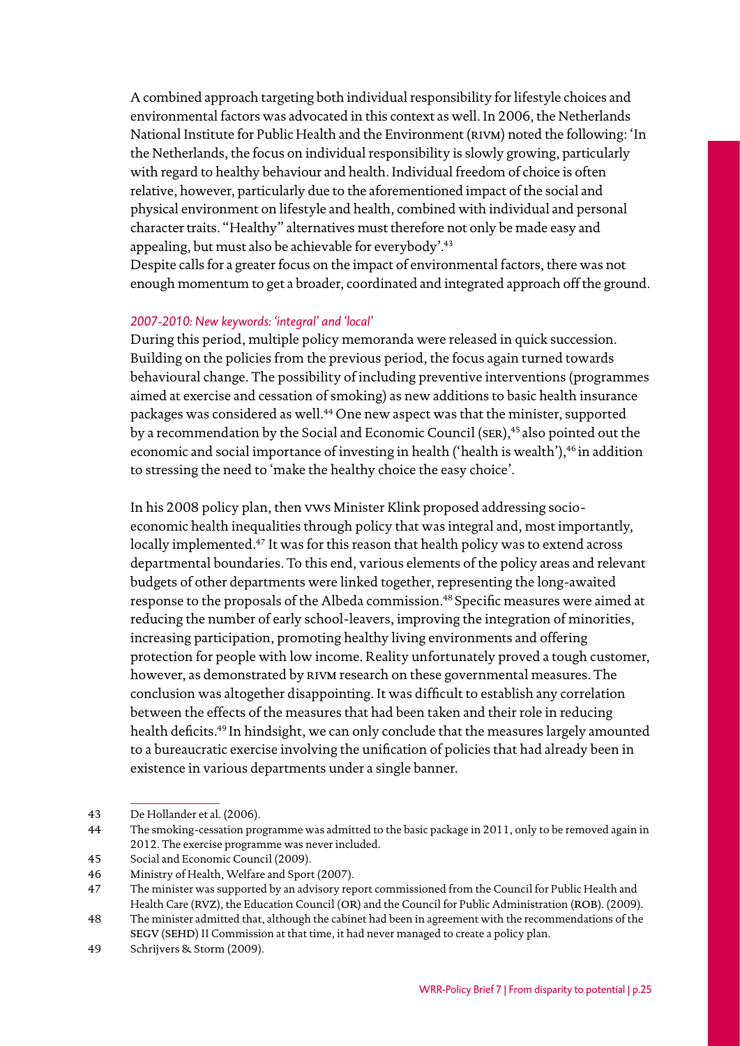A combined approach targeting both individual responsibility for lifestyle choices and environmental factors was advocated in this context as well. In 2006, the Netherlands National Institute for Public Health and the Environment (RIVM) noted the following: 'In the Netherlands, the focus on individual responsibility is slowly growing, particularly with regard to healthy behaviour and health. Individual freedom of choice is often relative, however, particularly due to the aforementioned impact of the social and physical environment on lifestyle and health, combined with individual and personal character traits. "Healthy" alternatives must therefore not only be made easy and appealing, but must also be achievable for everybody'.[43]

Despite calls for a greater focus on the impact of environmental factors, there was not enough momentum to get a broader, coordinated and integrated approach off the ground.

*2007-2010: New keywords: 'integral' and 'local'*

During this period, multiple policy memoranda were released in quick succession. Building on the policies from the previous period, the focus again turned towards behavioural change. The possibility of including preventive interventions (programmes aimed at exercise and cessation of smoking) as new additions to basic health insurance packages was considered as well.[44] One new aspect was that the minister, supported by a recommendation by the Social and Economic Council (SER),[45] also pointed out the economic and social importance of investing in health ('health is wealth'),[46] in addition to stressing the need to 'make the healthy choice the easy choice'.

In his 2008 policy plan, then VWS Minister Klink proposed addressing socio-economic health inequalities through policy that was integral and, most importantly, locally implemented.[47] It was for this reason that health policy was to extend across departmental boundaries. To this end, various elements of the policy areas and relevant budgets of other departments were linked together, representing the long-awaited response to the proposals of the Albeda commission.[48] Specific measures were aimed at reducing the number of early school-leavers, improving the integration of minorities, increasing participation, promoting healthy living environments and offering protection for people with low income. Reality unfortunately proved a tough customer, however, as demonstrated by RIVM research on these governmental measures. The conclusion was altogether disappointing. It was difficult to establish any correlation between the effects of the measures that had been taken and their role in reducing health deficits.[49] In hindsight, we can only conclude that the measures largely amounted to a bureaucratic exercise involving the unification of policies that had already been in existence in various departments under a single banner.

---

43 De Hollander et al. (2006).

44 The smoking-cessation programme was admitted to the basic package in 2011, only to be removed again in 2012. The exercise programme was never included.

45 Social and Economic Council (2009).

46 Ministry of Health, Welfare and Sport (2007).

47 The minister was supported by an advisory report commissioned from the Council for Public Health and Health Care (RVZ), the Education Council (OR) and the Council for Public Administration (ROB). (2009).

48 The minister admitted that, although the cabinet had been in agreement with the recommendations of the SEGV (SEHD) II Commission at that time, it had never managed to create a policy plan.

49 Schrijvers & Storm (2009).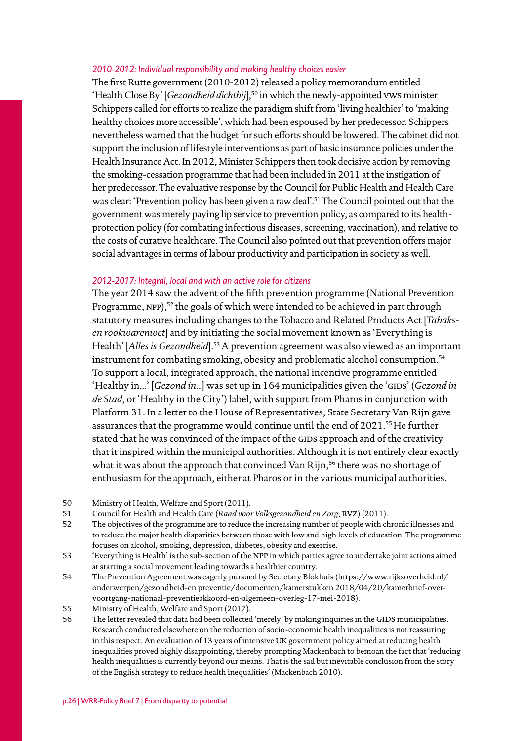### *2010-2012: Individual responsibility and making healthy choices easier*

The first Rutte government (2010-2012) released a policy memorandum entitled 'Health Close By' [*Gezondheid dichtbij*],[50] in which the newly-appointed VWS minister Schippers called for efforts to realize the paradigm shift from 'living healthier' to 'making healthy choices more accessible', which had been espoused by her predecessor. Schippers nevertheless warned that the budget for such efforts should be lowered. The cabinet did not support the inclusion of lifestyle interventions as part of basic insurance policies under the Health Insurance Act. In 2012, Minister Schippers then took decisive action by removing the smoking-cessation programme that had been included in 2011 at the instigation of her predecessor. The evaluative response by the Council for Public Health and Health Care was clear: 'Prevention policy has been given a raw deal'.[51] The Council pointed out that the government was merely paying lip service to prevention policy, as compared to its health-protection policy (for combating infectious diseases, screening, vaccination), and relative to the costs of curative healthcare. The Council also pointed out that prevention offers major social advantages in terms of labour productivity and participation in society as well.

### *2012-2017: Integral, local and with an active role for citizens*

The year 2014 saw the advent of the fifth prevention programme (National Prevention Programme, NPP),[52] the goals of which were intended to be achieved in part through statutory measures including changes to the Tobacco and Related Products Act [*Tabaks- en rookwarenwet*] and by initiating the social movement known as 'Everything is Health' [*Alles is Gezondheid*].[53] A prevention agreement was also viewed as an important instrument for combating smoking, obesity and problematic alcohol consumption.[54] To support a local, integrated approach, the national incentive programme entitled 'Healthy in…' [*Gezond in…*] was set up in 164 municipalities given the 'GIDS' (*Gezond in de Stad*, or 'Healthy in the City') label, with support from Pharos in conjunction with Platform 31. In a letter to the House of Representatives, State Secretary Van Rijn gave assurances that the programme would continue until the end of 2021.[55] He further stated that he was convinced of the impact of the GIDS approach and of the creativity that it inspired within the municipal authorities. Although it is not entirely clear exactly what it was about the approach that convinced Van Rijn,[56] there was no shortage of enthusiasm for the approach, either at Pharos or in the various municipal authorities.

---

50 Ministry of Health, Welfare and Sport (2011).

51 Council for Health and Health Care (*Raad voor Volksgezondheid en Zorg*, RVZ) (2011).

52 The objectives of the programme are to reduce the increasing number of people with chronic illnesses and to reduce the major health disparities between those with low and high levels of education. The programme focuses on alcohol, smoking, depression, diabetes, obesity and exercise.

53 'Everything is Health' is the sub-section of the NPP in which parties agree to undertake joint actions aimed at starting a social movement leading towards a healthier country.

54 The Prevention Agreement was eagerly pursued by Secretary Blokhuis (https://www.rijksoverheid.nl/onderwerpen/gezondheid-en preventie/documenten/kamerstukken 2018/04/20/kamerbrief-over-voortgang-nationaal-preventieakkoord-en-algemeen-overleg-17-mei-2018).

55 Ministry of Health, Welfare and Sport (2017).

56 The letter revealed that data had been collected 'merely' by making inquiries in the GIDS municipalities. Research conducted elsewhere on the reduction of socio-economic health inequalities is not reassuring in this respect. An evaluation of 13 years of intensive UK government policy aimed at reducing health inequalities proved highly disappointing, thereby prompting Mackenbach to bemoan the fact that 'reducing health inequalities is currently beyond our means. That is the sad but inevitable conclusion from the story of the English strategy to reduce health inequalities' (Mackenbach 2010).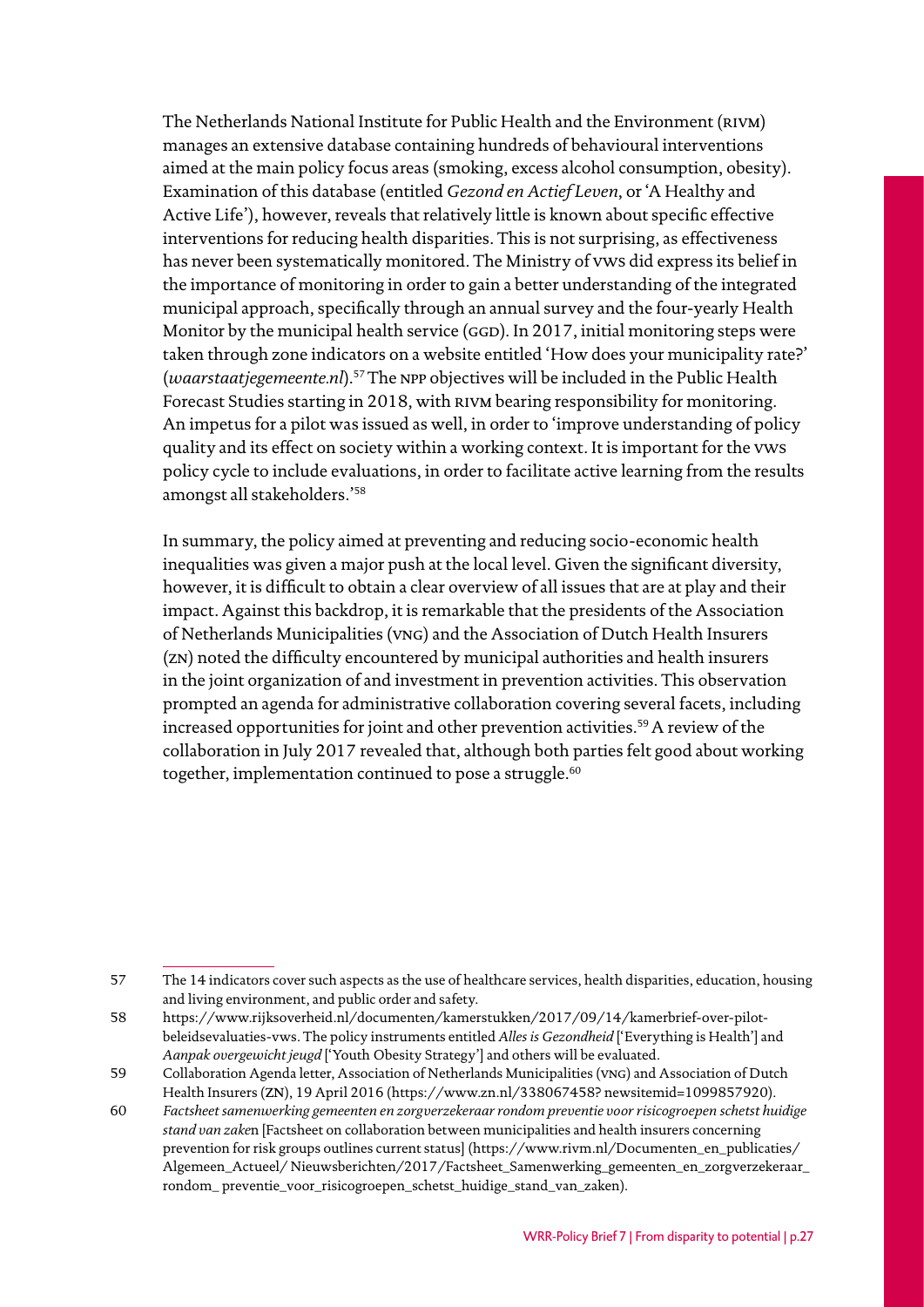The Netherlands National Institute for Public Health and the Environment (RIVM) manages an extensive database containing hundreds of behavioural interventions aimed at the main policy focus areas (smoking, excess alcohol consumption, obesity). Examination of this database (entitled *Gezond en Actief Leven*, or 'A Healthy and Active Life'), however, reveals that relatively little is known about specific effective interventions for reducing health disparities. This is not surprising, as effectiveness has never been systematically monitored. The Ministry of VWS did express its belief in the importance of monitoring in order to gain a better understanding of the integrated municipal approach, specifically through an annual survey and the four-yearly Health Monitor by the municipal health service (GGD). In 2017, initial monitoring steps were taken through zone indicators on a website entitled 'How does your municipality rate?' (*waarstaatjegemeente.nl*).[57] The NPP objectives will be included in the Public Health Forecast Studies starting in 2018, with RIVM bearing responsibility for monitoring. An impetus for a pilot was issued as well, in order to 'improve understanding of policy quality and its effect on society within a working context. It is important for the VWS policy cycle to include evaluations, in order to facilitate active learning from the results amongst all stakeholders.'[58]

In summary, the policy aimed at preventing and reducing socio-economic health inequalities was given a major push at the local level. Given the significant diversity, however, it is difficult to obtain a clear overview of all issues that are at play and their impact. Against this backdrop, it is remarkable that the presidents of the Association of Netherlands Municipalities (VNG) and the Association of Dutch Health Insurers (ZN) noted the difficulty encountered by municipal authorities and health insurers in the joint organization of and investment in prevention activities. This observation prompted an agenda for administrative collaboration covering several facets, including increased opportunities for joint and other prevention activities.[59] A review of the collaboration in July 2017 revealed that, although both parties felt good about working together, implementation continued to pose a struggle.[60]

---

57 The 14 indicators cover such aspects as the use of healthcare services, health disparities, education, housing and living environment, and public order and safety.

58 https://www.rijksoverheid.nl/documenten/kamerstukken/2017/09/14/kamerbrief-over-pilot-beleidsevaluaties-vws. The policy instruments entitled *Alles is Gezondheid* ['Everything is Health'] and *Aanpak overgewicht jeugd* ['Youth Obesity Strategy'] and others will be evaluated.

59 Collaboration Agenda letter, Association of Netherlands Municipalities (VNG) and Association of Dutch Health Insurers (ZN), 19 April 2016 (https://www.zn.nl/338067458? newsitemid=1099857920).

60 *Factsheet samenwerking gemeenten en zorgverzekeraar rondom preventie voor risicogroepen schetst huidige stand van zake*n [Factsheet on collaboration between municipalities and health insurers concerning prevention for risk groups outlines current status] (https://www.rivm.nl/Documenten_en_publicaties/Algemeen_Actueel/ Nieuwsberichten/2017/Factsheet_Samenwerking_gemeenten_en_zorgverzekeraar_rondom_ preventie_voor_risicogroepen_schetst_huidige_stand_van_zaken).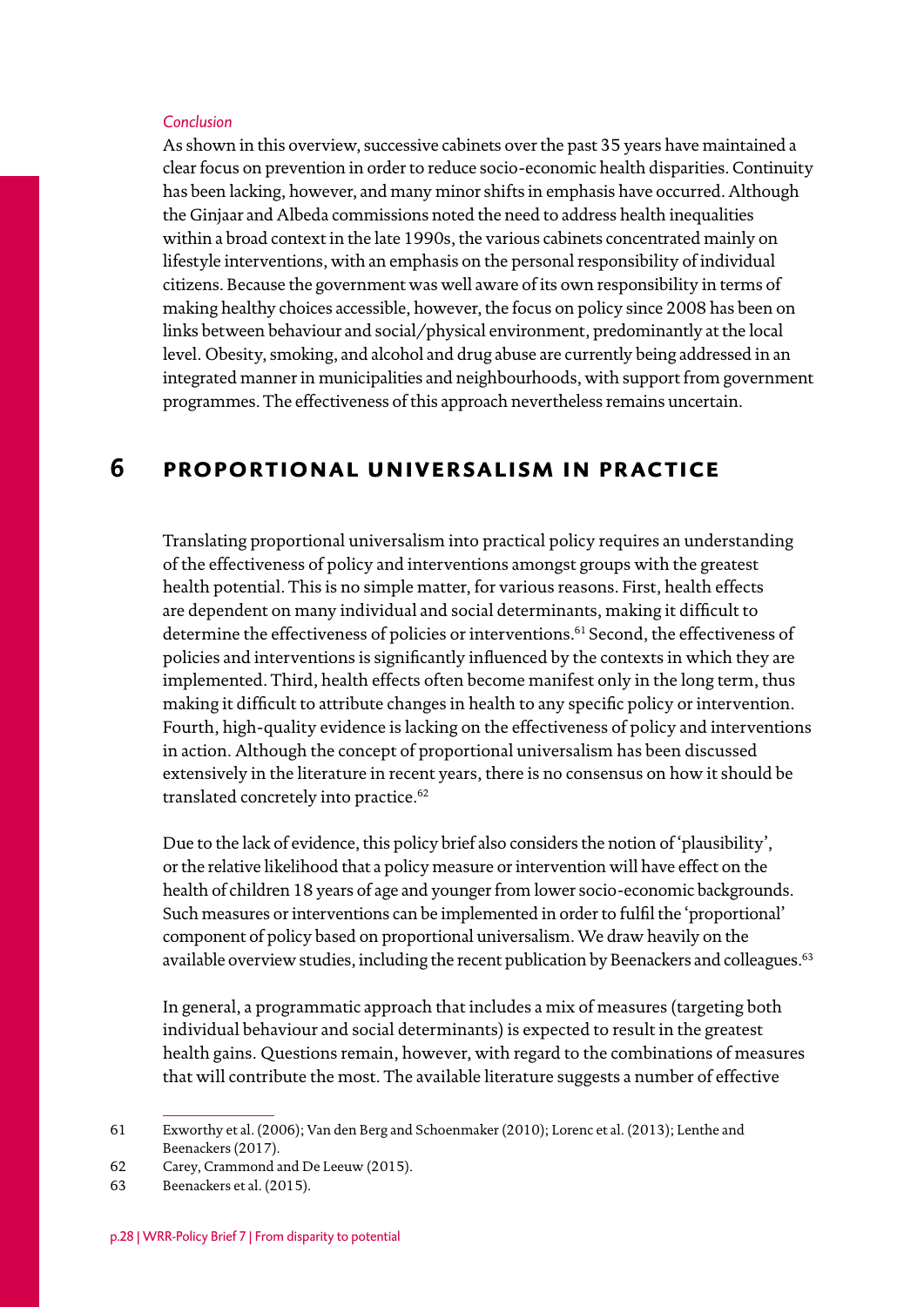*Conclusion*

As shown in this overview, successive cabinets over the past 35 years have maintained a clear focus on prevention in order to reduce socio-economic health disparities. Continuity has been lacking, however, and many minor shifts in emphasis have occurred. Although the Ginjaar and Albeda commissions noted the need to address health inequalities within a broad context in the late 1990s, the various cabinets concentrated mainly on lifestyle interventions, with an emphasis on the personal responsibility of individual citizens. Because the government was well aware of its own responsibility in terms of making healthy choices accessible, however, the focus on policy since 2008 has been on links between behaviour and social/physical environment, predominantly at the local level. Obesity, smoking, and alcohol and drug abuse are currently being addressed in an integrated manner in municipalities and neighbourhoods, with support from government programmes. The effectiveness of this approach nevertheless remains uncertain.

# 6 PROPORTIONAL UNIVERSALISM IN PRACTICE

Translating proportional universalism into practical policy requires an understanding of the effectiveness of policy and interventions amongst groups with the greatest health potential. This is no simple matter, for various reasons. First, health effects are dependent on many individual and social determinants, making it difficult to determine the effectiveness of policies or interventions.[61] Second, the effectiveness of policies and interventions is significantly influenced by the contexts in which they are implemented. Third, health effects often become manifest only in the long term, thus making it difficult to attribute changes in health to any specific policy or intervention. Fourth, high-quality evidence is lacking on the effectiveness of policy and interventions in action. Although the concept of proportional universalism has been discussed extensively in the literature in recent years, there is no consensus on how it should be translated concretely into practice.[62]

Due to the lack of evidence, this policy brief also considers the notion of 'plausibility', or the relative likelihood that a policy measure or intervention will have effect on the health of children 18 years of age and younger from lower socio-economic backgrounds. Such measures or interventions can be implemented in order to fulfil the 'proportional' component of policy based on proportional universalism. We draw heavily on the available overview studies, including the recent publication by Beenackers and colleagues.[63]

In general, a programmatic approach that includes a mix of measures (targeting both individual behaviour and social determinants) is expected to result in the greatest health gains. Questions remain, however, with regard to the combinations of measures that will contribute the most. The available literature suggests a number of effective

---

61 Exworthy et al. (2006); Van den Berg and Schoenmaker (2010); Lorenc et al. (2013); Lenthe and Beenackers (2017).

62 Carey, Crammond and De Leeuw (2015).

63 Beenackers et al. (2015).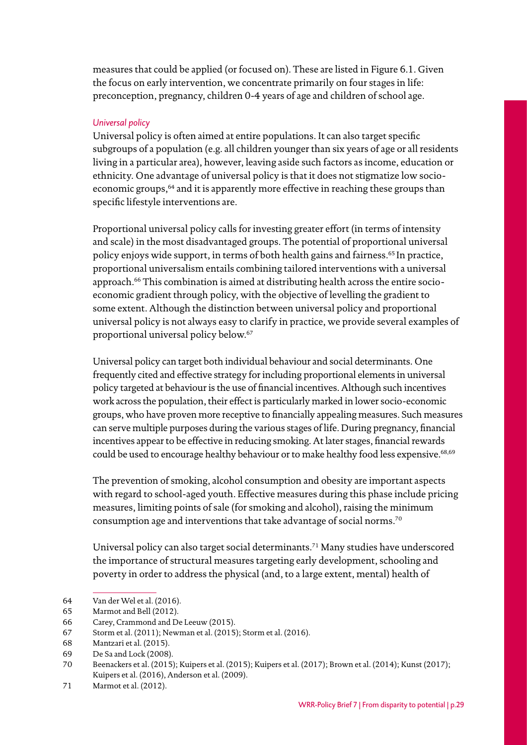measures that could be applied (or focused on). These are listed in Figure 6.1. Given the focus on early intervention, we concentrate primarily on four stages in life: preconception, pregnancy, children 0-4 years of age and children of school age.

*Universal policy*

Universal policy is often aimed at entire populations. It can also target specific subgroups of a population (e.g. all children younger than six years of age or all residents living in a particular area), however, leaving aside such factors as income, education or ethnicity. One advantage of universal policy is that it does not stigmatize low socio-economic groups,[64] and it is apparently more effective in reaching these groups than specific lifestyle interventions are.

Proportional universal policy calls for investing greater effort (in terms of intensity and scale) in the most disadvantaged groups. The potential of proportional universal policy enjoys wide support, in terms of both health gains and fairness.[65] In practice, proportional universalism entails combining tailored interventions with a universal approach.[66] This combination is aimed at distributing health across the entire socio-economic gradient through policy, with the objective of levelling the gradient to some extent. Although the distinction between universal policy and proportional universal policy is not always easy to clarify in practice, we provide several examples of proportional universal policy below.[67]

Universal policy can target both individual behaviour and social determinants. One frequently cited and effective strategy for including proportional elements in universal policy targeted at behaviour is the use of financial incentives. Although such incentives work across the population, their effect is particularly marked in lower socio-economic groups, who have proven more receptive to financially appealing measures. Such measures can serve multiple purposes during the various stages of life. During pregnancy, financial incentives appear to be effective in reducing smoking. At later stages, financial rewards could be used to encourage healthy behaviour or to make healthy food less expensive.[68,69]

The prevention of smoking, alcohol consumption and obesity are important aspects with regard to school-aged youth. Effective measures during this phase include pricing measures, limiting points of sale (for smoking and alcohol), raising the minimum consumption age and interventions that take advantage of social norms.[70]

Universal policy can also target social determinants.[71] Many studies have underscored the importance of structural measures targeting early development, schooling and poverty in order to address the physical (and, to a large extent, mental) health of

---

64 Van der Wel et al. (2016).
65 Marmot and Bell (2012).
66 Carey, Crammond and De Leeuw (2015).
67 Storm et al. (2011); Newman et al. (2015); Storm et al. (2016).
68 Mantzari et al. (2015).
69 De Sa and Lock (2008).
70 Beenackers et al. (2015); Kuipers et al. (2015); Kuipers et al. (2017); Brown et al. (2014); Kunst (2017); Kuipers et al. (2016), Anderson et al. (2009).
71 Marmot et al. (2012).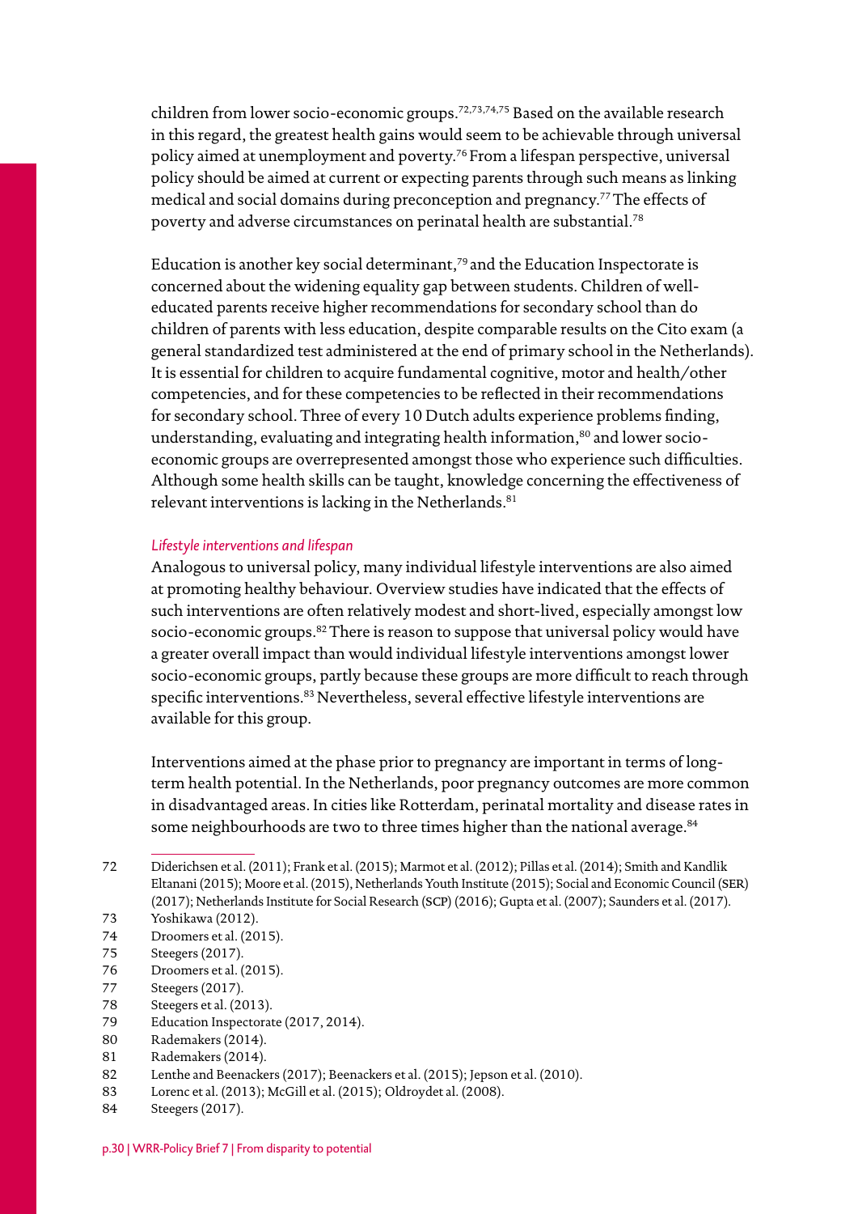children from lower socio-economic groups.[72,73,74,75] Based on the available research in this regard, the greatest health gains would seem to be achievable through universal policy aimed at unemployment and poverty.[76] From a lifespan perspective, universal policy should be aimed at current or expecting parents through such means as linking medical and social domains during preconception and pregnancy.[77] The effects of poverty and adverse circumstances on perinatal health are substantial.[78]

Education is another key social determinant,[79] and the Education Inspectorate is concerned about the widening equality gap between students. Children of well-educated parents receive higher recommendations for secondary school than do children of parents with less education, despite comparable results on the Cito exam (a general standardized test administered at the end of primary school in the Netherlands). It is essential for children to acquire fundamental cognitive, motor and health/other competencies, and for these competencies to be reflected in their recommendations for secondary school. Three of every 10 Dutch adults experience problems finding, understanding, evaluating and integrating health information,[80] and lower socio-economic groups are overrepresented amongst those who experience such difficulties. Although some health skills can be taught, knowledge concerning the effectiveness of relevant interventions is lacking in the Netherlands.[81]

*Lifestyle interventions and lifespan*

Analogous to universal policy, many individual lifestyle interventions are also aimed at promoting healthy behaviour. Overview studies have indicated that the effects of such interventions are often relatively modest and short-lived, especially amongst low socio-economic groups.[82] There is reason to suppose that universal policy would have a greater overall impact than would individual lifestyle interventions amongst lower socio-economic groups, partly because these groups are more difficult to reach through specific interventions.[83] Nevertheless, several effective lifestyle interventions are available for this group.

Interventions aimed at the phase prior to pregnancy are important in terms of long-term health potential. In the Netherlands, poor pregnancy outcomes are more common in disadvantaged areas. In cities like Rotterdam, perinatal mortality and disease rates in some neighbourhoods are two to three times higher than the national average.[84]

---

72 Diderichsen et al. (2011); Frank et al. (2015); Marmot et al. (2012); Pillas et al. (2014); Smith and Kandlik Eltanani (2015); Moore et al. (2015), Netherlands Youth Institute (2015); Social and Economic Council (SER) (2017); Netherlands Institute for Social Research (SCP) (2016); Gupta et al. (2007); Saunders et al. (2017).

73 Yoshikawa (2012).

74 Droomers et al. (2015).

75 Steegers (2017).

76 Droomers et al. (2015).

77 Steegers (2017).

78 Steegers et al. (2013).

79 Education Inspectorate (2017, 2014).

80 Rademakers (2014).

81 Rademakers (2014).

82 Lenthe and Beenackers (2017); Beenackers et al. (2015); Jepson et al. (2010).

83 Lorenc et al. (2013); McGill et al. (2015); Oldroydet al. (2008).

84 Steegers (2017).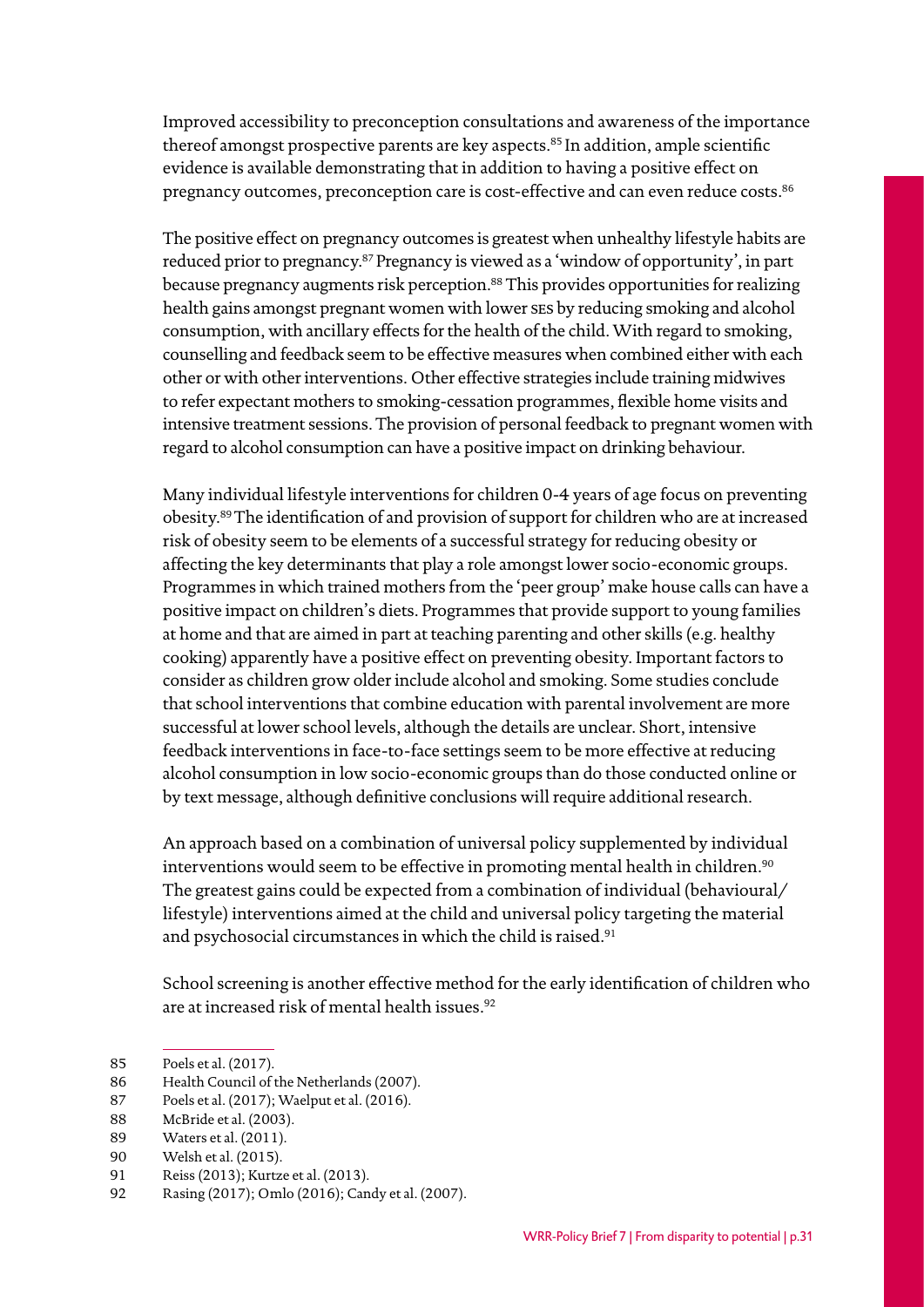Improved accessibility to preconception consultations and awareness of the importance thereof amongst prospective parents are key aspects.[85] In addition, ample scientific evidence is available demonstrating that in addition to having a positive effect on pregnancy outcomes, preconception care is cost-effective and can even reduce costs.[86]

The positive effect on pregnancy outcomes is greatest when unhealthy lifestyle habits are reduced prior to pregnancy.[87] Pregnancy is viewed as a 'window of opportunity', in part because pregnancy augments risk perception.[88] This provides opportunities for realizing health gains amongst pregnant women with lower SES by reducing smoking and alcohol consumption, with ancillary effects for the health of the child. With regard to smoking, counselling and feedback seem to be effective measures when combined either with each other or with other interventions. Other effective strategies include training midwives to refer expectant mothers to smoking-cessation programmes, flexible home visits and intensive treatment sessions. The provision of personal feedback to pregnant women with regard to alcohol consumption can have a positive impact on drinking behaviour.

Many individual lifestyle interventions for children 0-4 years of age focus on preventing obesity.[89] The identification of and provision of support for children who are at increased risk of obesity seem to be elements of a successful strategy for reducing obesity or affecting the key determinants that play a role amongst lower socio-economic groups. Programmes in which trained mothers from the 'peer group' make house calls can have a positive impact on children's diets. Programmes that provide support to young families at home and that are aimed in part at teaching parenting and other skills (e.g. healthy cooking) apparently have a positive effect on preventing obesity. Important factors to consider as children grow older include alcohol and smoking. Some studies conclude that school interventions that combine education with parental involvement are more successful at lower school levels, although the details are unclear. Short, intensive feedback interventions in face-to-face settings seem to be more effective at reducing alcohol consumption in low socio-economic groups than do those conducted online or by text message, although definitive conclusions will require additional research.

An approach based on a combination of universal policy supplemented by individual interventions would seem to be effective in promoting mental health in children.[90] The greatest gains could be expected from a combination of individual (behavioural/ lifestyle) interventions aimed at the child and universal policy targeting the material and psychosocial circumstances in which the child is raised.[91]

School screening is another effective method for the early identification of children who are at increased risk of mental health issues.[92]

---

85 Poels et al. (2017).
86 Health Council of the Netherlands (2007).
87 Poels et al. (2017); Waelput et al. (2016).
88 McBride et al. (2003).
89 Waters et al. (2011).
90 Welsh et al. (2015).
91 Reiss (2013); Kurtze et al. (2013).
92 Rasing (2017); Omlo (2016); Candy et al. (2007).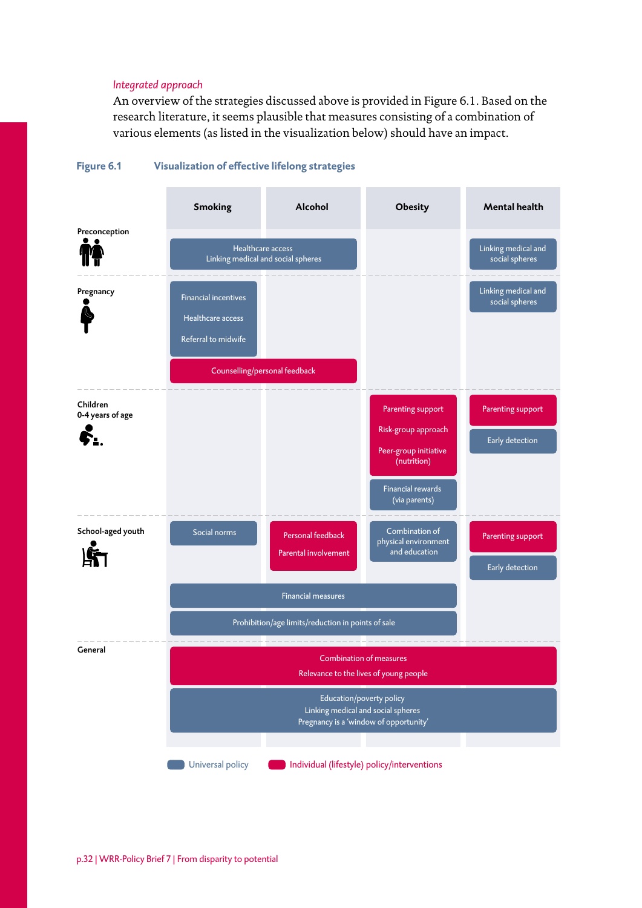*Integrated approach*

An overview of the strategies discussed above is provided in Figure 6.1. Based on the research literature, it seems plausible that measures consisting of a combination of various elements (as listed in the visualization below) should have an impact.

**Figure 6.1 Visualization of effective lifelong strategies**

| | Smoking | Alcohol | Obesity | Mental health |
|---|---|---|---|---|
| Preconception | Healthcare access; Linking medical and social spheres (spanning Smoking and Alcohol) | | | Linking medical and social spheres |
| Pregnancy | Financial incentives; Healthcare access; Referral to midwife | | | Linking medical and social spheres |
| | Counselling/personal feedback (spanning Smoking and Alcohol) | | | |
| Children 0-4 years of age | | | Parenting support; Risk-group approach; Peer-group initiative (nutrition) | Parenting support |
| | | | Financial rewards (via parents) | Early detection |
| School-aged youth | Social norms | Personal feedback; Parental involvement | Combination of physical environment and education | Parenting support |
| | | | | Early detection |
| | Financial measures (spanning Smoking, Alcohol and Obesity) | | | |
| | Prohibition/age limits/reduction in points of sale (spanning Smoking, Alcohol and Obesity) | | | |
| General | Combination of measures; Relevance to the lives of young people (spanning all columns) | | | |
| | Education/poverty policy; Linking medical and social spheres; Pregnancy is a 'window of opportunity' (spanning all columns) | | | |

Legend: Universal policy (blue) — Healthcare access / Linking medical and social spheres (preconception); Financial incentives, Healthcare access, Referral to midwife; Linking medical and social spheres (mental health, preconception and pregnancy); Financial rewards (via parents); Early detection; Social norms; Combination of physical environment and education; Financial measures; Prohibition/age limits/reduction in points of sale; Education/poverty policy, Linking medical and social spheres, Pregnancy is a 'window of opportunity'.

Individual (lifestyle) policy/interventions (red) — Counselling/personal feedback; Parenting support, Risk-group approach, Peer-group initiative (nutrition); Parenting support (mental health); Personal feedback, Parental involvement; Combination of measures, Relevance to the lives of young people.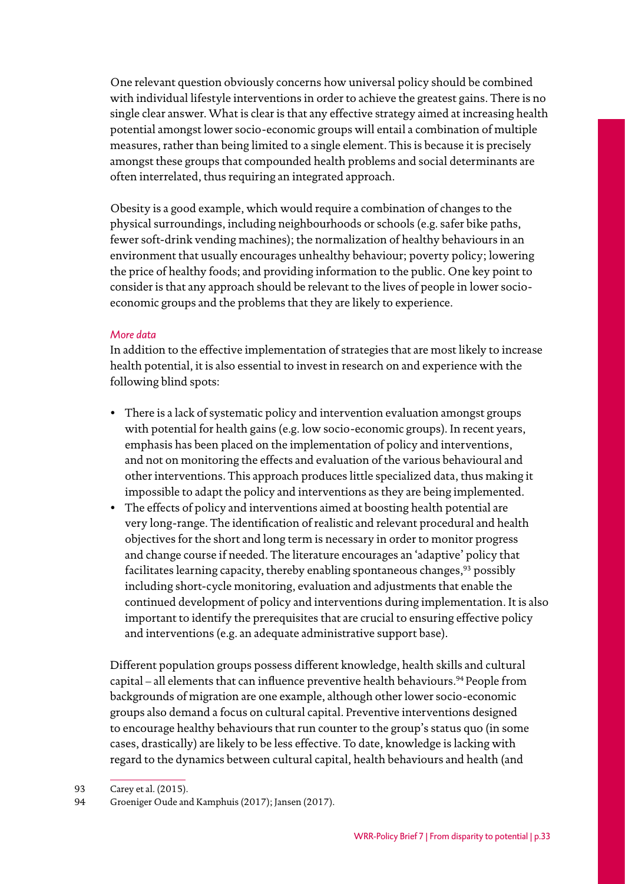One relevant question obviously concerns how universal policy should be combined with individual lifestyle interventions in order to achieve the greatest gains. There is no single clear answer. What is clear is that any effective strategy aimed at increasing health potential amongst lower socio-economic groups will entail a combination of multiple measures, rather than being limited to a single element. This is because it is precisely amongst these groups that compounded health problems and social determinants are often interrelated, thus requiring an integrated approach.

Obesity is a good example, which would require a combination of changes to the physical surroundings, including neighbourhoods or schools (e.g. safer bike paths, fewer soft-drink vending machines); the normalization of healthy behaviours in an environment that usually encourages unhealthy behaviour; poverty policy; lowering the price of healthy foods; and providing information to the public. One key point to consider is that any approach should be relevant to the lives of people in lower socio-economic groups and the problems that they are likely to experience.

*More data*

In addition to the effective implementation of strategies that are most likely to increase health potential, it is also essential to invest in research on and experience with the following blind spots:

- There is a lack of systematic policy and intervention evaluation amongst groups with potential for health gains (e.g. low socio-economic groups). In recent years, emphasis has been placed on the implementation of policy and interventions, and not on monitoring the effects and evaluation of the various behavioural and other interventions. This approach produces little specialized data, thus making it impossible to adapt the policy and interventions as they are being implemented.
- The effects of policy and interventions aimed at boosting health potential are very long-range. The identification of realistic and relevant procedural and health objectives for the short and long term is necessary in order to monitor progress and change course if needed. The literature encourages an 'adaptive' policy that facilitates learning capacity, thereby enabling spontaneous changes,[93] possibly including short-cycle monitoring, evaluation and adjustments that enable the continued development of policy and interventions during implementation. It is also important to identify the prerequisites that are crucial to ensuring effective policy and interventions (e.g. an adequate administrative support base).

Different population groups possess different knowledge, health skills and cultural capital – all elements that can influence preventive health behaviours.[94] People from backgrounds of migration are one example, although other lower socio-economic groups also demand a focus on cultural capital. Preventive interventions designed to encourage healthy behaviours that run counter to the group's status quo (in some cases, drastically) are likely to be less effective. To date, knowledge is lacking with regard to the dynamics between cultural capital, health behaviours and health (and

---

93 Carey et al. (2015).

94 Groeniger Oude and Kamphuis (2017); Jansen (2017).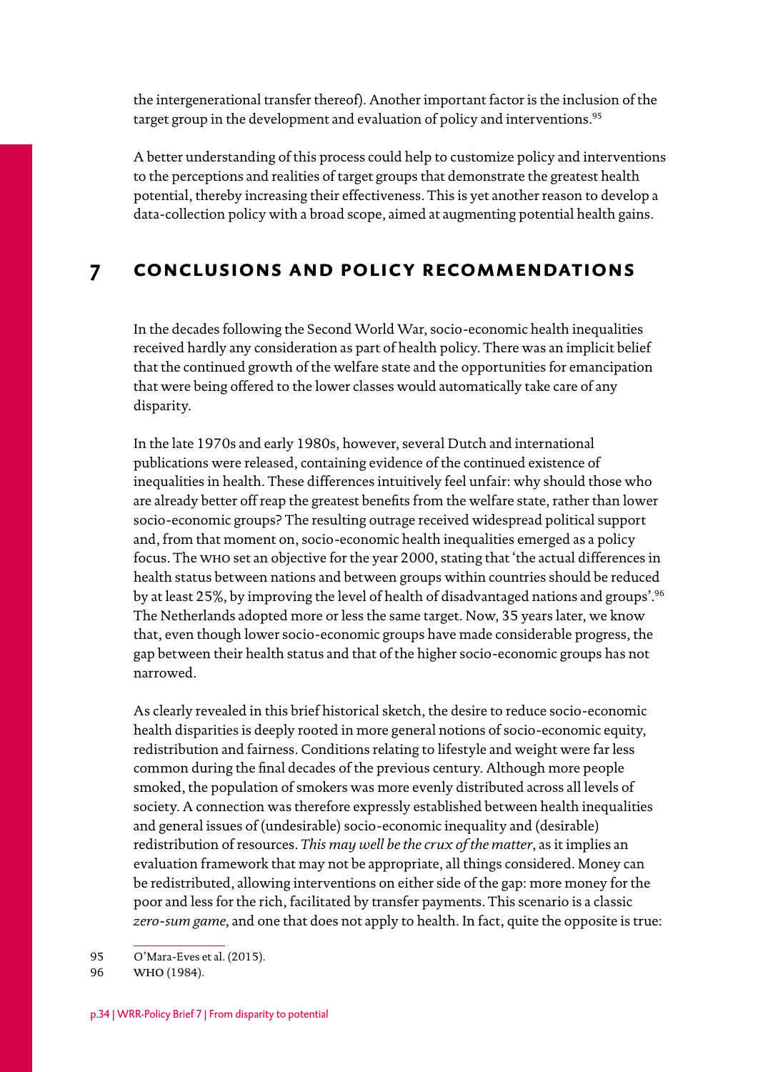the intergenerational transfer thereof). Another important factor is the inclusion of the target group in the development and evaluation of policy and interventions.[95]

A better understanding of this process could help to customize policy and interventions to the perceptions and realities of target groups that demonstrate the greatest health potential, thereby increasing their effectiveness. This is yet another reason to develop a data-collection policy with a broad scope, aimed at augmenting potential health gains.

# 7 CONCLUSIONS AND POLICY RECOMMENDATIONS

In the decades following the Second World War, socio-economic health inequalities received hardly any consideration as part of health policy. There was an implicit belief that the continued growth of the welfare state and the opportunities for emancipation that were being offered to the lower classes would automatically take care of any disparity.

In the late 1970s and early 1980s, however, several Dutch and international publications were released, containing evidence of the continued existence of inequalities in health. These differences intuitively feel unfair: why should those who are already better off reap the greatest benefits from the welfare state, rather than lower socio-economic groups? The resulting outrage received widespread political support and, from that moment on, socio-economic health inequalities emerged as a policy focus. The WHO set an objective for the year 2000, stating that 'the actual differences in health status between nations and between groups within countries should be reduced by at least 25%, by improving the level of health of disadvantaged nations and groups'.[96] The Netherlands adopted more or less the same target. Now, 35 years later, we know that, even though lower socio-economic groups have made considerable progress, the gap between their health status and that of the higher socio-economic groups has not narrowed.

As clearly revealed in this brief historical sketch, the desire to reduce socio-economic health disparities is deeply rooted in more general notions of socio-economic equity, redistribution and fairness. Conditions relating to lifestyle and weight were far less common during the final decades of the previous century. Although more people smoked, the population of smokers was more evenly distributed across all levels of society. A connection was therefore expressly established between health inequalities and general issues of (undesirable) socio-economic inequality and (desirable) redistribution of resources. *This may well be the crux of the matter*, as it implies an evaluation framework that may not be appropriate, all things considered. Money can be redistributed, allowing interventions on either side of the gap: more money for the poor and less for the rich, facilitated by transfer payments. This scenario is a classic *zero-sum game*, and one that does not apply to health. In fact, quite the opposite is true:

---

95 O'Mara-Eves et al. (2015).

96 WHO (1984).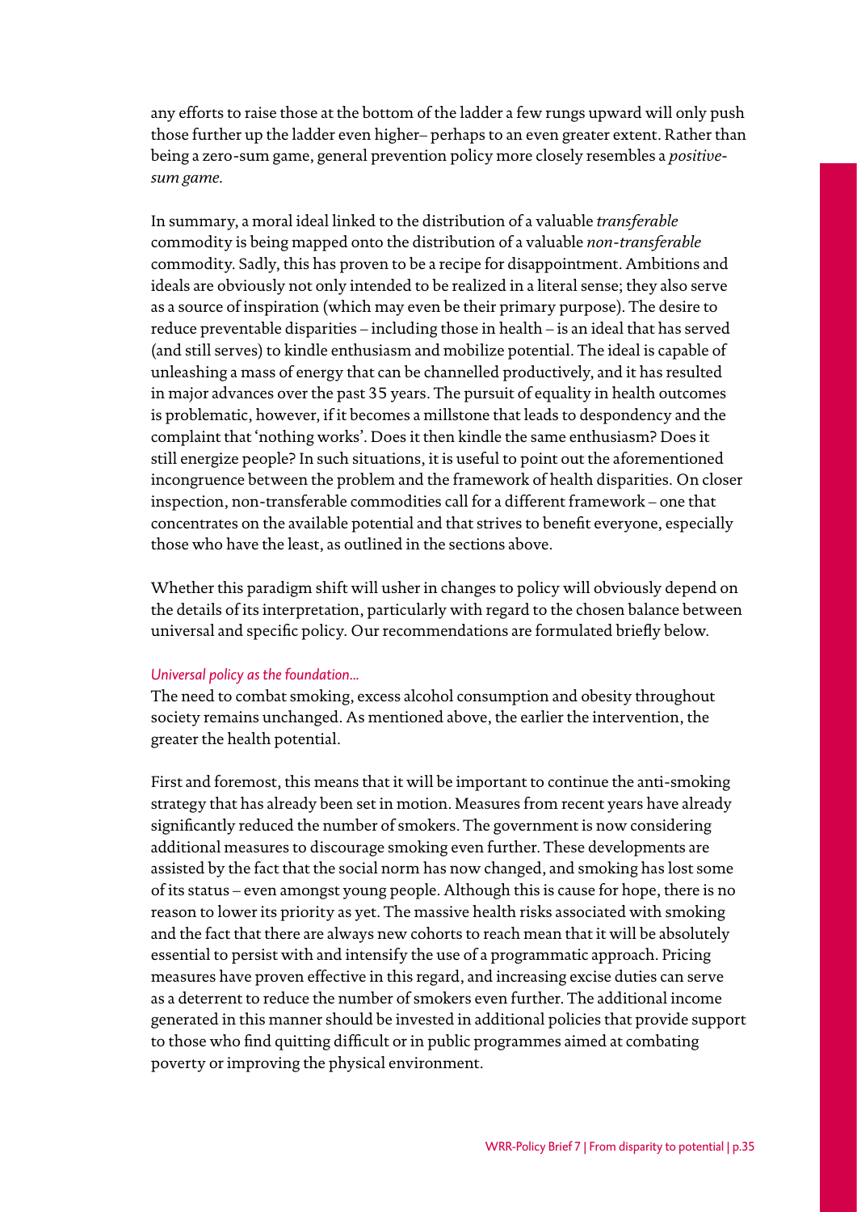any efforts to raise those at the bottom of the ladder a few rungs upward will only push those further up the ladder even higher– perhaps to an even greater extent. Rather than being a zero-sum game, general prevention policy more closely resembles a *positive-sum game*.

In summary, a moral ideal linked to the distribution of a valuable *transferable* commodity is being mapped onto the distribution of a valuable *non-transferable* commodity. Sadly, this has proven to be a recipe for disappointment. Ambitions and ideals are obviously not only intended to be realized in a literal sense; they also serve as a source of inspiration (which may even be their primary purpose). The desire to reduce preventable disparities – including those in health – is an ideal that has served (and still serves) to kindle enthusiasm and mobilize potential. The ideal is capable of unleashing a mass of energy that can be channelled productively, and it has resulted in major advances over the past 35 years. The pursuit of equality in health outcomes is problematic, however, if it becomes a millstone that leads to despondency and the complaint that 'nothing works'. Does it then kindle the same enthusiasm? Does it still energize people? In such situations, it is useful to point out the aforementioned incongruence between the problem and the framework of health disparities. On closer inspection, non-transferable commodities call for a different framework – one that concentrates on the available potential and that strives to benefit everyone, especially those who have the least, as outlined in the sections above.

Whether this paradigm shift will usher in changes to policy will obviously depend on the details of its interpretation, particularly with regard to the chosen balance between universal and specific policy. Our recommendations are formulated briefly below.

#### *Universal policy as the foundation...*

The need to combat smoking, excess alcohol consumption and obesity throughout society remains unchanged. As mentioned above, the earlier the intervention, the greater the health potential.

First and foremost, this means that it will be important to continue the anti-smoking strategy that has already been set in motion. Measures from recent years have already significantly reduced the number of smokers. The government is now considering additional measures to discourage smoking even further. These developments are assisted by the fact that the social norm has now changed, and smoking has lost some of its status – even amongst young people. Although this is cause for hope, there is no reason to lower its priority as yet. The massive health risks associated with smoking and the fact that there are always new cohorts to reach mean that it will be absolutely essential to persist with and intensify the use of a programmatic approach. Pricing measures have proven effective in this regard, and increasing excise duties can serve as a deterrent to reduce the number of smokers even further. The additional income generated in this manner should be invested in additional policies that provide support to those who find quitting difficult or in public programmes aimed at combating poverty or improving the physical environment.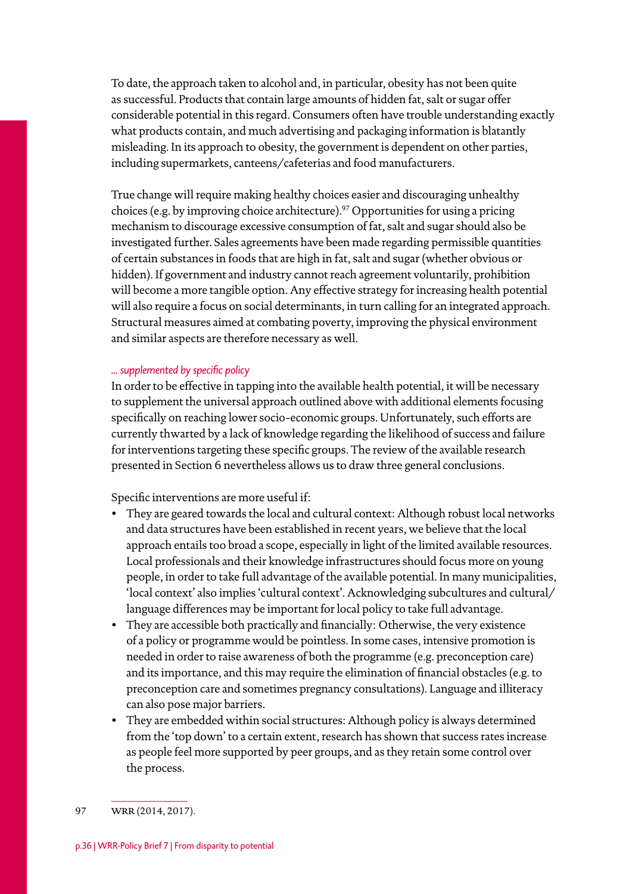To date, the approach taken to alcohol and, in particular, obesity has not been quite as successful. Products that contain large amounts of hidden fat, salt or sugar offer considerable potential in this regard. Consumers often have trouble understanding exactly what products contain, and much advertising and packaging information is blatantly misleading. In its approach to obesity, the government is dependent on other parties, including supermarkets, canteens/cafeterias and food manufacturers.

True change will require making healthy choices easier and discouraging unhealthy choices (e.g. by improving choice architecture).[97] Opportunities for using a pricing mechanism to discourage excessive consumption of fat, salt and sugar should also be investigated further. Sales agreements have been made regarding permissible quantities of certain substances in foods that are high in fat, salt and sugar (whether obvious or hidden). If government and industry cannot reach agreement voluntarily, prohibition will become a more tangible option. Any effective strategy for increasing health potential will also require a focus on social determinants, in turn calling for an integrated approach. Structural measures aimed at combating poverty, improving the physical environment and similar aspects are therefore necessary as well.

*... supplemented by specific policy*

In order to be effective in tapping into the available health potential, it will be necessary to supplement the universal approach outlined above with additional elements focusing specifically on reaching lower socio-economic groups. Unfortunately, such efforts are currently thwarted by a lack of knowledge regarding the likelihood of success and failure for interventions targeting these specific groups. The review of the available research presented in Section 6 nevertheless allows us to draw three general conclusions.

Specific interventions are more useful if:

- They are geared towards the local and cultural context: Although robust local networks and data structures have been established in recent years, we believe that the local approach entails too broad a scope, especially in light of the limited available resources. Local professionals and their knowledge infrastructures should focus more on young people, in order to take full advantage of the available potential. In many municipalities, 'local context' also implies 'cultural context'. Acknowledging subcultures and cultural/language differences may be important for local policy to take full advantage.
- They are accessible both practically and financially: Otherwise, the very existence of a policy or programme would be pointless. In some cases, intensive promotion is needed in order to raise awareness of both the programme (e.g. preconception care) and its importance, and this may require the elimination of financial obstacles (e.g. to preconception care and sometimes pregnancy consultations). Language and illiteracy can also pose major barriers.
- They are embedded within social structures: Although policy is always determined from the 'top down' to a certain extent, research has shown that success rates increase as people feel more supported by peer groups, and as they retain some control over the process.

---

97 WRR (2014, 2017).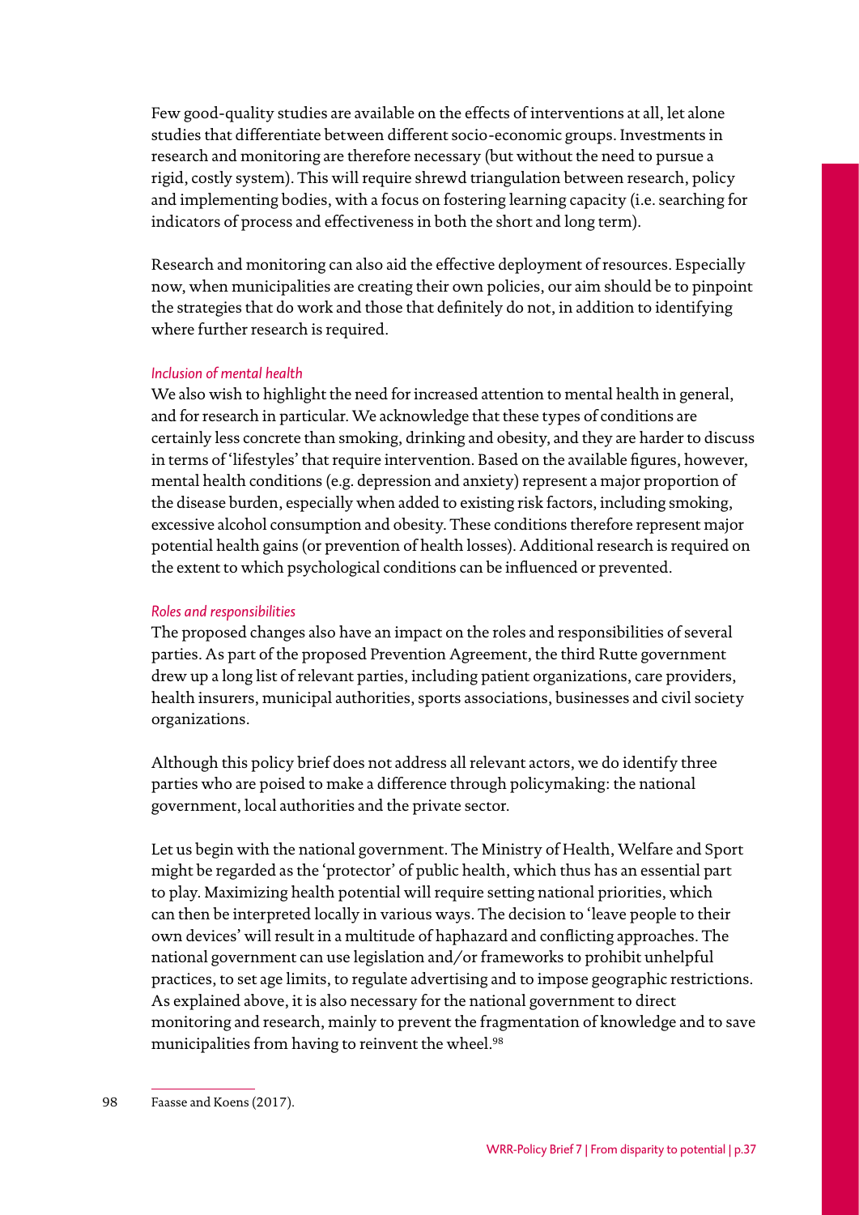Few good-quality studies are available on the effects of interventions at all, let alone studies that differentiate between different socio-economic groups. Investments in research and monitoring are therefore necessary (but without the need to pursue a rigid, costly system). This will require shrewd triangulation between research, policy and implementing bodies, with a focus on fostering learning capacity (i.e. searching for indicators of process and effectiveness in both the short and long term).

Research and monitoring can also aid the effective deployment of resources. Especially now, when municipalities are creating their own policies, our aim should be to pinpoint the strategies that do work and those that definitely do not, in addition to identifying where further research is required.

*Inclusion of mental health*

We also wish to highlight the need for increased attention to mental health in general, and for research in particular. We acknowledge that these types of conditions are certainly less concrete than smoking, drinking and obesity, and they are harder to discuss in terms of 'lifestyles' that require intervention. Based on the available figures, however, mental health conditions (e.g. depression and anxiety) represent a major proportion of the disease burden, especially when added to existing risk factors, including smoking, excessive alcohol consumption and obesity. These conditions therefore represent major potential health gains (or prevention of health losses). Additional research is required on the extent to which psychological conditions can be influenced or prevented.

*Roles and responsibilities*

The proposed changes also have an impact on the roles and responsibilities of several parties. As part of the proposed Prevention Agreement, the third Rutte government drew up a long list of relevant parties, including patient organizations, care providers, health insurers, municipal authorities, sports associations, businesses and civil society organizations.

Although this policy brief does not address all relevant actors, we do identify three parties who are poised to make a difference through policymaking: the national government, local authorities and the private sector.

Let us begin with the national government. The Ministry of Health, Welfare and Sport might be regarded as the 'protector' of public health, which thus has an essential part to play. Maximizing health potential will require setting national priorities, which can then be interpreted locally in various ways. The decision to 'leave people to their own devices' will result in a multitude of haphazard and conflicting approaches. The national government can use legislation and/or frameworks to prohibit unhelpful practices, to set age limits, to regulate advertising and to impose geographic restrictions. As explained above, it is also necessary for the national government to direct monitoring and research, mainly to prevent the fragmentation of knowledge and to save municipalities from having to reinvent the wheel.[98]

98 Faasse and Koens (2017).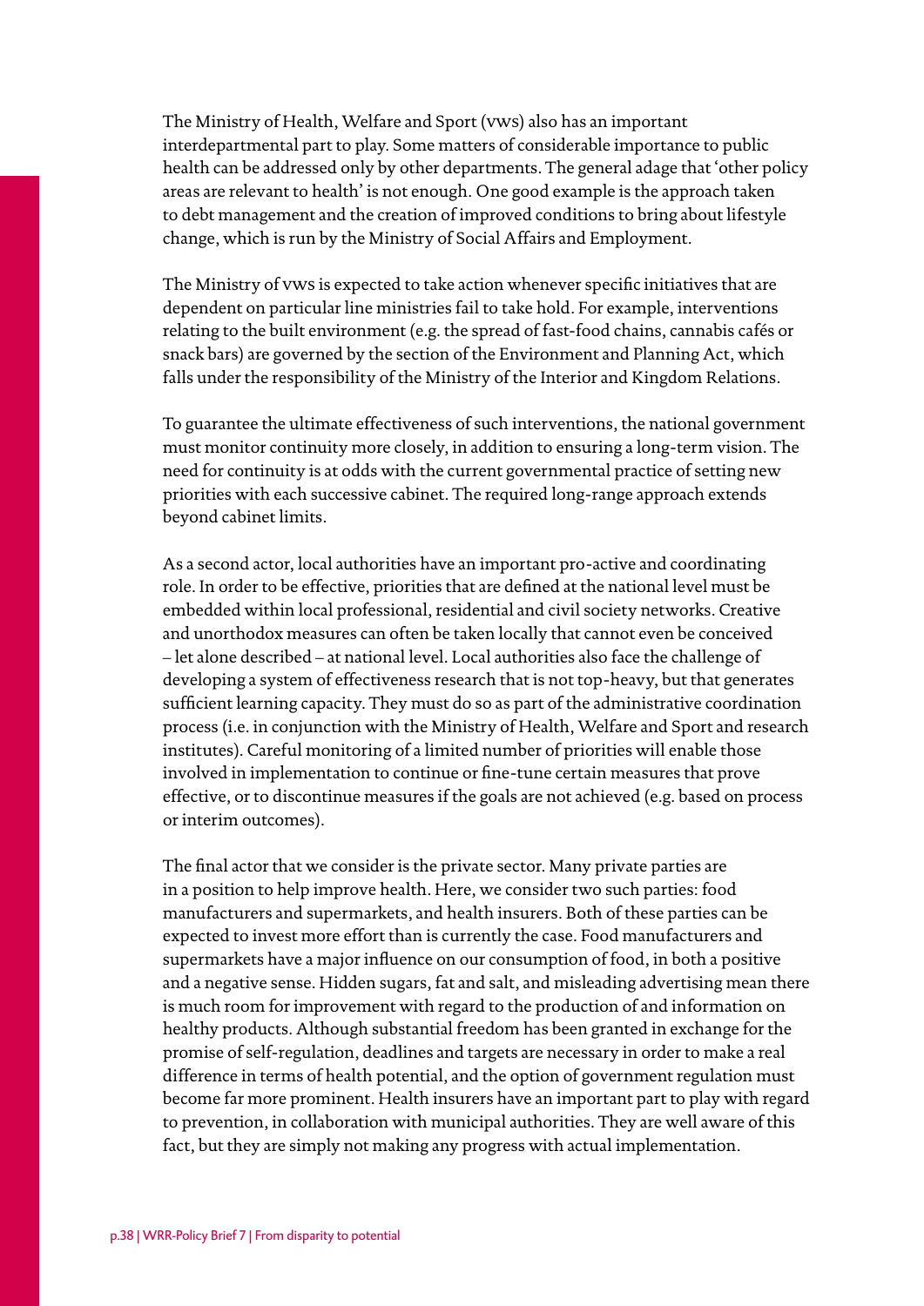The Ministry of Health, Welfare and Sport (VWS) also has an important interdepartmental part to play. Some matters of considerable importance to public health can be addressed only by other departments. The general adage that 'other policy areas are relevant to health' is not enough. One good example is the approach taken to debt management and the creation of improved conditions to bring about lifestyle change, which is run by the Ministry of Social Affairs and Employment.

The Ministry of VWS is expected to take action whenever specific initiatives that are dependent on particular line ministries fail to take hold. For example, interventions relating to the built environment (e.g. the spread of fast-food chains, cannabis cafés or snack bars) are governed by the section of the Environment and Planning Act, which falls under the responsibility of the Ministry of the Interior and Kingdom Relations.

To guarantee the ultimate effectiveness of such interventions, the national government must monitor continuity more closely, in addition to ensuring a long-term vision. The need for continuity is at odds with the current governmental practice of setting new priorities with each successive cabinet. The required long-range approach extends beyond cabinet limits.

As a second actor, local authorities have an important pro-active and coordinating role. In order to be effective, priorities that are defined at the national level must be embedded within local professional, residential and civil society networks. Creative and unorthodox measures can often be taken locally that cannot even be conceived – let alone described – at national level. Local authorities also face the challenge of developing a system of effectiveness research that is not top-heavy, but that generates sufficient learning capacity. They must do so as part of the administrative coordination process (i.e. in conjunction with the Ministry of Health, Welfare and Sport and research institutes). Careful monitoring of a limited number of priorities will enable those involved in implementation to continue or fine-tune certain measures that prove effective, or to discontinue measures if the goals are not achieved (e.g. based on process or interim outcomes).

The final actor that we consider is the private sector. Many private parties are in a position to help improve health. Here, we consider two such parties: food manufacturers and supermarkets, and health insurers. Both of these parties can be expected to invest more effort than is currently the case. Food manufacturers and supermarkets have a major influence on our consumption of food, in both a positive and a negative sense. Hidden sugars, fat and salt, and misleading advertising mean there is much room for improvement with regard to the production of and information on healthy products. Although substantial freedom has been granted in exchange for the promise of self-regulation, deadlines and targets are necessary in order to make a real difference in terms of health potential, and the option of government regulation must become far more prominent. Health insurers have an important part to play with regard to prevention, in collaboration with municipal authorities. They are well aware of this fact, but they are simply not making any progress with actual implementation.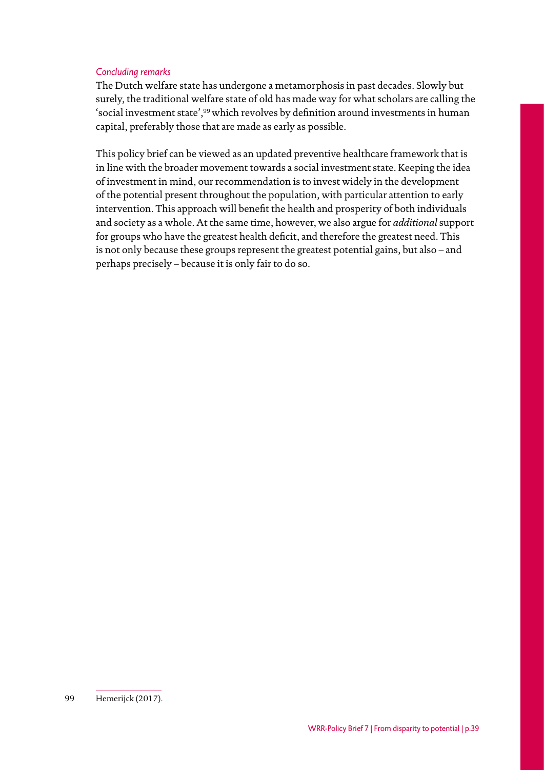*Concluding remarks*

The Dutch welfare state has undergone a metamorphosis in past decades. Slowly but surely, the traditional welfare state of old has made way for what scholars are calling the 'social investment state',[99] which revolves by definition around investments in human capital, preferably those that are made as early as possible.

This policy brief can be viewed as an updated preventive healthcare framework that is in line with the broader movement towards a social investment state. Keeping the idea of investment in mind, our recommendation is to invest widely in the development of the potential present throughout the population, with particular attention to early intervention. This approach will benefit the health and prosperity of both individuals and society as a whole. At the same time, however, we also argue for *additional* support for groups who have the greatest health deficit, and therefore the greatest need. This is not only because these groups represent the greatest potential gains, but also – and perhaps precisely – because it is only fair to do so.

99 Hemerijck (2017).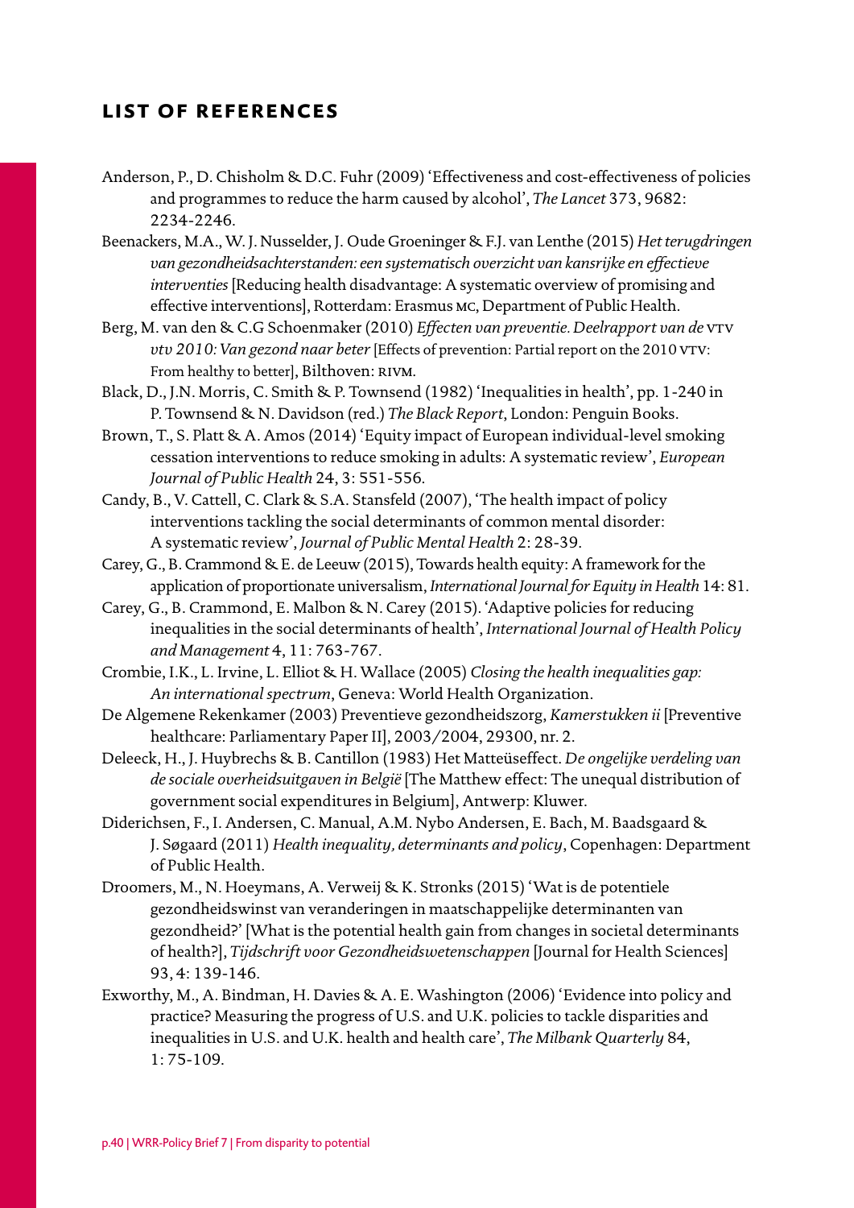## LIST OF REFERENCES

Anderson, P., D. Chisholm & D.C. Fuhr (2009) 'Effectiveness and cost-effectiveness of policies and programmes to reduce the harm caused by alcohol', *The Lancet* 373, 9682: 2234-2246.

Beenackers, M.A., W. J. Nusselder, J. Oude Groeninger & F.J. van Lenthe (2015) *Het terugdringen van gezondheidsachterstanden: een systematisch overzicht van kansrijke en effectieve interventies* [Reducing health disadvantage: A systematic overview of promising and effective interventions], Rotterdam: Erasmus MC, Department of Public Health.

Berg, M. van den & C.G Schoenmaker (2010) *Effecten van preventie. Deelrapport van de* VTV *vtv 2010: Van gezond naar beter* [Effects of prevention: Partial report on the 2010 VTV: From healthy to better], Bilthoven: RIVM.

Black, D., J.N. Morris, C. Smith & P. Townsend (1982) 'Inequalities in health', pp. 1-240 in P. Townsend & N. Davidson (red.) *The Black Report*, London: Penguin Books.

Brown, T., S. Platt & A. Amos (2014) 'Equity impact of European individual-level smoking cessation interventions to reduce smoking in adults: A systematic review', *European Journal of Public Health* 24, 3: 551-556.

Candy, B., V. Cattell, C. Clark & S.A. Stansfeld (2007), 'The health impact of policy interventions tackling the social determinants of common mental disorder: A systematic review', *Journal of Public Mental Health* 2: 28-39.

Carey, G., B. Crammond & E. de Leeuw (2015), Towards health equity: A framework for the application of proportionate universalism, *International Journal for Equity in Health* 14: 81.

Carey, G., B. Crammond, E. Malbon & N. Carey (2015). 'Adaptive policies for reducing inequalities in the social determinants of health', *International Journal of Health Policy and Management* 4, 11: 763-767.

Crombie, I.K., L. Irvine, L. Elliot & H. Wallace (2005) *Closing the health inequalities gap: An international spectrum*, Geneva: World Health Organization.

De Algemene Rekenkamer (2003) Preventieve gezondheidszorg, *Kamerstukken ii* [Preventive healthcare: Parliamentary Paper II], 2003/2004, 29300, nr. 2.

Deleeck, H., J. Huybrechs & B. Cantillon (1983) Het Matteüseffect. *De ongelijke verdeling van de sociale overheidsuitgaven in België* [The Matthew effect: The unequal distribution of government social expenditures in Belgium], Antwerp: Kluwer.

Diderichsen, F., I. Andersen, C. Manual, A.M. Nybo Andersen, E. Bach, M. Baadsgaard & J. Søgaard (2011) *Health inequality, determinants and policy*, Copenhagen: Department of Public Health.

Droomers, M., N. Hoeymans, A. Verweij & K. Stronks (2015) 'Wat is de potentiele gezondheidswinst van veranderingen in maatschappelijke determinanten van gezondheid?' [What is the potential health gain from changes in societal determinants of health?], *Tijdschrift voor Gezondheidswetenschappen* [Journal for Health Sciences] 93, 4: 139-146.

Exworthy, M., A. Bindman, H. Davies & A. E. Washington (2006) 'Evidence into policy and practice? Measuring the progress of U.S. and U.K. policies to tackle disparities and inequalities in U.S. and U.K. health and health care', *The Milbank Quarterly* 84, 1: 75-109.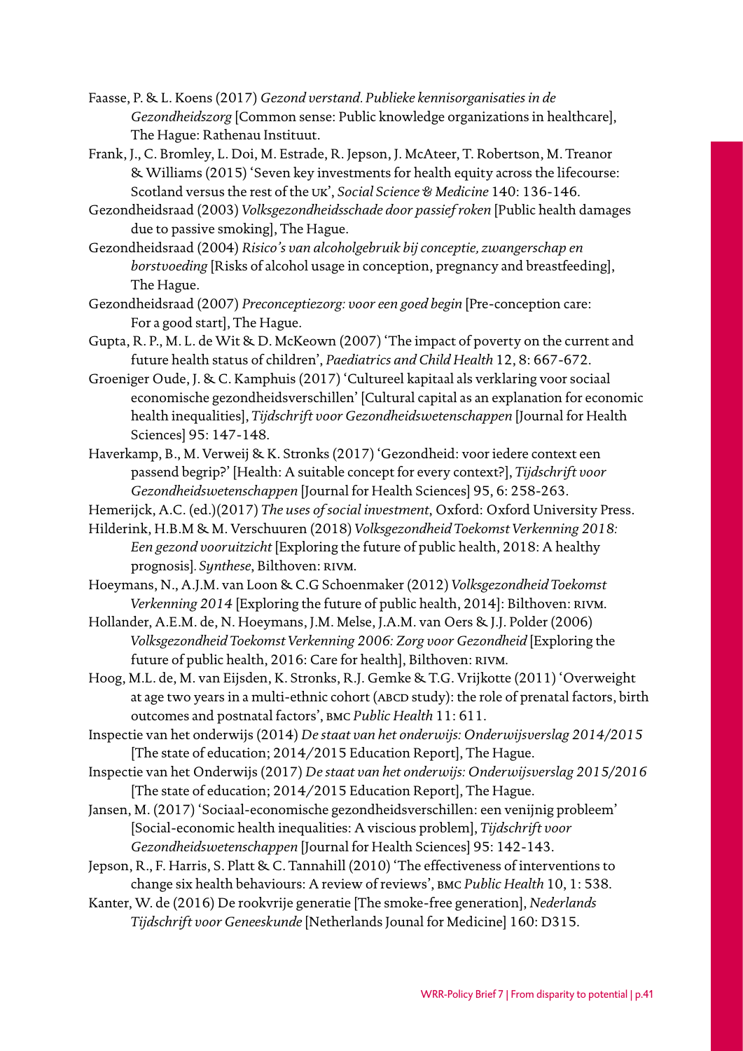Faasse, P. & L. Koens (2017) *Gezond verstand. Publieke kennisorganisaties in de Gezondheidszorg* [Common sense: Public knowledge organizations in healthcare], The Hague: Rathenau Instituut.

Frank, J., C. Bromley, L. Doi, M. Estrade, R. Jepson, J. McAteer, T. Robertson, M. Treanor & Williams (2015) 'Seven key investments for health equity across the lifecourse: Scotland versus the rest of the UK', *Social Science & Medicine* 140: 136-146.

Gezondheidsraad (2003) *Volksgezondheidsschade door passief roken* [Public health damages due to passive smoking], The Hague.

Gezondheidsraad (2004) *Risico's van alcoholgebruik bij conceptie, zwangerschap en borstvoeding* [Risks of alcohol usage in conception, pregnancy and breastfeeding], The Hague.

Gezondheidsraad (2007) *Preconceptiezorg: voor een goed begin* [Pre-conception care: For a good start], The Hague.

Gupta, R. P., M. L. de Wit & D. McKeown (2007) 'The impact of poverty on the current and future health status of children', *Paediatrics and Child Health* 12, 8: 667-672.

Groeniger Oude, J. & C. Kamphuis (2017) 'Cultureel kapitaal als verklaring voor sociaal economische gezondheidsverschillen' [Cultural capital as an explanation for economic health inequalities], *Tijdschrift voor Gezondheidswetenschappen* [Journal for Health Sciences] 95: 147-148.

Haverkamp, B., M. Verweij & K. Stronks (2017) 'Gezondheid: voor iedere context een passend begrip?' [Health: A suitable concept for every context?], *Tijdschrift voor Gezondheidswetenschappen* [Journal for Health Sciences] 95, 6: 258-263.

Hemerijck, A.C. (ed.)(2017) *The uses of social investment*, Oxford: Oxford University Press.

Hilderink, H.B.M & M. Verschuuren (2018) *Volksgezondheid Toekomst Verkenning 2018: Een gezond vooruitzicht* [Exploring the future of public health, 2018: A healthy prognosis]. *Synthese*, Bilthoven: RIVM.

Hoeymans, N., A.J.M. van Loon & C.G Schoenmaker (2012) *Volksgezondheid Toekomst Verkenning 2014* [Exploring the future of public health, 2014]: Bilthoven: RIVM.

Hollander, A.E.M. de, N. Hoeymans, J.M. Melse, J.A.M. van Oers & J.J. Polder (2006) *Volksgezondheid Toekomst Verkenning 2006: Zorg voor Gezondheid* [Exploring the future of public health, 2016: Care for health], Bilthoven: RIVM.

Hoog, M.L. de, M. van Eijsden, K. Stronks, R.J. Gemke & T.G. Vrijkotte (2011) 'Overweight at age two years in a multi-ethnic cohort (ABCD study): the role of prenatal factors, birth outcomes and postnatal factors', BMC *Public Health* 11: 611.

Inspectie van het onderwijs (2014) *De staat van het onderwijs: Onderwijsverslag 2014/2015* [The state of education; 2014/2015 Education Report], The Hague.

Inspectie van het Onderwijs (2017) *De staat van het onderwijs: Onderwijsverslag 2015/2016* [The state of education; 2014/2015 Education Report], The Hague.

Jansen, M. (2017) 'Sociaal-economische gezondheidsverschillen: een venijnig probleem' [Social-economic health inequalities: A viscious problem], *Tijdschrift voor Gezondheidswetenschappen* [Journal for Health Sciences] 95: 142-143.

Jepson, R., F. Harris, S. Platt & C. Tannahill (2010) 'The effectiveness of interventions to change six health behaviours: A review of reviews', BMC *Public Health* 10, 1: 538.

Kanter, W. de (2016) De rookvrije generatie [The smoke-free generation], *Nederlands Tijdschrift voor Geneeskunde* [Netherlands Jounal for Medicine] 160: D315.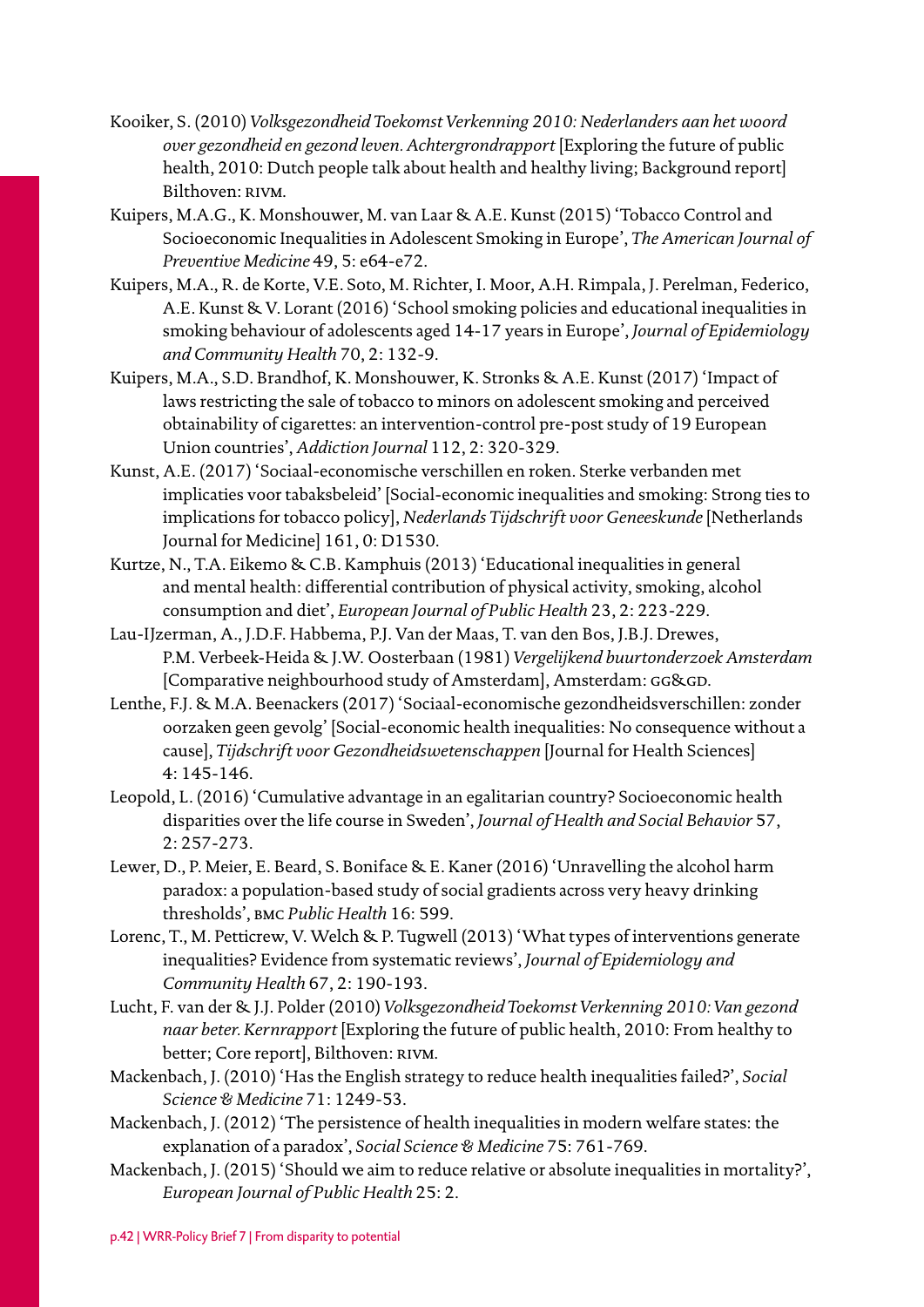Kooiker, S. (2010) *Volksgezondheid Toekomst Verkenning 2010: Nederlanders aan het woord over gezondheid en gezond leven. Achtergrondrapport* [Exploring the future of public health, 2010: Dutch people talk about health and healthy living; Background report] Bilthoven: RIVM.

Kuipers, M.A.G., K. Monshouwer, M. van Laar & A.E. Kunst (2015) 'Tobacco Control and Socioeconomic Inequalities in Adolescent Smoking in Europe', *The American Journal of Preventive Medicine* 49, 5: e64-e72.

Kuipers, M.A., R. de Korte, V.E. Soto, M. Richter, I. Moor, A.H. Rimpala, J. Perelman, Federico, A.E. Kunst & V. Lorant (2016) 'School smoking policies and educational inequalities in smoking behaviour of adolescents aged 14-17 years in Europe', *Journal of Epidemiology and Community Health* 70, 2: 132-9.

Kuipers, M.A., S.D. Brandhof, K. Monshouwer, K. Stronks & A.E. Kunst (2017) 'Impact of laws restricting the sale of tobacco to minors on adolescent smoking and perceived obtainability of cigarettes: an intervention-control pre-post study of 19 European Union countries', *Addiction Journal* 112, 2: 320-329.

Kunst, A.E. (2017) 'Sociaal-economische verschillen en roken. Sterke verbanden met implicaties voor tabaksbeleid' [Social-economic inequalities and smoking: Strong ties to implications for tobacco policy], *Nederlands Tijdschrift voor Geneeskunde* [Netherlands Journal for Medicine] 161, 0: D1530.

Kurtze, N., T.A. Eikemo & C.B. Kamphuis (2013) 'Educational inequalities in general and mental health: differential contribution of physical activity, smoking, alcohol consumption and diet', *European Journal of Public Health* 23, 2: 223-229.

Lau-IJzerman, A., J.D.F. Habbema, P.J. Van der Maas, T. van den Bos, J.B.J. Drewes, P.M. Verbeek-Heida & J.W. Oosterbaan (1981) *Vergelijkend buurtonderzoek Amsterdam* [Comparative neighbourhood study of Amsterdam], Amsterdam: GG&GD.

Lenthe, F.J. & M.A. Beenackers (2017) 'Sociaal-economische gezondheidsverschillen: zonder oorzaken geen gevolg' [Social-economic health inequalities: No consequence without a cause], *Tijdschrift voor Gezondheidswetenschappen* [Journal for Health Sciences] 4: 145-146.

Leopold, L. (2016) 'Cumulative advantage in an egalitarian country? Socioeconomic health disparities over the life course in Sweden', *Journal of Health and Social Behavior* 57, 2: 257-273.

Lewer, D., P. Meier, E. Beard, S. Boniface & E. Kaner (2016) 'Unravelling the alcohol harm paradox: a population-based study of social gradients across very heavy drinking thresholds', BMC *Public Health* 16: 599.

Lorenc, T., M. Petticrew, V. Welch & P. Tugwell (2013) 'What types of interventions generate inequalities? Evidence from systematic reviews', *Journal of Epidemiology and Community Health* 67, 2: 190-193.

Lucht, F. van der & J.J. Polder (2010) *Volksgezondheid Toekomst Verkenning 2010: Van gezond naar beter. Kernrapport* [Exploring the future of public health, 2010: From healthy to better; Core report], Bilthoven: RIVM.

Mackenbach, J. (2010) 'Has the English strategy to reduce health inequalities failed?', *Social Science & Medicine* 71: 1249-53.

Mackenbach, J. (2012) 'The persistence of health inequalities in modern welfare states: the explanation of a paradox', *Social Science & Medicine* 75: 761-769.

Mackenbach, J. (2015) 'Should we aim to reduce relative or absolute inequalities in mortality?', *European Journal of Public Health* 25: 2.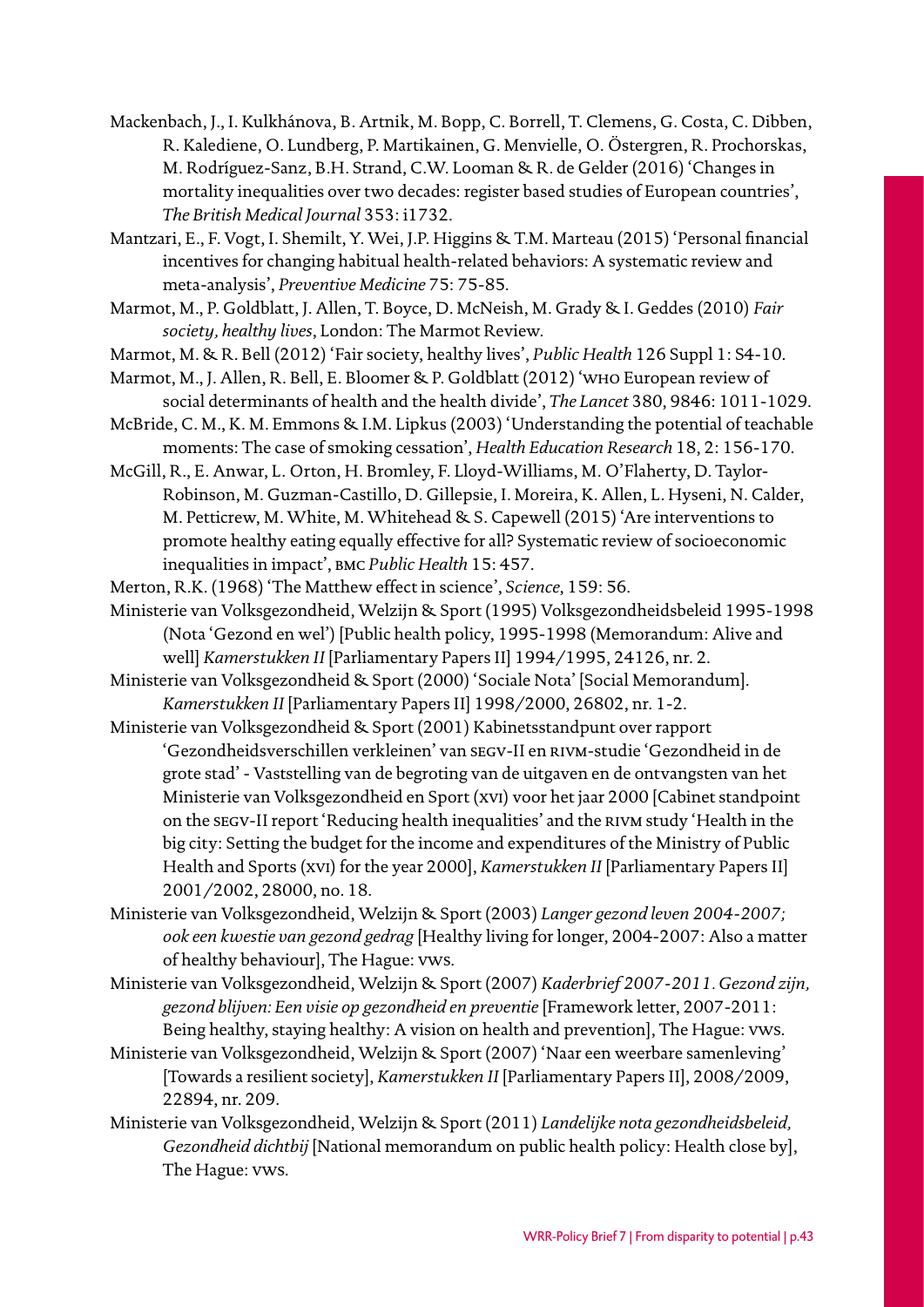Mackenbach, J., I. Kulkhánova, B. Artnik, M. Bopp, C. Borrell, T. Clemens, G. Costa, C. Dibben, R. Kalediene, O. Lundberg, P. Martikainen, G. Menvielle, O. Östergren, R. Prochorskas, M. Rodríguez-Sanz, B.H. Strand, C.W. Looman & R. de Gelder (2016) 'Changes in mortality inequalities over two decades: register based studies of European countries', *The British Medical Journal* 353: i1732.

Mantzari, E., F. Vogt, I. Shemilt, Y. Wei, J.P. Higgins & T.M. Marteau (2015) 'Personal financial incentives for changing habitual health-related behaviors: A systematic review and meta-analysis', *Preventive Medicine* 75: 75-85.

Marmot, M., P. Goldblatt, J. Allen, T. Boyce, D. McNeish, M. Grady & I. Geddes (2010) *Fair society, healthy lives*, London: The Marmot Review.

Marmot, M. & R. Bell (2012) 'Fair society, healthy lives', *Public Health* 126 Suppl 1: S4-10.

Marmot, M., J. Allen, R. Bell, E. Bloomer & P. Goldblatt (2012) 'WHO European review of social determinants of health and the health divide', *The Lancet* 380, 9846: 1011-1029.

McBride, C. M., K. M. Emmons & I.M. Lipkus (2003) 'Understanding the potential of teachable moments: The case of smoking cessation', *Health Education Research* 18, 2: 156-170.

McGill, R., E. Anwar, L. Orton, H. Bromley, F. Lloyd-Williams, M. O'Flaherty, D. Taylor-Robinson, M. Guzman-Castillo, D. Gillepsie, I. Moreira, K. Allen, L. Hyseni, N. Calder, M. Petticrew, M. White, M. Whitehead & S. Capewell (2015) 'Are interventions to promote healthy eating equally effective for all? Systematic review of socioeconomic inequalities in impact', BMC *Public Health* 15: 457.

Merton, R.K. (1968) 'The Matthew effect in science', *Science*, 159: 56.

Ministerie van Volksgezondheid, Welzijn & Sport (1995) Volksgezondheidsbeleid 1995-1998 (Nota 'Gezond en wel') [Public health policy, 1995-1998 (Memorandum: Alive and well] *Kamerstukken II* [Parliamentary Papers II] 1994/1995, 24126, nr. 2.

Ministerie van Volksgezondheid & Sport (2000) 'Sociale Nota' [Social Memorandum]. *Kamerstukken II* [Parliamentary Papers II] 1998/2000, 26802, nr. 1-2.

Ministerie van Volksgezondheid & Sport (2001) Kabinetsstandpunt over rapport 'Gezondheidsverschillen verkleinen' van SEGV-II en RIVM-studie 'Gezondheid in de grote stad' - Vaststelling van de begroting van de uitgaven en de ontvangsten van het Ministerie van Volksgezondheid en Sport (XVI) voor het jaar 2000 [Cabinet standpoint on the SEGV-II report 'Reducing health inequalities' and the RIVM study 'Health in the big city: Setting the budget for the income and expenditures of the Ministry of Public Health and Sports (XVI) for the year 2000], *Kamerstukken II* [Parliamentary Papers II] 2001/2002, 28000, no. 18.

Ministerie van Volksgezondheid, Welzijn & Sport (2003) *Langer gezond leven 2004-2007; ook een kwestie van gezond gedrag* [Healthy living for longer, 2004-2007: Also a matter of healthy behaviour], The Hague: VWS.

Ministerie van Volksgezondheid, Welzijn & Sport (2007) *Kaderbrief 2007-2011. Gezond zijn, gezond blijven: Een visie op gezondheid en preventie* [Framework letter, 2007-2011: Being healthy, staying healthy: A vision on health and prevention], The Hague: VWS.

Ministerie van Volksgezondheid, Welzijn & Sport (2007) 'Naar een weerbare samenleving' [Towards a resilient society], *Kamerstukken II* [Parliamentary Papers II], 2008/2009, 22894, nr. 209.

Ministerie van Volksgezondheid, Welzijn & Sport (2011) *Landelijke nota gezondheidsbeleid, Gezondheid dichtbij* [National memorandum on public health policy: Health close by], The Hague: VWS.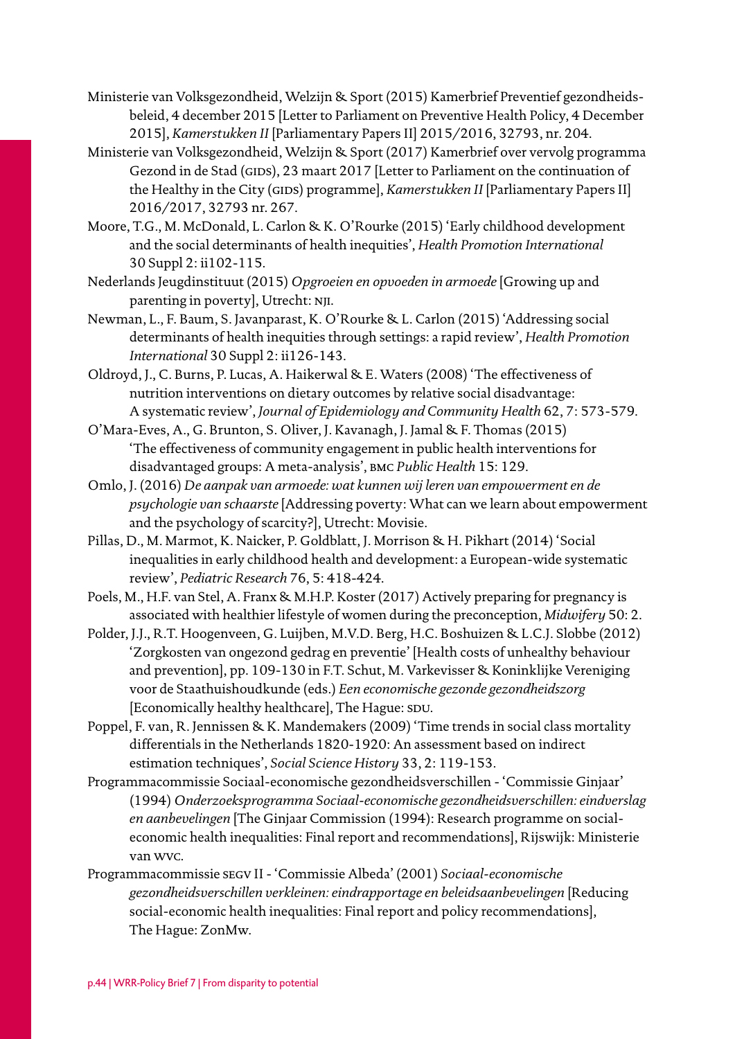Ministerie van Volksgezondheid, Welzijn & Sport (2015) Kamerbrief Preventief gezondheidsbeleid, 4 december 2015 [Letter to Parliament on Preventive Health Policy, 4 December 2015], *Kamerstukken II* [Parliamentary Papers II] 2015/2016, 32793, nr. 204.

Ministerie van Volksgezondheid, Welzijn & Sport (2017) Kamerbrief over vervolg programma Gezond in de Stad (GIDS), 23 maart 2017 [Letter to Parliament on the continuation of the Healthy in the City (GIDS) programme], *Kamerstukken II* [Parliamentary Papers II] 2016/2017, 32793 nr. 267.

Moore, T.G., M. McDonald, L. Carlon & K. O'Rourke (2015) 'Early childhood development and the social determinants of health inequities', *Health Promotion International* 30 Suppl 2: ii102-115.

Nederlands Jeugdinstituut (2015) *Opgroeien en opvoeden in armoede* [Growing up and parenting in poverty], Utrecht: NJI.

Newman, L., F. Baum, S. Javanparast, K. O'Rourke & L. Carlon (2015) 'Addressing social determinants of health inequities through settings: a rapid review', *Health Promotion International* 30 Suppl 2: ii126-143.

Oldroyd, J., C. Burns, P. Lucas, A. Haikerwal & E. Waters (2008) 'The effectiveness of nutrition interventions on dietary outcomes by relative social disadvantage: A systematic review', *Journal of Epidemiology and Community Health* 62, 7: 573-579.

O'Mara-Eves, A., G. Brunton, S. Oliver, J. Kavanagh, J. Jamal & F. Thomas (2015) 'The effectiveness of community engagement in public health interventions for disadvantaged groups: A meta-analysis', BMC *Public Health* 15: 129.

Omlo, J. (2016) *De aanpak van armoede: wat kunnen wij leren van empowerment en de psychologie van schaarste* [Addressing poverty: What can we learn about empowerment and the psychology of scarcity?], Utrecht: Movisie.

Pillas, D., M. Marmot, K. Naicker, P. Goldblatt, J. Morrison & H. Pikhart (2014) 'Social inequalities in early childhood health and development: a European-wide systematic review', *Pediatric Research* 76, 5: 418-424.

Poels, M., H.F. van Stel, A. Franx & M.H.P. Koster (2017) Actively preparing for pregnancy is associated with healthier lifestyle of women during the preconception, *Midwifery* 50: 2.

Polder, J.J., R.T. Hoogenveen, G. Luijben, M.V.D. Berg, H.C. Boshuizen & L.C.J. Slobbe (2012) 'Zorgkosten van ongezond gedrag en preventie' [Health costs of unhealthy behaviour and prevention], pp. 109-130 in F.T. Schut, M. Varkevisser & Koninklijke Vereniging voor de Staathuishoudkunde (eds.) *Een economische gezonde gezondheidszorg* [Economically healthy healthcare], The Hague: SDU.

Poppel, F. van, R. Jennissen & K. Mandemakers (2009) 'Time trends in social class mortality differentials in the Netherlands 1820-1920: An assessment based on indirect estimation techniques', *Social Science History* 33, 2: 119-153.

Programmacommissie Sociaal-economische gezondheidsverschillen - 'Commissie Ginjaar' (1994) *Onderzoeksprogramma Sociaal-economische gezondheidsverschillen: eindverslag en aanbevelingen* [The Ginjaar Commission (1994): Research programme on social-economic health inequalities: Final report and recommendations], Rijswijk: Ministerie van WVC.

Programmacommissie SEGV II - 'Commissie Albeda' (2001) *Sociaal-economische gezondheidsverschillen verkleinen: eindrapportage en beleidsaanbevelingen* [Reducing social-economic health inequalities: Final report and policy recommendations], The Hague: ZonMw.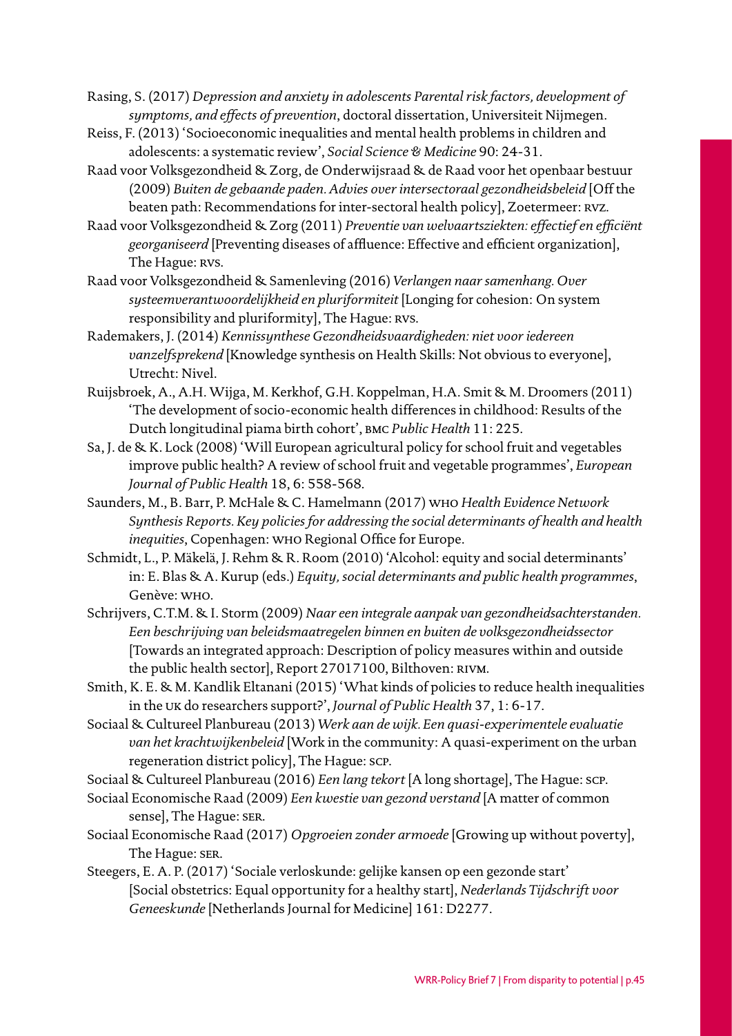Rasing, S. (2017) *Depression and anxiety in adolescents Parental risk factors, development of symptoms, and effects of prevention*, doctoral dissertation, Universiteit Nijmegen.

Reiss, F. (2013) 'Socioeconomic inequalities and mental health problems in children and adolescents: a systematic review', *Social Science & Medicine* 90: 24-31.

Raad voor Volksgezondheid & Zorg, de Onderwijsraad & de Raad voor het openbaar bestuur (2009) *Buiten de gebaande paden. Advies over intersectoraal gezondheidsbeleid* [Off the beaten path: Recommendations for inter-sectoral health policy], Zoetermeer: RVZ.

Raad voor Volksgezondheid & Zorg (2011) *Preventie van welvaartsziekten: effectief en efficiënt georganiseerd* [Preventing diseases of affluence: Effective and efficient organization], The Hague: RVS.

Raad voor Volksgezondheid & Samenleving (2016) *Verlangen naar samenhang. Over systeemverantwoordelijkheid en pluriformiteit* [Longing for cohesion: On system responsibility and pluriformity], The Hague: RVS.

Rademakers, J. (2014) *Kennissynthese Gezondheidsvaardigheden: niet voor iedereen vanzelfsprekend* [Knowledge synthesis on Health Skills: Not obvious to everyone], Utrecht: Nivel.

Ruijsbroek, A., A.H. Wijga, M. Kerkhof, G.H. Koppelman, H.A. Smit & M. Droomers (2011) 'The development of socio-economic health differences in childhood: Results of the Dutch longitudinal piama birth cohort', BMC *Public Health* 11: 225.

Sa, J. de & K. Lock (2008) 'Will European agricultural policy for school fruit and vegetables improve public health? A review of school fruit and vegetable programmes', *European Journal of Public Health* 18, 6: 558-568.

Saunders, M., B. Barr, P. McHale & C. Hamelmann (2017) WHO *Health Evidence Network Synthesis Reports. Key policies for addressing the social determinants of health and health inequities*, Copenhagen: WHO Regional Office for Europe.

Schmidt, L., P. Mäkelä, J. Rehm & R. Room (2010) 'Alcohol: equity and social determinants' in: E. Blas & A. Kurup (eds.) *Equity, social determinants and public health programmes*, Genève: WHO.

Schrijvers, C.T.M. & I. Storm (2009) *Naar een integrale aanpak van gezondheidsachterstanden. Een beschrijving van beleidsmaatregelen binnen en buiten de volksgezondheidssector* [Towards an integrated approach: Description of policy measures within and outside the public health sector], Report 27017100, Bilthoven: RIVM.

Smith, K. E. & M. Kandlik Eltanani (2015) 'What kinds of policies to reduce health inequalities in the UK do researchers support?', *Journal of Public Health* 37, 1: 6-17.

Sociaal & Cultureel Planbureau (2013) *Werk aan de wijk. Een quasi-experimentele evaluatie van het krachtwijkenbeleid* [Work in the community: A quasi-experiment on the urban regeneration district policy], The Hague: SCP.

Sociaal & Cultureel Planbureau (2016) *Een lang tekort* [A long shortage], The Hague: SCP.

Sociaal Economische Raad (2009) *Een kwestie van gezond verstand* [A matter of common sense], The Hague: SER.

Sociaal Economische Raad (2017) *Opgroeien zonder armoede* [Growing up without poverty], The Hague: SER.

Steegers, E. A. P. (2017) 'Sociale verloskunde: gelijke kansen op een gezonde start' [Social obstetrics: Equal opportunity for a healthy start], *Nederlands Tijdschrift voor Geneeskunde* [Netherlands Journal for Medicine] 161: D2277.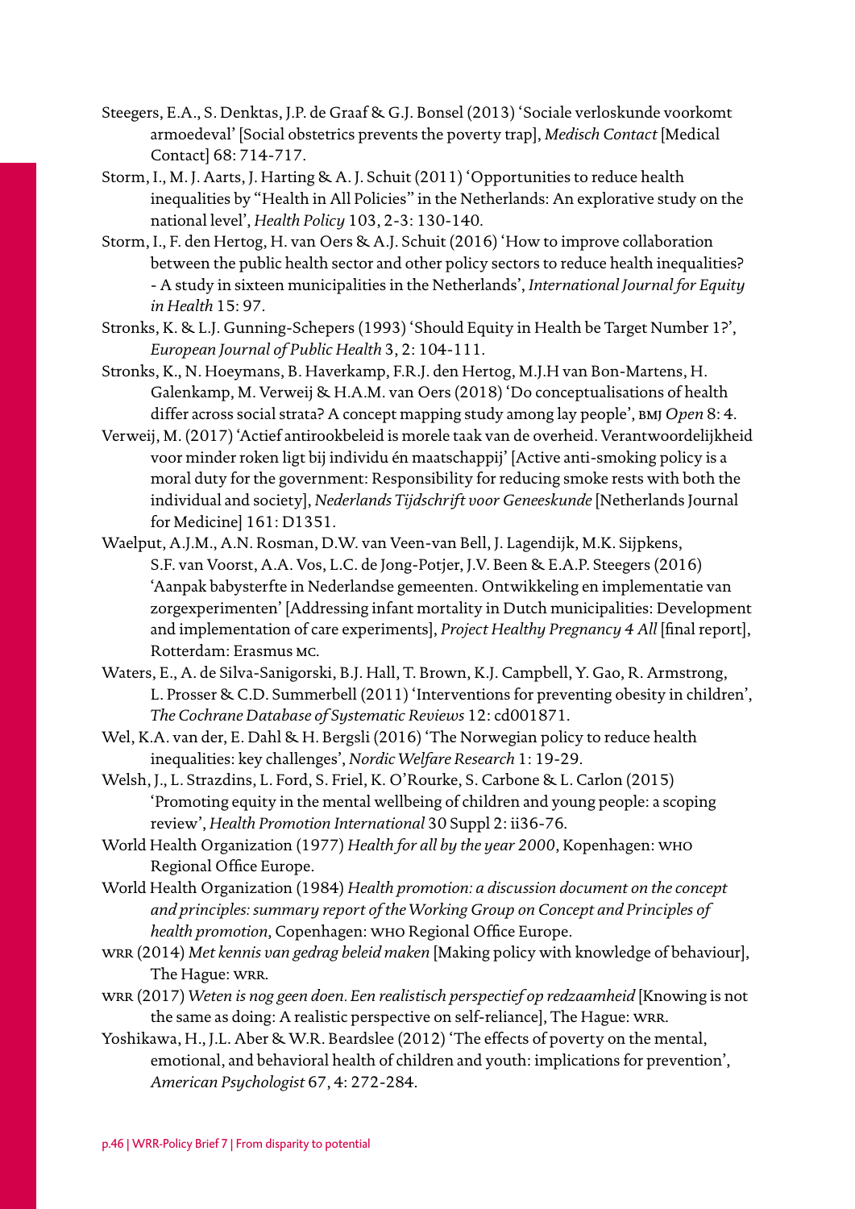Steegers, E.A., S. Denktas, J.P. de Graaf & G.J. Bonsel (2013) 'Sociale verloskunde voorkomt armoedeval' [Social obstetrics prevents the poverty trap], *Medisch Contact* [Medical Contact] 68: 714-717.

Storm, I., M. J. Aarts, J. Harting & A. J. Schuit (2011) 'Opportunities to reduce health inequalities by "Health in All Policies" in the Netherlands: An explorative study on the national level', *Health Policy* 103, 2-3: 130-140.

Storm, I., F. den Hertog, H. van Oers & A.J. Schuit (2016) 'How to improve collaboration between the public health sector and other policy sectors to reduce health inequalities? - A study in sixteen municipalities in the Netherlands', *International Journal for Equity in Health* 15: 97.

Stronks, K. & L.J. Gunning-Schepers (1993) 'Should Equity in Health be Target Number 1?', *European Journal of Public Health* 3, 2: 104-111.

Stronks, K., N. Hoeymans, B. Haverkamp, F.R.J. den Hertog, M.J.H van Bon-Martens, H. Galenkamp, M. Verweij & H.A.M. van Oers (2018) 'Do conceptualisations of health differ across social strata? A concept mapping study among lay people', BMJ *Open* 8: 4.

Verweij, M. (2017) 'Actief antirookbeleid is morele taak van de overheid. Verantwoordelijkheid voor minder roken ligt bij individu én maatschappij' [Active anti-smoking policy is a moral duty for the government: Responsibility for reducing smoke rests with both the individual and society], *Nederlands Tijdschrift voor Geneeskunde* [Netherlands Journal for Medicine] 161: D1351.

Waelput, A.J.M., A.N. Rosman, D.W. van Veen-van Bell, J. Lagendijk, M.K. Sijpkens, S.F. van Voorst, A.A. Vos, L.C. de Jong-Potjer, J.V. Been & E.A.P. Steegers (2016) 'Aanpak babysterfte in Nederlandse gemeenten. Ontwikkeling en implementatie van zorgexperimenten' [Addressing infant mortality in Dutch municipalities: Development and implementation of care experiments], *Project Healthy Pregnancy 4 All* [final report], Rotterdam: Erasmus MC.

Waters, E., A. de Silva-Sanigorski, B.J. Hall, T. Brown, K.J. Campbell, Y. Gao, R. Armstrong, L. Prosser & C.D. Summerbell (2011) 'Interventions for preventing obesity in children', *The Cochrane Database of Systematic Reviews* 12: cd001871.

Wel, K.A. van der, E. Dahl & H. Bergsli (2016) 'The Norwegian policy to reduce health inequalities: key challenges', *Nordic Welfare Research* 1: 19-29.

Welsh, J., L. Strazdins, L. Ford, S. Friel, K. O'Rourke, S. Carbone & L. Carlon (2015) 'Promoting equity in the mental wellbeing of children and young people: a scoping review', *Health Promotion International* 30 Suppl 2: ii36-76.

World Health Organization (1977) *Health for all by the year 2000*, Kopenhagen: WHO Regional Office Europe.

World Health Organization (1984) *Health promotion: a discussion document on the concept and principles: summary report of the Working Group on Concept and Principles of health promotion*, Copenhagen: WHO Regional Office Europe.

WRR (2014) *Met kennis van gedrag beleid maken* [Making policy with knowledge of behaviour], The Hague: WRR.

WRR (2017) *Weten is nog geen doen. Een realistisch perspectief op redzaamheid* [Knowing is not the same as doing: A realistic perspective on self-reliance], The Hague: WRR.

Yoshikawa, H., J.L. Aber & W.R. Beardslee (2012) 'The effects of poverty on the mental, emotional, and behavioral health of children and youth: implications for prevention', *American Psychologist* 67, 4: 272-284.